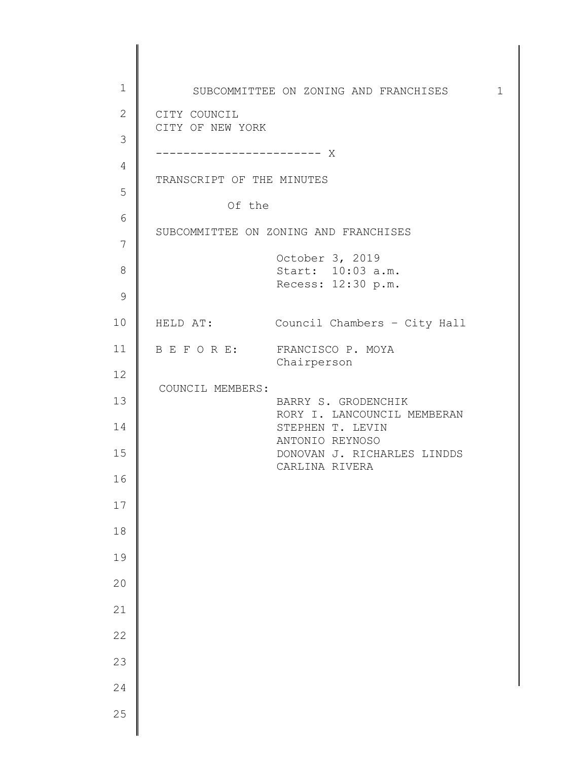CITY COUNCIL
CITY OF NEW YORK

------------------------ X

TRANSCRIPT OF THE MINUTES

Of the

SUBCOMMITTEE ON ZONING AND FRANCHISES

October 3, 2019
Start: 10:03 a.m.
Recess: 12:30 p.m.

HELD AT: Council Chambers – City Hall

B E F O R E: FRANCISCO P. MOYA
Chairperson

COUNCIL MEMBERS:
BARRY S. GRODENCHIK
RORY I. LANCOUNCIL MEMBERAN
STEPHEN T. LEVIN
ANTONIO REYNOSO
DONOVAN J. RICHARLES LINDDS
CARLINA RIVERA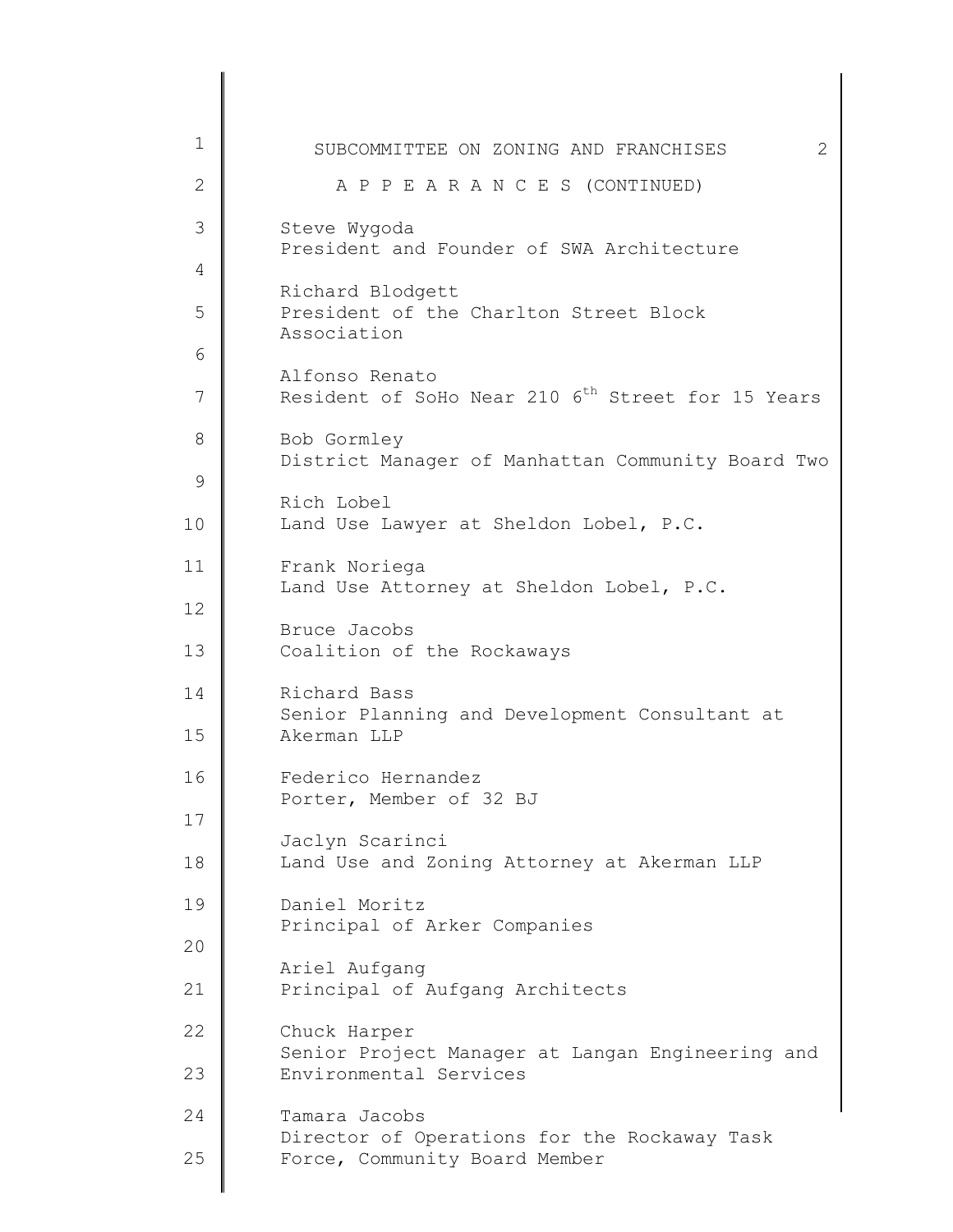A P P E A R A N C E S (CONTINUED)

Steve Wygoda
President and Founder of SWA Architecture

Richard Blodgett
President of the Charlton Street Block Association

Alfonso Renato
Resident of SoHo Near 210 6th Street for 15 Years

Bob Gormley
District Manager of Manhattan Community Board Two

Rich Lobel
Land Use Lawyer at Sheldon Lobel, P.C.

Frank Noriega
Land Use Attorney at Sheldon Lobel, P.C.

Bruce Jacobs
Coalition of the Rockaways

Richard Bass
Senior Planning and Development Consultant at Akerman LLP

Federico Hernandez
Porter, Member of 32 BJ

Jaclyn Scarinci
Land Use and Zoning Attorney at Akerman LLP

Daniel Moritz
Principal of Arker Companies

Ariel Aufgang
Principal of Aufgang Architects

Chuck Harper
Senior Project Manager at Langan Engineering and Environmental Services

Tamara Jacobs
Director of Operations for the Rockaway Task Force, Community Board Member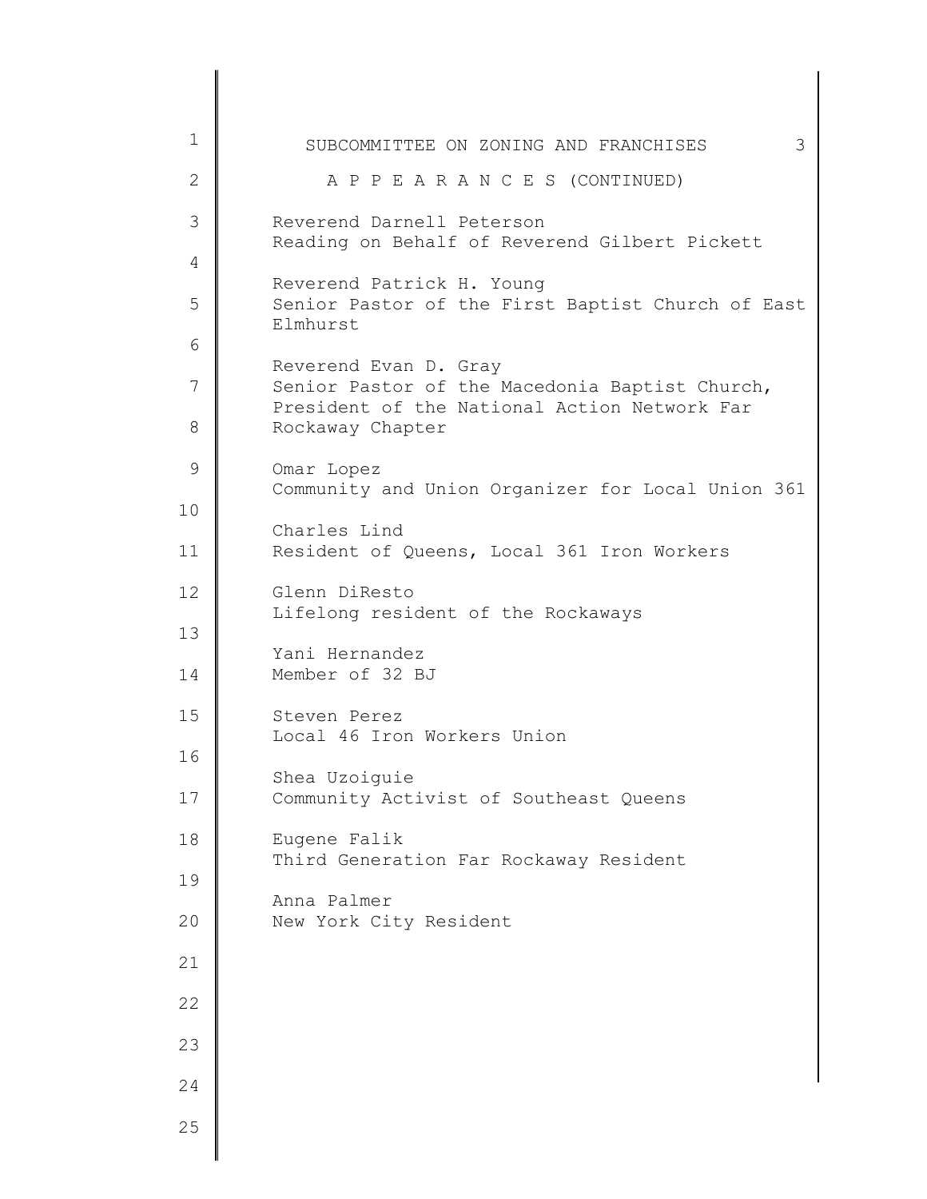## A P P E A R A N C E S (CONTINUED)

Reverend Darnell Peterson
Reading on Behalf of Reverend Gilbert Pickett

Reverend Patrick H. Young
Senior Pastor of the First Baptist Church of East Elmhurst

Reverend Evan D. Gray
Senior Pastor of the Macedonia Baptist Church, President of the National Action Network Far Rockaway Chapter

Omar Lopez
Community and Union Organizer for Local Union 361

Charles Lind
Resident of Queens, Local 361 Iron Workers

Glenn DiResto
Lifelong resident of the Rockaways

Yani Hernandez
Member of 32 BJ

Steven Perez
Local 46 Iron Workers Union

Shea Uzoiguie
Community Activist of Southeast Queens

Eugene Falik
Third Generation Far Rockaway Resident

Anna Palmer
New York City Resident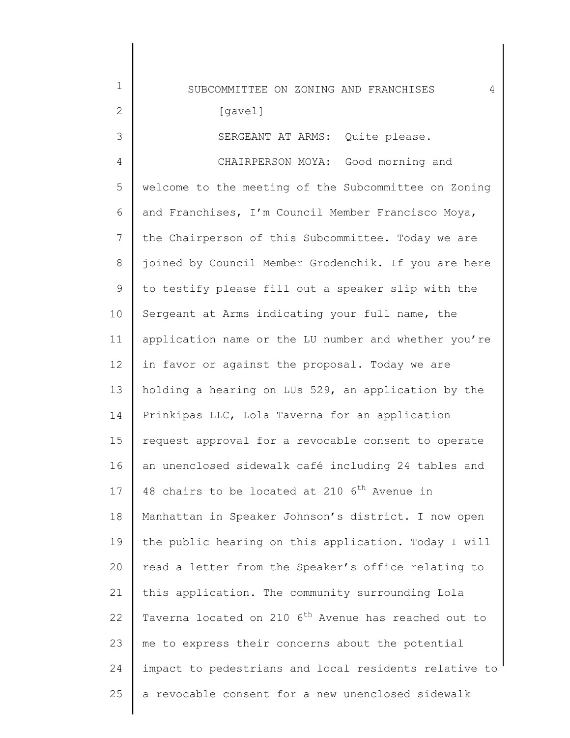[gavel]

SERGEANT AT ARMS: Quite please.

CHAIRPERSON MOYA: Good morning and welcome to the meeting of the Subcommittee on Zoning and Franchises, I'm Council Member Francisco Moya, the Chairperson of this Subcommittee. Today we are joined by Council Member Grodenchik. If you are here to testify please fill out a speaker slip with the Sergeant at Arms indicating your full name, the application name or the LU number and whether you're in favor or against the proposal. Today we are holding a hearing on LUs 529, an application by the Prinkipas LLC, Lola Taverna for an application request approval for a revocable consent to operate an unenclosed sidewalk café including 24 tables and 48 chairs to be located at 210 6th Avenue in Manhattan in Speaker Johnson's district. I now open the public hearing on this application. Today I will read a letter from the Speaker's office relating to this application. The community surrounding Lola Taverna located on 210 6th Avenue has reached out to me to express their concerns about the potential impact to pedestrians and local residents relative to a revocable consent for a new unenclosed sidewalk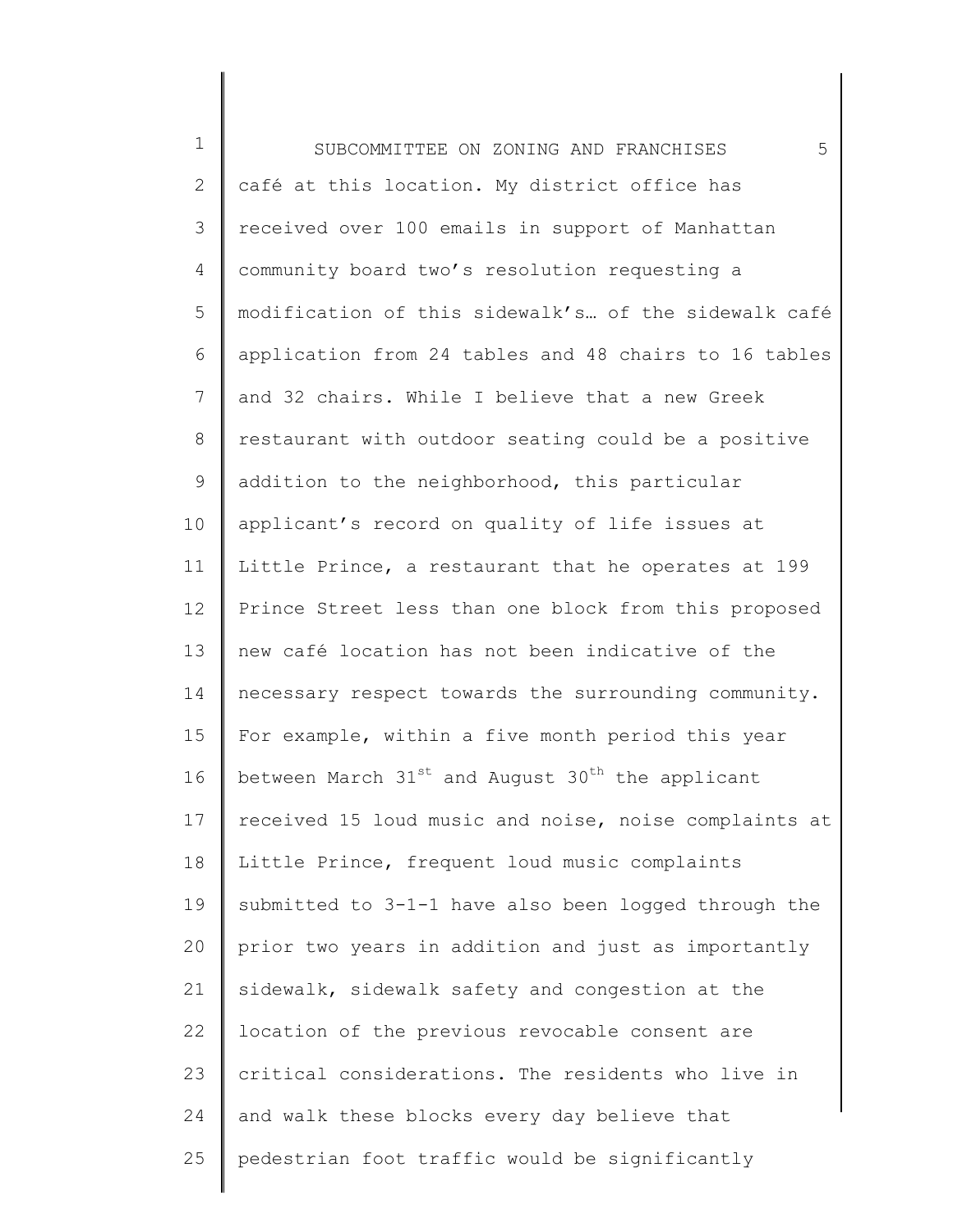café at this location. My district office has received over 100 emails in support of Manhattan community board two's resolution requesting a modification of this sidewalk's… of the sidewalk café application from 24 tables and 48 chairs to 16 tables and 32 chairs. While I believe that a new Greek restaurant with outdoor seating could be a positive addition to the neighborhood, this particular applicant's record on quality of life issues at Little Prince, a restaurant that he operates at 199 Prince Street less than one block from this proposed new café location has not been indicative of the necessary respect towards the surrounding community. For example, within a five month period this year between March 31st and August 30th the applicant received 15 loud music and noise, noise complaints at Little Prince, frequent loud music complaints submitted to 3-1-1 have also been logged through the prior two years in addition and just as importantly sidewalk, sidewalk safety and congestion at the location of the previous revocable consent are critical considerations. The residents who live in and walk these blocks every day believe that pedestrian foot traffic would be significantly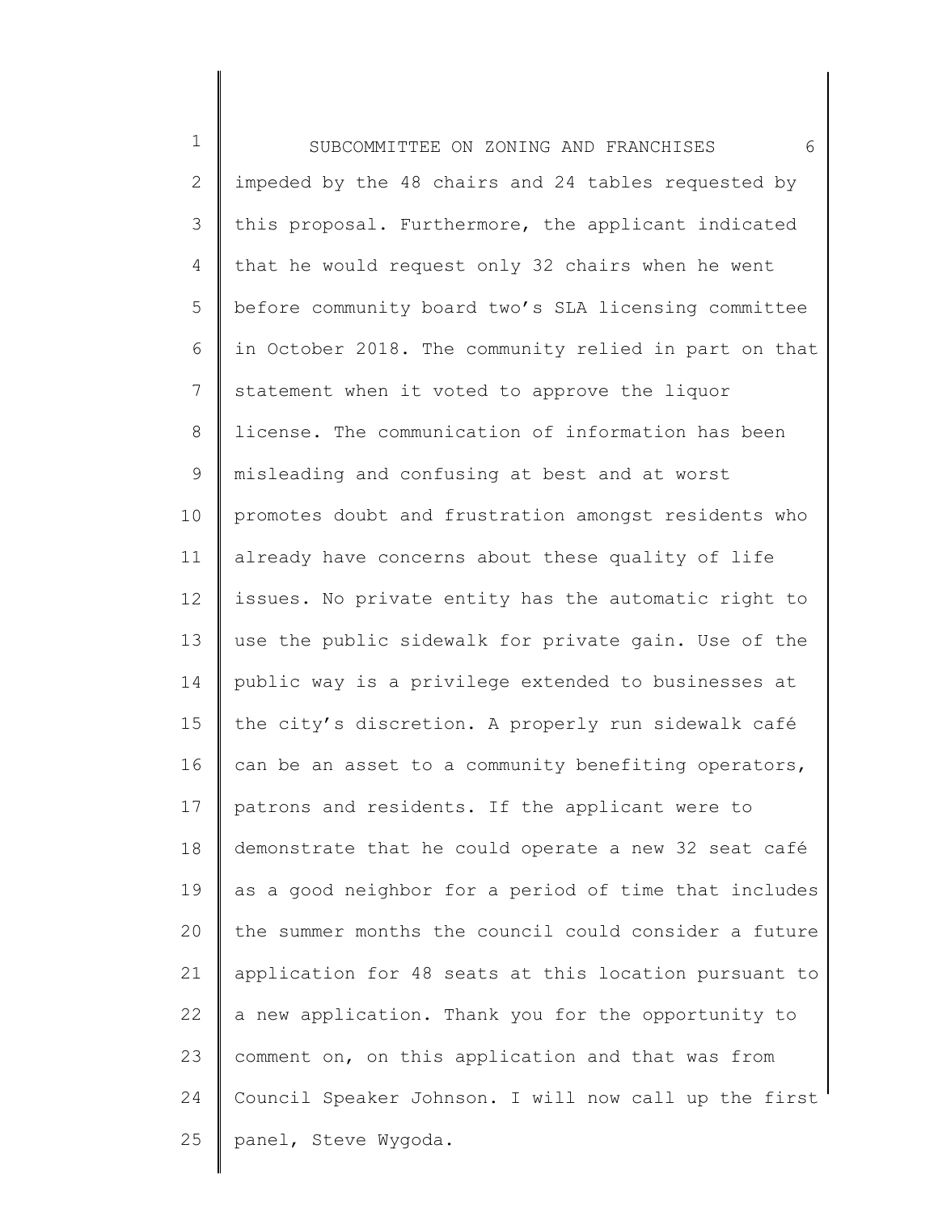impeded by the 48 chairs and 24 tables requested by this proposal. Furthermore, the applicant indicated that he would request only 32 chairs when he went before community board two's SLA licensing committee in October 2018. The community relied in part on that statement when it voted to approve the liquor license. The communication of information has been misleading and confusing at best and at worst promotes doubt and frustration amongst residents who already have concerns about these quality of life issues. No private entity has the automatic right to use the public sidewalk for private gain. Use of the public way is a privilege extended to businesses at the city's discretion. A properly run sidewalk café can be an asset to a community benefiting operators, patrons and residents. If the applicant were to demonstrate that he could operate a new 32 seat café as a good neighbor for a period of time that includes the summer months the council could consider a future application for 48 seats at this location pursuant to a new application. Thank you for the opportunity to comment on, on this application and that was from Council Speaker Johnson. I will now call up the first panel, Steve Wygoda.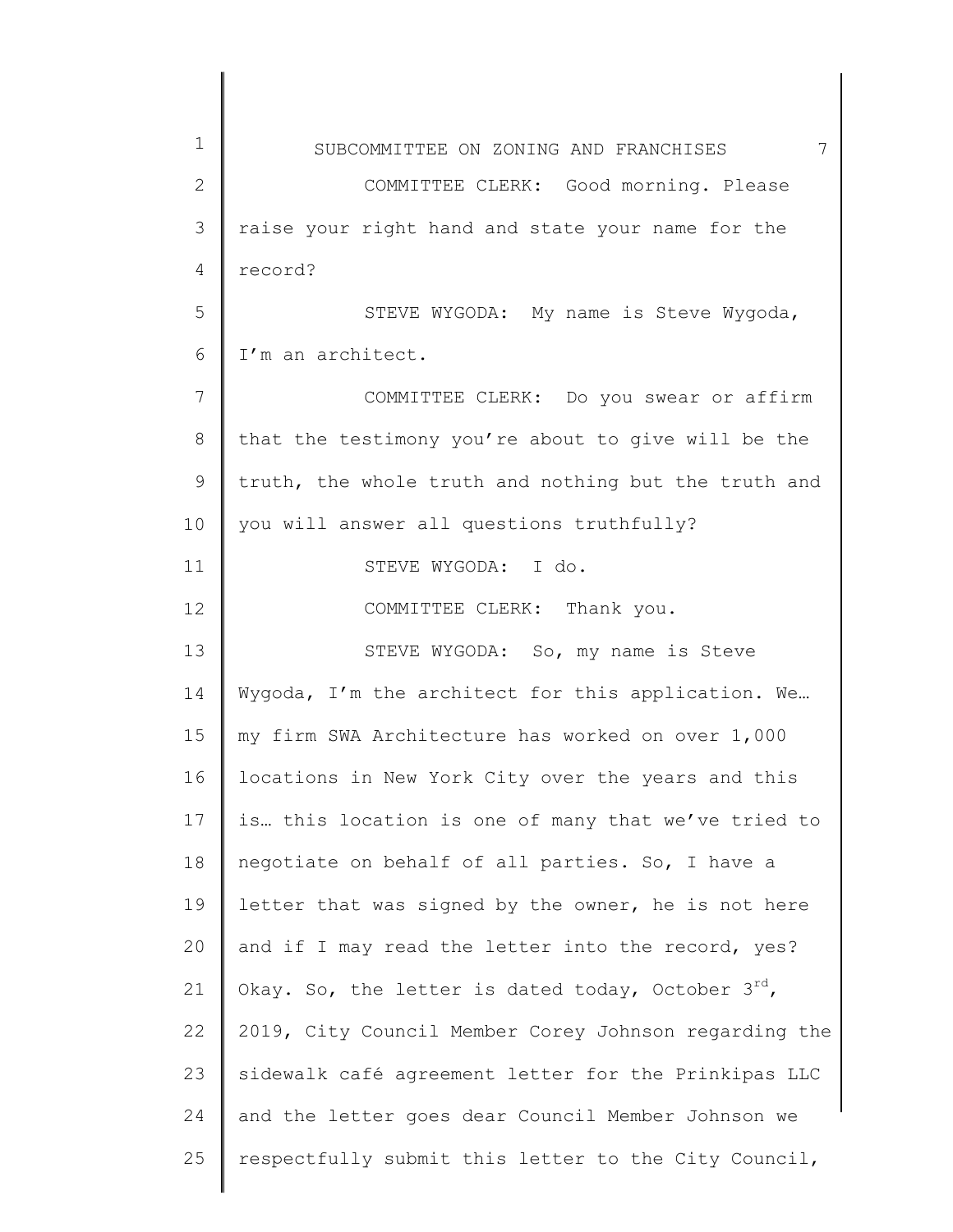COMMITTEE CLERK: Good morning. Please raise your right hand and state your name for the record?

STEVE WYGODA: My name is Steve Wygoda, I'm an architect.

COMMITTEE CLERK: Do you swear or affirm that the testimony you're about to give will be the truth, the whole truth and nothing but the truth and you will answer all questions truthfully?

STEVE WYGODA: I do.

COMMITTEE CLERK: Thank you.

STEVE WYGODA: So, my name is Steve Wygoda, I'm the architect for this application. We… my firm SWA Architecture has worked on over 1,000 locations in New York City over the years and this is… this location is one of many that we've tried to negotiate on behalf of all parties. So, I have a letter that was signed by the owner, he is not here and if I may read the letter into the record, yes? Okay. So, the letter is dated today, October 3rd, 2019, City Council Member Corey Johnson regarding the sidewalk café agreement letter for the Prinkipas LLC and the letter goes dear Council Member Johnson we respectfully submit this letter to the City Council,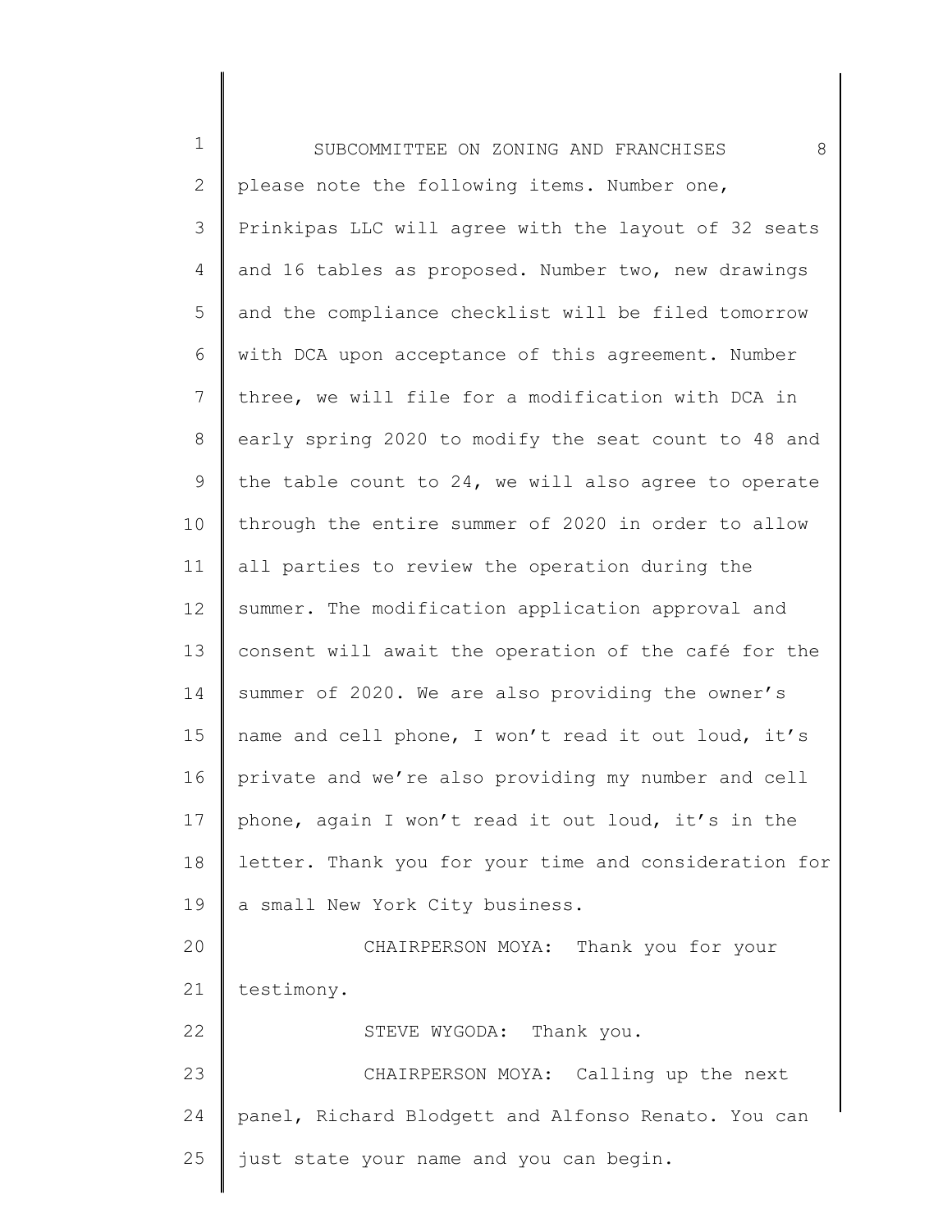please note the following items. Number one, Prinkipas LLC will agree with the layout of 32 seats and 16 tables as proposed. Number two, new drawings and the compliance checklist will be filed tomorrow with DCA upon acceptance of this agreement. Number three, we will file for a modification with DCA in early spring 2020 to modify the seat count to 48 and the table count to 24, we will also agree to operate through the entire summer of 2020 in order to allow all parties to review the operation during the summer. The modification application approval and consent will await the operation of the café for the summer of 2020. We are also providing the owner's name and cell phone, I won't read it out loud, it's private and we're also providing my number and cell phone, again I won't read it out loud, it's in the letter. Thank you for your time and consideration for a small New York City business.

CHAIRPERSON MOYA: Thank you for your testimony.

STEVE WYGODA: Thank you.

CHAIRPERSON MOYA: Calling up the next panel, Richard Blodgett and Alfonso Renato. You can just state your name and you can begin.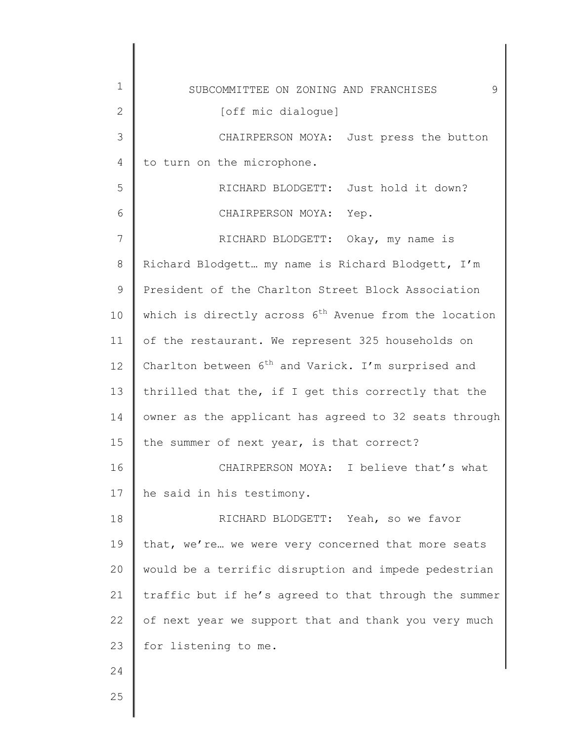[off mic dialogue]

CHAIRPERSON MOYA: Just press the button to turn on the microphone.

RICHARD BLODGETT: Just hold it down?

CHAIRPERSON MOYA: Yep.

RICHARD BLODGETT: Okay, my name is Richard Blodgett… my name is Richard Blodgett, I'm President of the Charlton Street Block Association which is directly across 6th Avenue from the location of the restaurant. We represent 325 households on Charlton between 6th and Varick. I'm surprised and thrilled that the, if I get this correctly that the owner as the applicant has agreed to 32 seats through the summer of next year, is that correct?

CHAIRPERSON MOYA: I believe that's what he said in his testimony.

RICHARD BLODGETT: Yeah, so we favor that, we're… we were very concerned that more seats would be a terrific disruption and impede pedestrian traffic but if he's agreed to that through the summer of next year we support that and thank you very much for listening to me.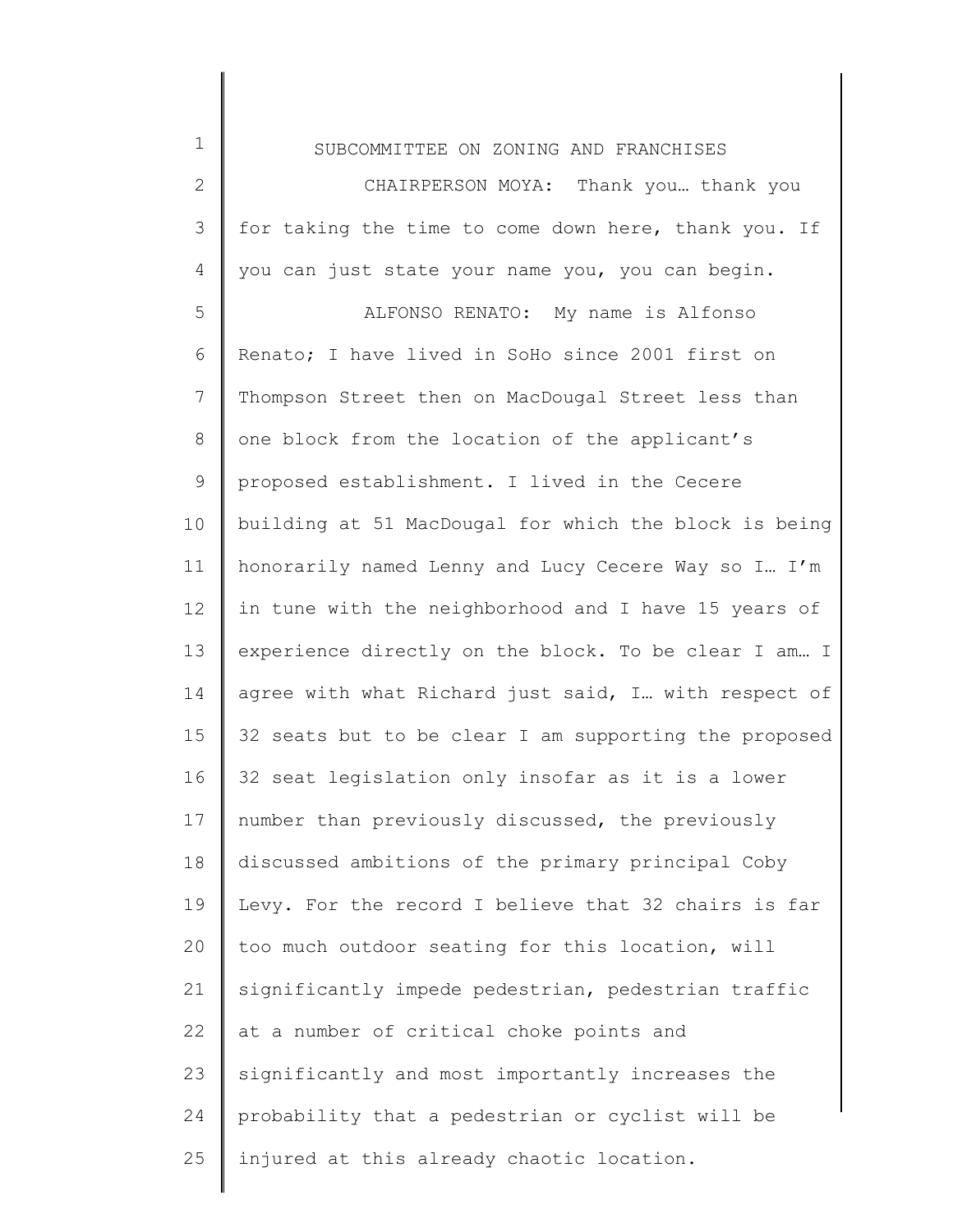SUBCOMMITTEE ON ZONING AND FRANCHISES

CHAIRPERSON MOYA: Thank you… thank you for taking the time to come down here, thank you. If you can just state your name you, you can begin.

ALFONSO RENATO: My name is Alfonso Renato; I have lived in SoHo since 2001 first on Thompson Street then on MacDougal Street less than one block from the location of the applicant's proposed establishment. I lived in the Cecere building at 51 MacDougal for which the block is being honorarily named Lenny and Lucy Cecere Way so I… I'm in tune with the neighborhood and I have 15 years of experience directly on the block. To be clear I am… I agree with what Richard just said, I… with respect of 32 seats but to be clear I am supporting the proposed 32 seat legislation only insofar as it is a lower number than previously discussed, the previously discussed ambitions of the primary principal Coby Levy. For the record I believe that 32 chairs is far too much outdoor seating for this location, will significantly impede pedestrian, pedestrian traffic at a number of critical choke points and significantly and most importantly increases the probability that a pedestrian or cyclist will be injured at this already chaotic location.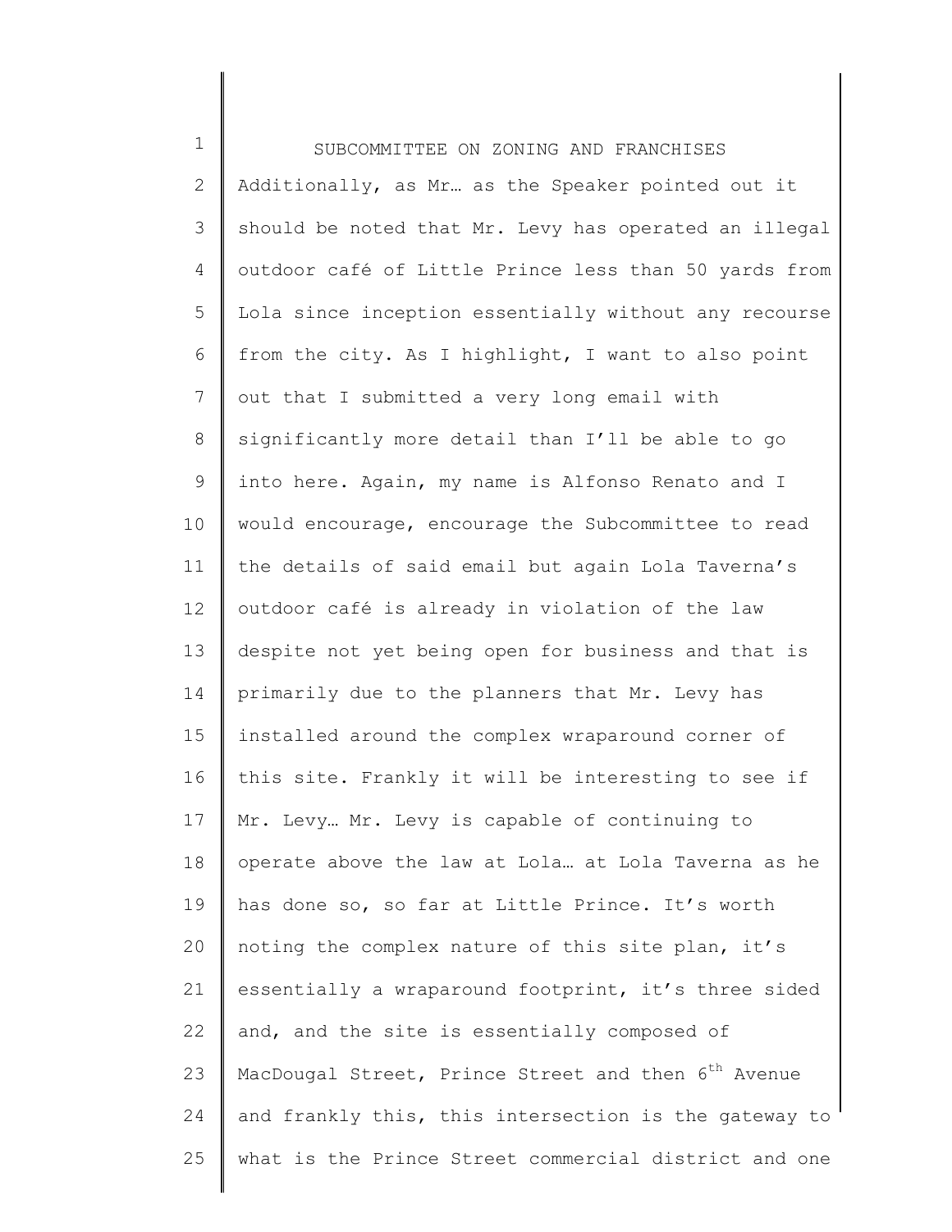SUBCOMMITTEE ON ZONING AND FRANCHISES

Additionally, as Mr… as the Speaker pointed out it should be noted that Mr. Levy has operated an illegal outdoor café of Little Prince less than 50 yards from Lola since inception essentially without any recourse from the city. As I highlight, I want to also point out that I submitted a very long email with significantly more detail than I'll be able to go into here. Again, my name is Alfonso Renato and I would encourage, encourage the Subcommittee to read the details of said email but again Lola Taverna's outdoor café is already in violation of the law despite not yet being open for business and that is primarily due to the planners that Mr. Levy has installed around the complex wraparound corner of this site. Frankly it will be interesting to see if Mr. Levy… Mr. Levy is capable of continuing to operate above the law at Lola… at Lola Taverna as he has done so, so far at Little Prince. It's worth noting the complex nature of this site plan, it's essentially a wraparound footprint, it's three sided and, and the site is essentially composed of MacDougal Street, Prince Street and then 6th Avenue and frankly this, this intersection is the gateway to what is the Prince Street commercial district and one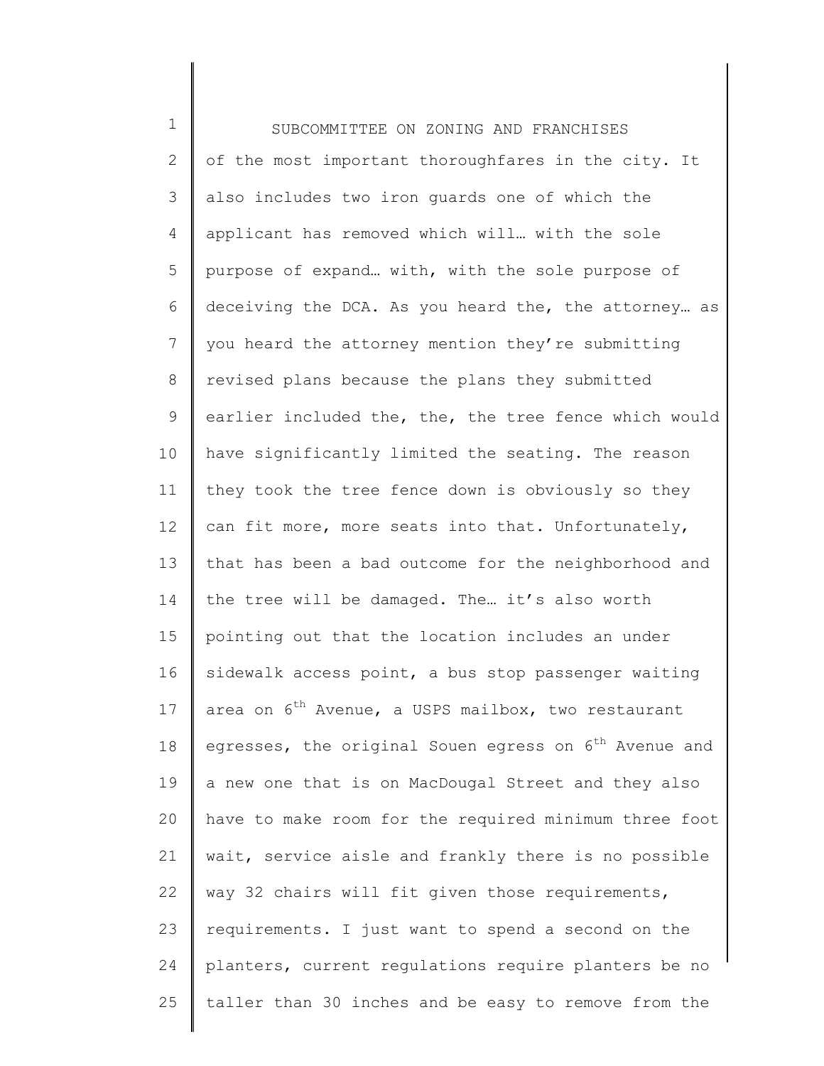of the most important thoroughfares in the city. It also includes two iron guards one of which the applicant has removed which will… with the sole purpose of expand… with, with the sole purpose of deceiving the DCA. As you heard the, the attorney… as you heard the attorney mention they're submitting revised plans because the plans they submitted earlier included the, the, the tree fence which would have significantly limited the seating. The reason they took the tree fence down is obviously so they can fit more, more seats into that. Unfortunately, that has been a bad outcome for the neighborhood and the tree will be damaged. The… it's also worth pointing out that the location includes an under sidewalk access point, a bus stop passenger waiting area on 6th Avenue, a USPS mailbox, two restaurant egresses, the original Souen egress on 6th Avenue and a new one that is on MacDougal Street and they also have to make room for the required minimum three foot wait, service aisle and frankly there is no possible way 32 chairs will fit given those requirements, requirements. I just want to spend a second on the planters, current regulations require planters be no taller than 30 inches and be easy to remove from the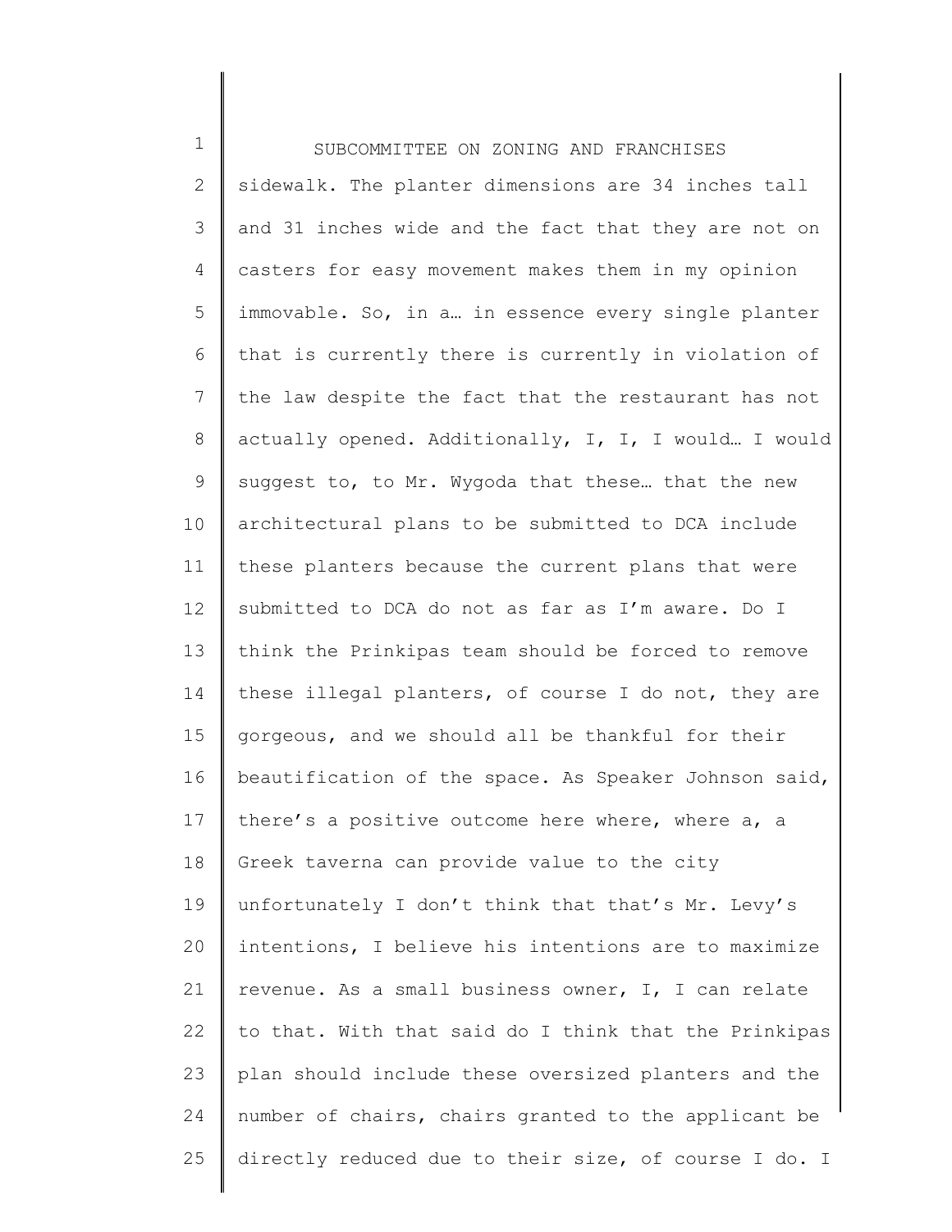sidewalk. The planter dimensions are 34 inches tall and 31 inches wide and the fact that they are not on casters for easy movement makes them in my opinion immovable. So, in a… in essence every single planter that is currently there is currently in violation of the law despite the fact that the restaurant has not actually opened. Additionally, I, I, I would… I would suggest to, to Mr. Wygoda that these… that the new architectural plans to be submitted to DCA include these planters because the current plans that were submitted to DCA do not as far as I'm aware. Do I think the Prinkipas team should be forced to remove these illegal planters, of course I do not, they are gorgeous, and we should all be thankful for their beautification of the space. As Speaker Johnson said, there's a positive outcome here where, where a, a Greek taverna can provide value to the city unfortunately I don't think that that's Mr. Levy's intentions, I believe his intentions are to maximize revenue. As a small business owner, I, I can relate to that. With that said do I think that the Prinkipas plan should include these oversized planters and the number of chairs, chairs granted to the applicant be directly reduced due to their size, of course I do. I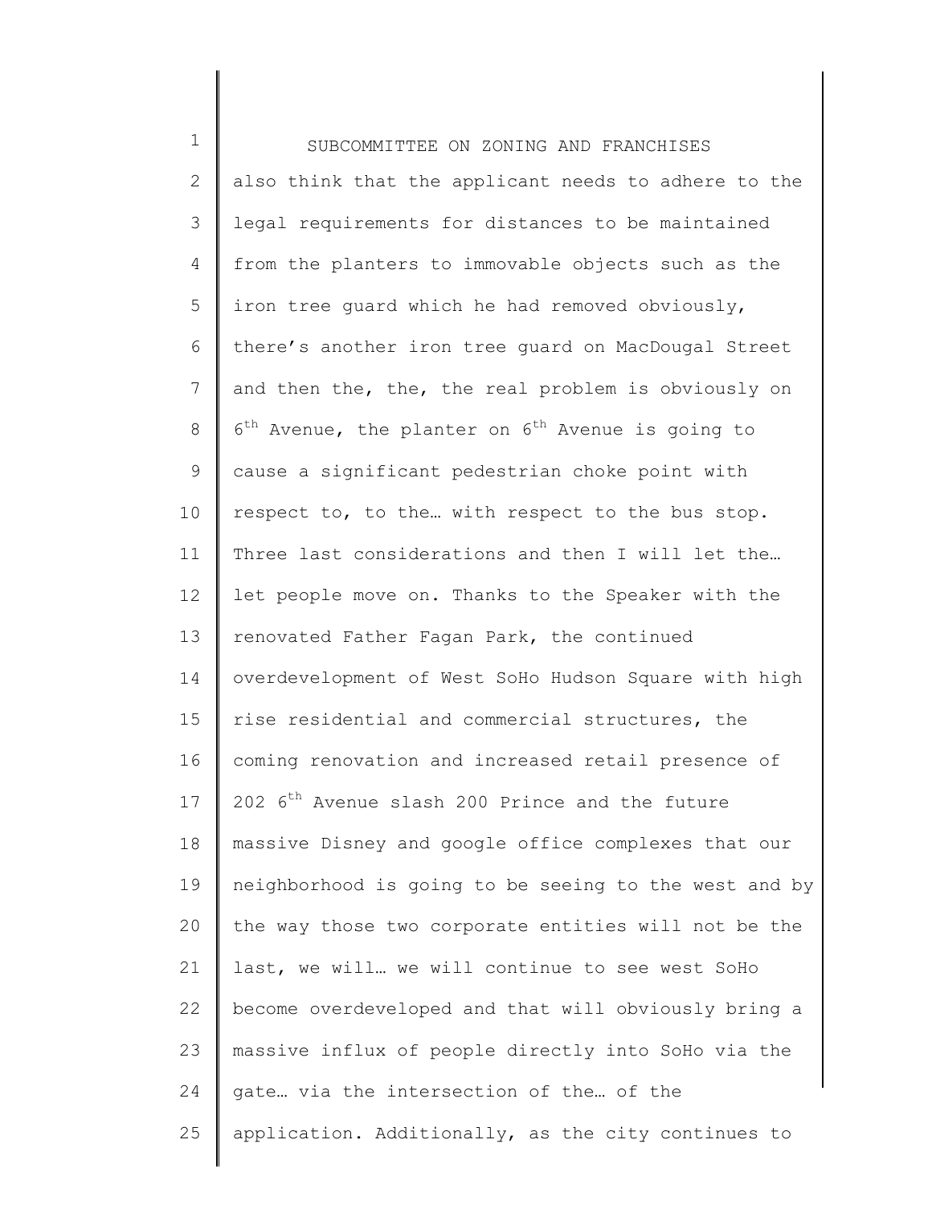also think that the applicant needs to adhere to the legal requirements for distances to be maintained from the planters to immovable objects such as the iron tree guard which he had removed obviously, there's another iron tree guard on MacDougal Street and then the, the, the real problem is obviously on 6th Avenue, the planter on 6th Avenue is going to cause a significant pedestrian choke point with respect to, to the… with respect to the bus stop. Three last considerations and then I will let the… let people move on. Thanks to the Speaker with the renovated Father Fagan Park, the continued overdevelopment of West SoHo Hudson Square with high rise residential and commercial structures, the coming renovation and increased retail presence of 202 6th Avenue slash 200 Prince and the future massive Disney and google office complexes that our neighborhood is going to be seeing to the west and by the way those two corporate entities will not be the last, we will… we will continue to see west SoHo become overdeveloped and that will obviously bring a massive influx of people directly into SoHo via the gate… via the intersection of the… of the application. Additionally, as the city continues to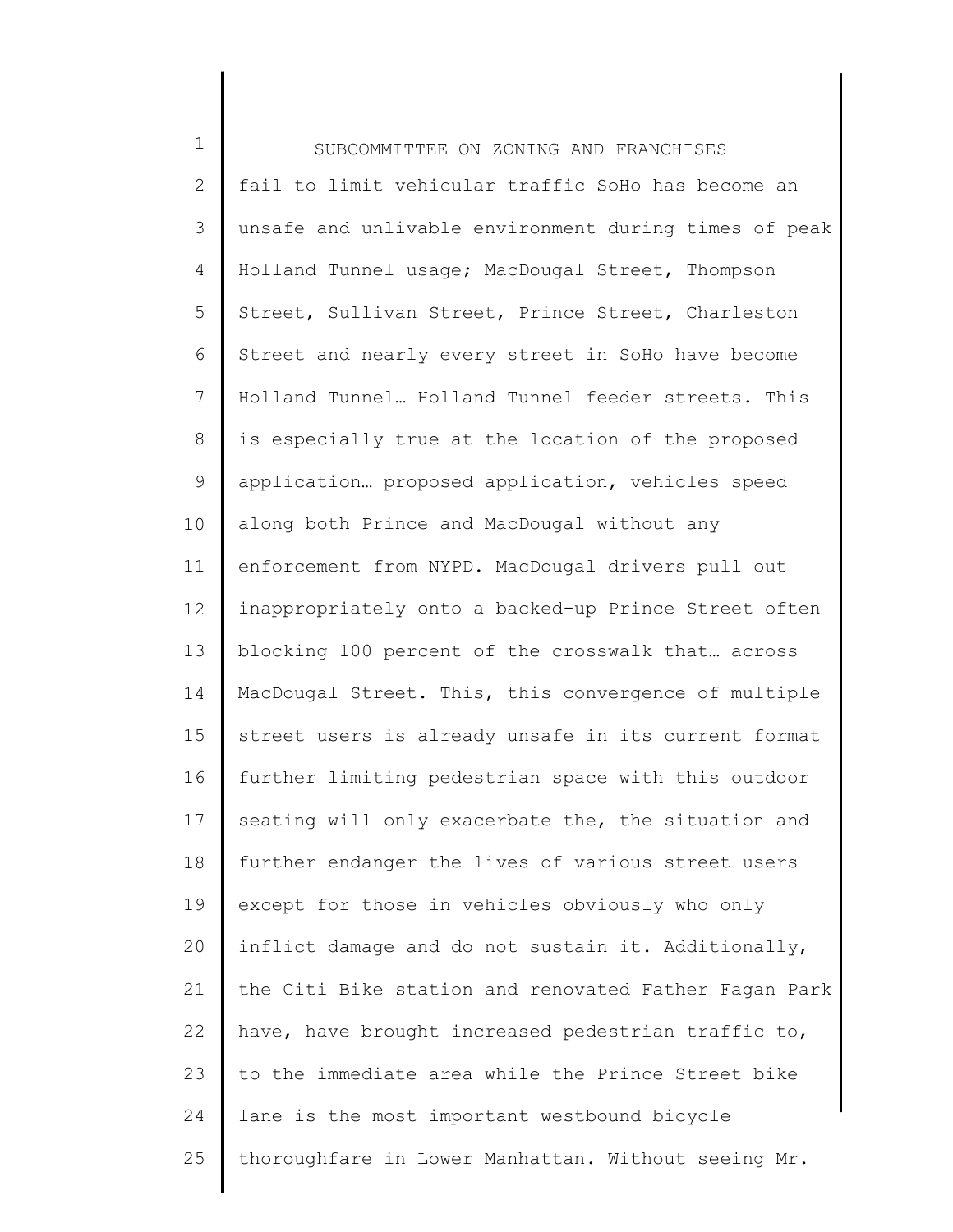fail to limit vehicular traffic SoHo has become an unsafe and unlivable environment during times of peak Holland Tunnel usage; MacDougal Street, Thompson Street, Sullivan Street, Prince Street, Charleston Street and nearly every street in SoHo have become Holland Tunnel… Holland Tunnel feeder streets. This is especially true at the location of the proposed application… proposed application, vehicles speed along both Prince and MacDougal without any enforcement from NYPD. MacDougal drivers pull out inappropriately onto a backed-up Prince Street often blocking 100 percent of the crosswalk that… across MacDougal Street. This, this convergence of multiple street users is already unsafe in its current format further limiting pedestrian space with this outdoor seating will only exacerbate the, the situation and further endanger the lives of various street users except for those in vehicles obviously who only inflict damage and do not sustain it. Additionally, the Citi Bike station and renovated Father Fagan Park have, have brought increased pedestrian traffic to, to the immediate area while the Prince Street bike lane is the most important westbound bicycle thoroughfare in Lower Manhattan. Without seeing Mr.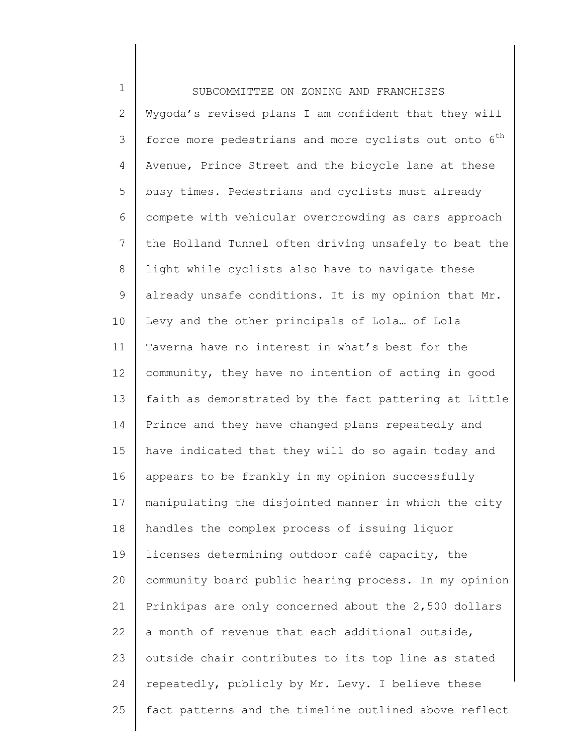Wygoda's revised plans I am confident that they will force more pedestrians and more cyclists out onto 6th Avenue, Prince Street and the bicycle lane at these busy times. Pedestrians and cyclists must already compete with vehicular overcrowding as cars approach the Holland Tunnel often driving unsafely to beat the light while cyclists also have to navigate these already unsafe conditions. It is my opinion that Mr. Levy and the other principals of Lola… of Lola Taverna have no interest in what's best for the community, they have no intention of acting in good faith as demonstrated by the fact pattering at Little Prince and they have changed plans repeatedly and have indicated that they will do so again today and appears to be frankly in my opinion successfully manipulating the disjointed manner in which the city handles the complex process of issuing liquor licenses determining outdoor café capacity, the community board public hearing process. In my opinion Prinkipas are only concerned about the 2,500 dollars a month of revenue that each additional outside, outside chair contributes to its top line as stated repeatedly, publicly by Mr. Levy. I believe these fact patterns and the timeline outlined above reflect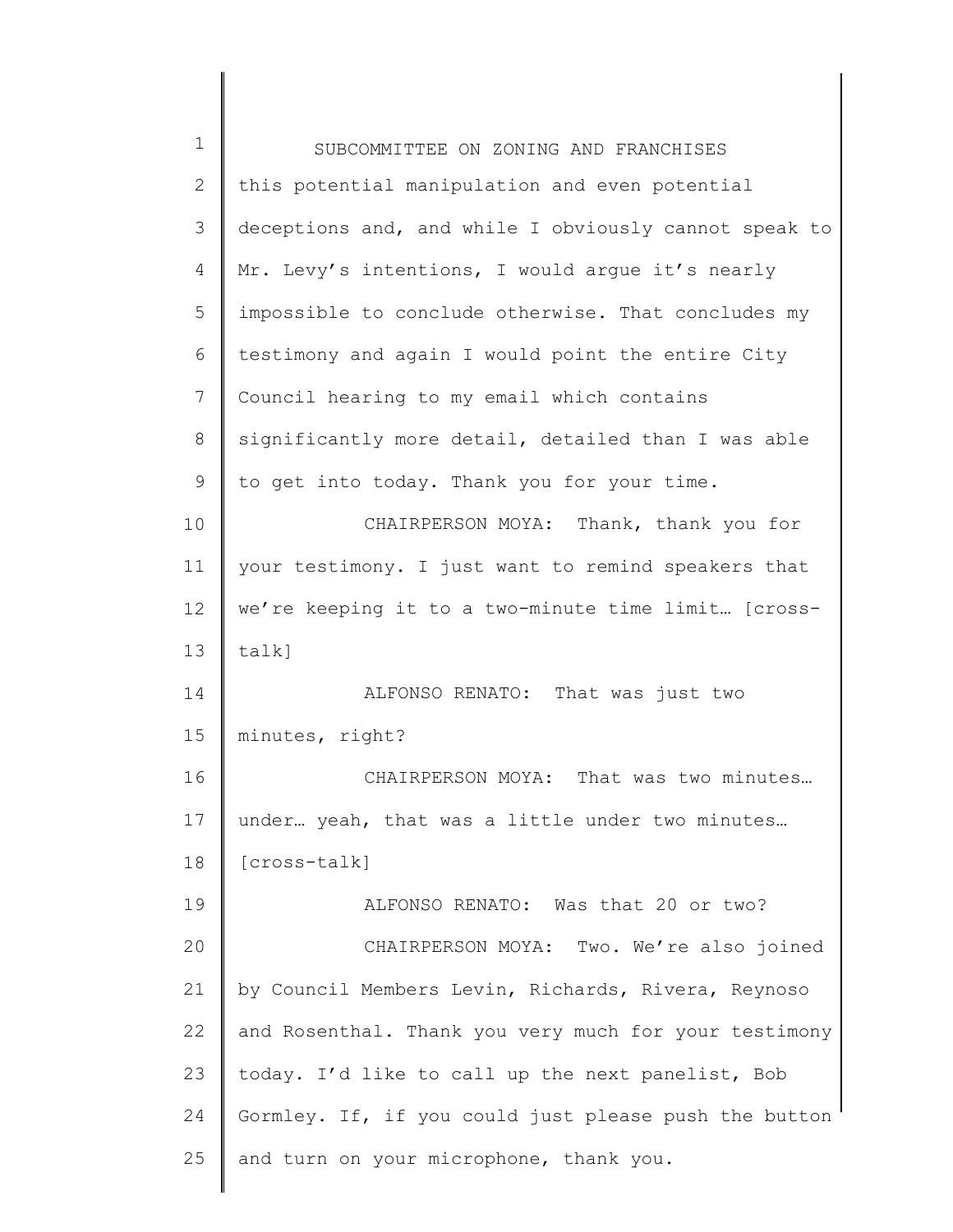this potential manipulation and even potential deceptions and, and while I obviously cannot speak to Mr. Levy's intentions, I would argue it's nearly impossible to conclude otherwise. That concludes my testimony and again I would point the entire City Council hearing to my email which contains significantly more detail, detailed than I was able to get into today. Thank you for your time.

CHAIRPERSON MOYA: Thank, thank you for your testimony. I just want to remind speakers that we're keeping it to a two-minute time limit… [cross-talk]

ALFONSO RENATO: That was just two minutes, right?

CHAIRPERSON MOYA: That was two minutes… under… yeah, that was a little under two minutes… [cross-talk]

ALFONSO RENATO: Was that 20 or two?

CHAIRPERSON MOYA: Two. We're also joined by Council Members Levin, Richards, Rivera, Reynoso and Rosenthal. Thank you very much for your testimony today. I'd like to call up the next panelist, Bob Gormley. If, if you could just please push the button and turn on your microphone, thank you.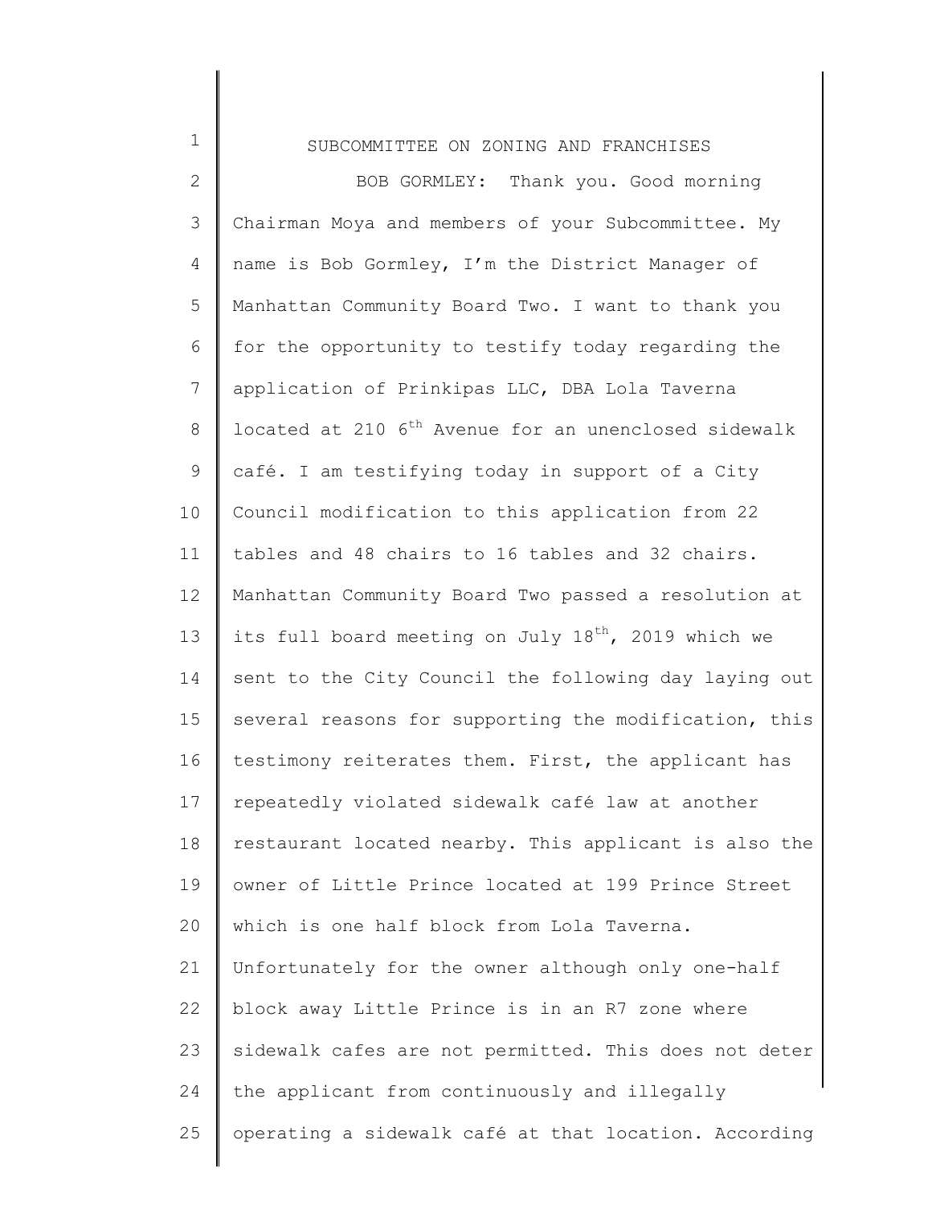BOB GORMLEY: Thank you. Good morning Chairman Moya and members of your Subcommittee. My name is Bob Gormley, I'm the District Manager of Manhattan Community Board Two. I want to thank you for the opportunity to testify today regarding the application of Prinkipas LLC, DBA Lola Taverna located at 210 6th Avenue for an unenclosed sidewalk café. I am testifying today in support of a City Council modification to this application from 22 tables and 48 chairs to 16 tables and 32 chairs. Manhattan Community Board Two passed a resolution at its full board meeting on July 18th, 2019 which we sent to the City Council the following day laying out several reasons for supporting the modification, this testimony reiterates them. First, the applicant has repeatedly violated sidewalk café law at another restaurant located nearby. This applicant is also the owner of Little Prince located at 199 Prince Street which is one half block from Lola Taverna. Unfortunately for the owner although only one-half block away Little Prince is in an R7 zone where sidewalk cafes are not permitted. This does not deter the applicant from continuously and illegally operating a sidewalk café at that location. According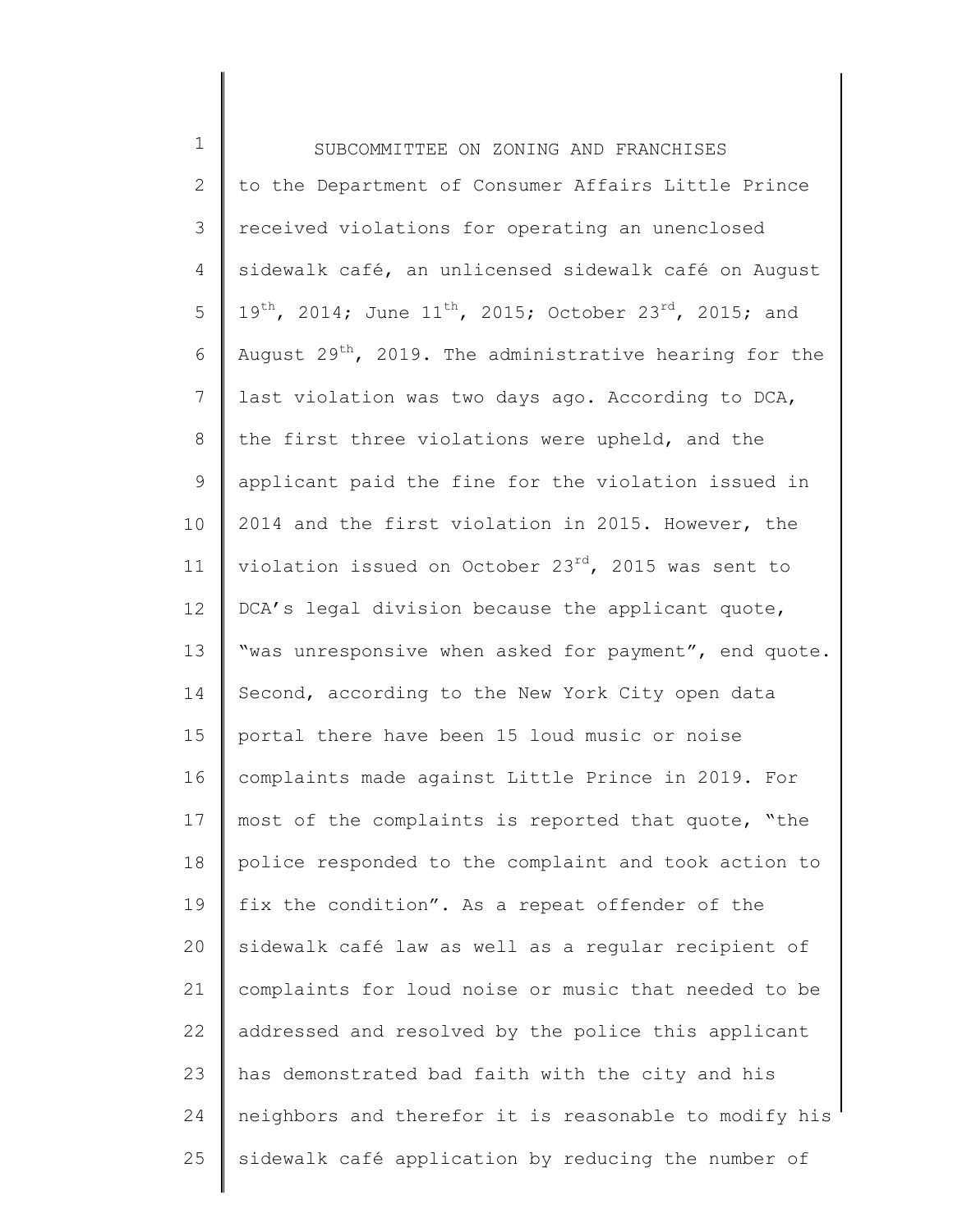to the Department of Consumer Affairs Little Prince received violations for operating an unenclosed sidewalk café, an unlicensed sidewalk café on August 19th, 2014; June 11th, 2015; October 23rd, 2015; and August 29th, 2019. The administrative hearing for the last violation was two days ago. According to DCA, the first three violations were upheld, and the applicant paid the fine for the violation issued in 2014 and the first violation in 2015. However, the violation issued on October 23rd, 2015 was sent to DCA's legal division because the applicant quote, "was unresponsive when asked for payment", end quote. Second, according to the New York City open data portal there have been 15 loud music or noise complaints made against Little Prince in 2019. For most of the complaints is reported that quote, "the police responded to the complaint and took action to fix the condition". As a repeat offender of the sidewalk café law as well as a regular recipient of complaints for loud noise or music that needed to be addressed and resolved by the police this applicant has demonstrated bad faith with the city and his neighbors and therefor it is reasonable to modify his sidewalk café application by reducing the number of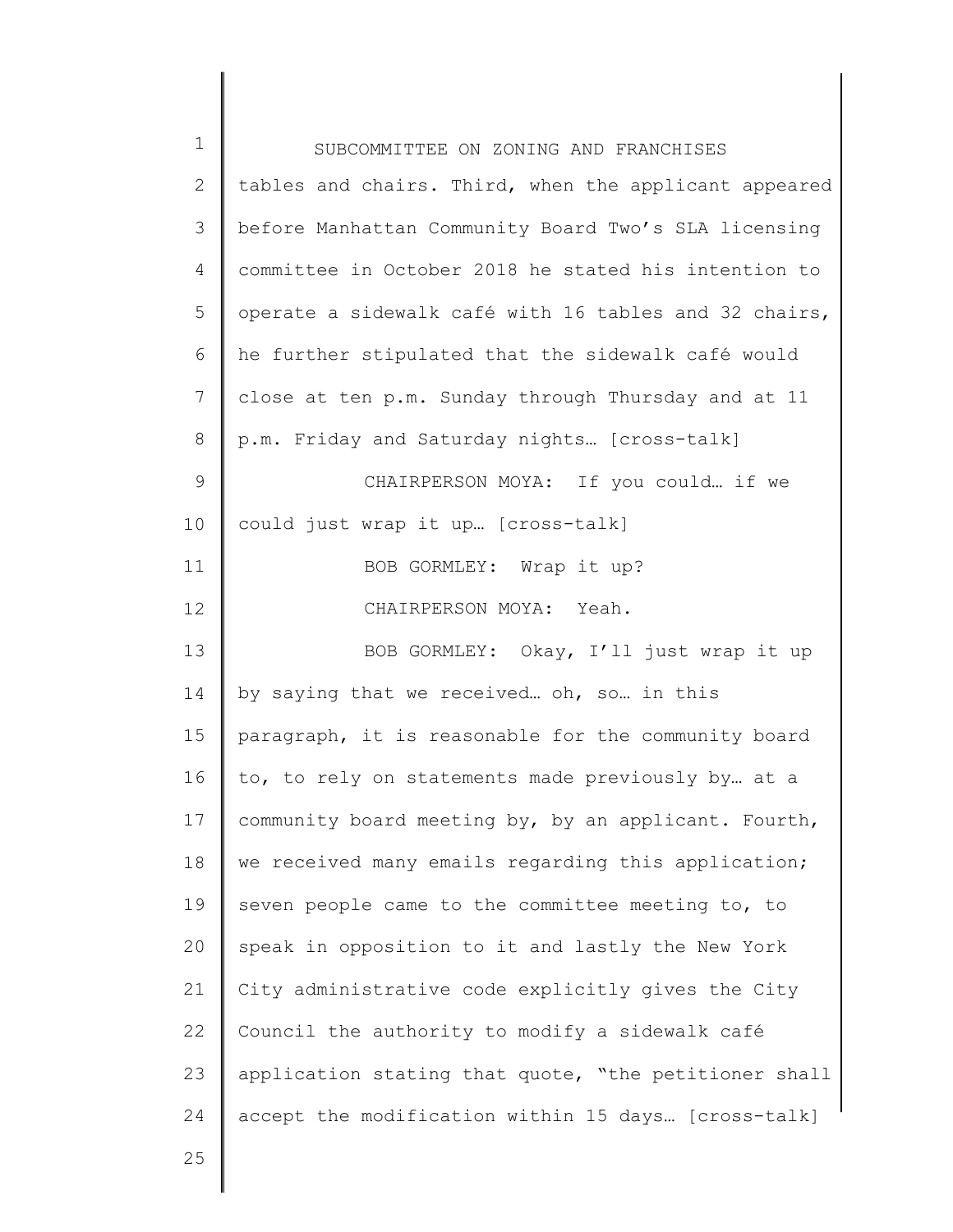tables and chairs. Third, when the applicant appeared before Manhattan Community Board Two's SLA licensing committee in October 2018 he stated his intention to operate a sidewalk café with 16 tables and 32 chairs, he further stipulated that the sidewalk café would close at ten p.m. Sunday through Thursday and at 11 p.m. Friday and Saturday nights… [cross-talk]

CHAIRPERSON MOYA: If you could… if we could just wrap it up… [cross-talk]

BOB GORMLEY: Wrap it up?

CHAIRPERSON MOYA: Yeah.

BOB GORMLEY: Okay, I'll just wrap it up by saying that we received… oh, so… in this paragraph, it is reasonable for the community board to, to rely on statements made previously by… at a community board meeting by, by an applicant. Fourth, we received many emails regarding this application; seven people came to the committee meeting to, to speak in opposition to it and lastly the New York City administrative code explicitly gives the City Council the authority to modify a sidewalk café application stating that quote, "the petitioner shall accept the modification within 15 days… [cross-talk]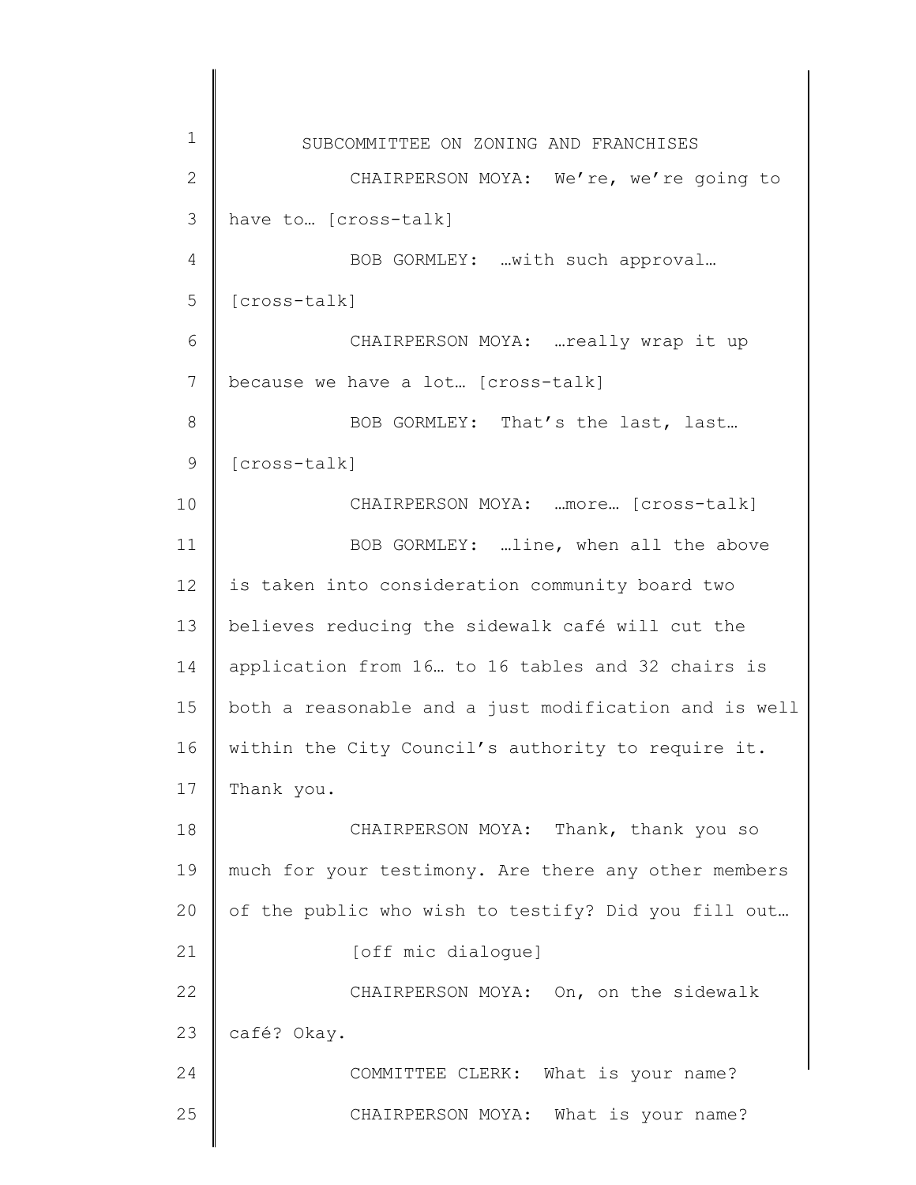CHAIRPERSON MOYA: We're, we're going to have to… [cross-talk]

BOB GORMLEY: …with such approval… [cross-talk]

CHAIRPERSON MOYA: …really wrap it up because we have a lot… [cross-talk]

BOB GORMLEY: That's the last, last… [cross-talk]

CHAIRPERSON MOYA: …more… [cross-talk]

BOB GORMLEY: …line, when all the above is taken into consideration community board two believes reducing the sidewalk café will cut the application from 16… to 16 tables and 32 chairs is both a reasonable and a just modification and is well within the City Council's authority to require it. Thank you.

CHAIRPERSON MOYA: Thank, thank you so much for your testimony. Are there any other members of the public who wish to testify? Did you fill out…

[off mic dialogue]

CHAIRPERSON MOYA: On, on the sidewalk café? Okay.

COMMITTEE CLERK: What is your name?

CHAIRPERSON MOYA: What is your name?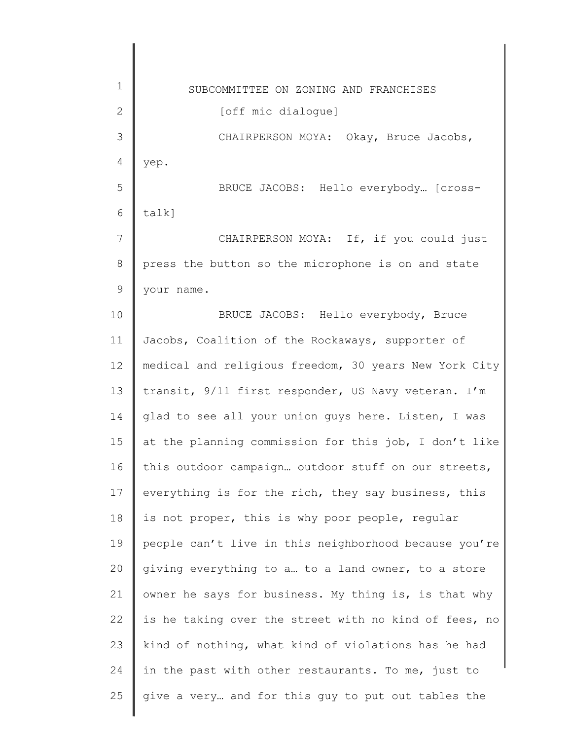[off mic dialogue]

CHAIRPERSON MOYA: Okay, Bruce Jacobs, yep.

BRUCE JACOBS: Hello everybody… [cross-talk]

CHAIRPERSON MOYA: If, if you could just press the button so the microphone is on and state your name.

BRUCE JACOBS: Hello everybody, Bruce Jacobs, Coalition of the Rockaways, supporter of medical and religious freedom, 30 years New York City transit, 9/11 first responder, US Navy veteran. I'm glad to see all your union guys here. Listen, I was at the planning commission for this job, I don't like this outdoor campaign… outdoor stuff on our streets, everything is for the rich, they say business, this is not proper, this is why poor people, regular people can't live in this neighborhood because you're giving everything to a… to a land owner, to a store owner he says for business. My thing is, is that why is he taking over the street with no kind of fees, no kind of nothing, what kind of violations has he had in the past with other restaurants. To me, just to give a very… and for this guy to put out tables the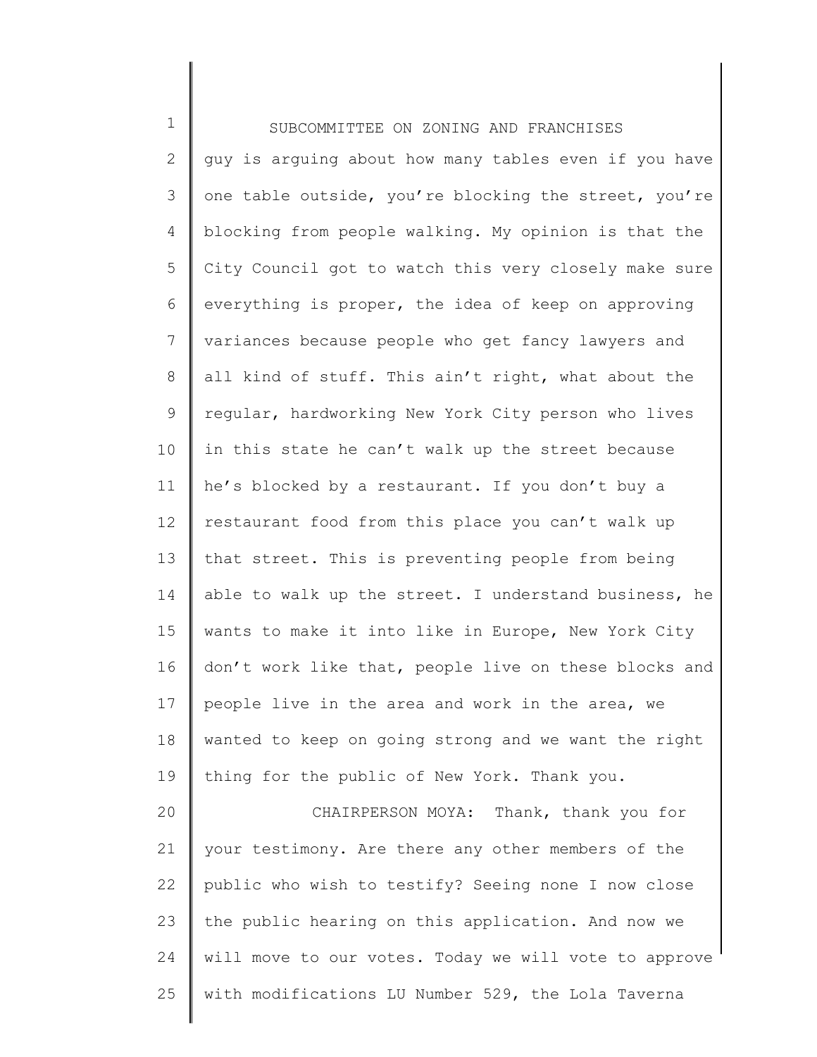guy is arguing about how many tables even if you have one table outside, you're blocking the street, you're blocking from people walking. My opinion is that the City Council got to watch this very closely make sure everything is proper, the idea of keep on approving variances because people who get fancy lawyers and all kind of stuff. This ain't right, what about the regular, hardworking New York City person who lives in this state he can't walk up the street because he's blocked by a restaurant. If you don't buy a restaurant food from this place you can't walk up that street. This is preventing people from being able to walk up the street. I understand business, he wants to make it into like in Europe, New York City don't work like that, people live on these blocks and people live in the area and work in the area, we wanted to keep on going strong and we want the right thing for the public of New York. Thank you.

CHAIRPERSON MOYA: Thank, thank you for your testimony. Are there any other members of the public who wish to testify? Seeing none I now close the public hearing on this application. And now we will move to our votes. Today we will vote to approve with modifications LU Number 529, the Lola Taverna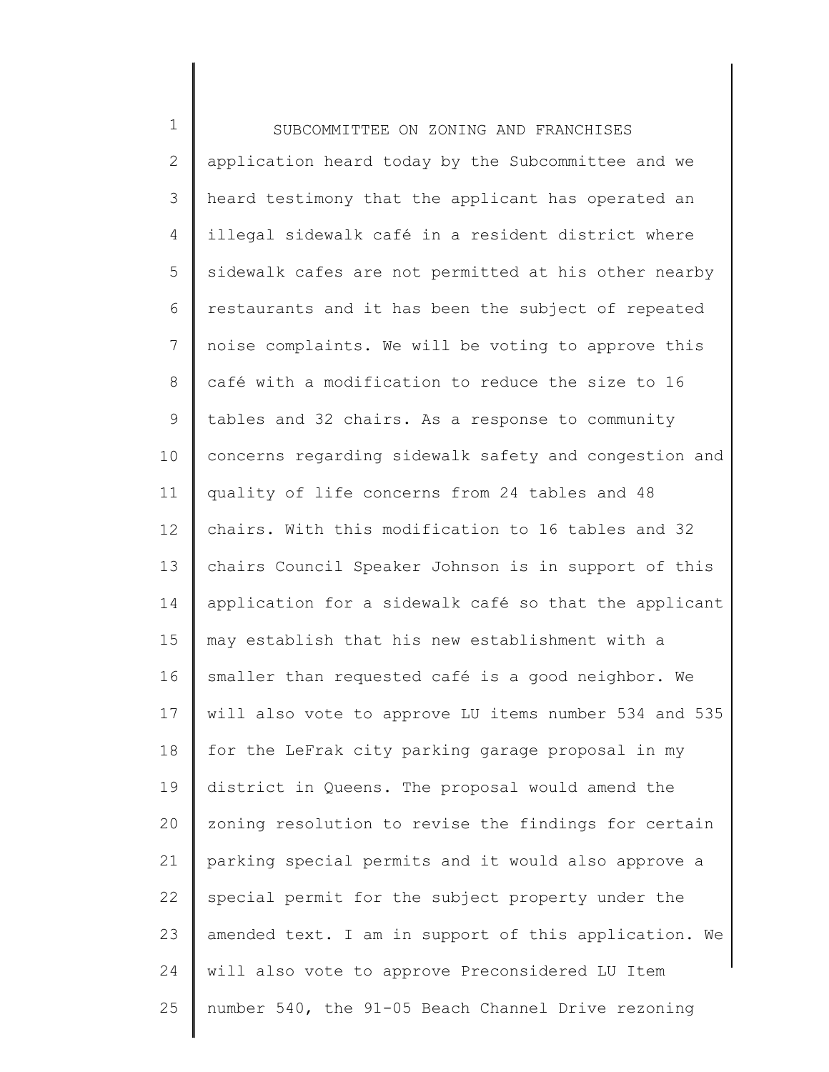application heard today by the Subcommittee and we heard testimony that the applicant has operated an illegal sidewalk café in a resident district where sidewalk cafes are not permitted at his other nearby restaurants and it has been the subject of repeated noise complaints. We will be voting to approve this café with a modification to reduce the size to 16 tables and 32 chairs. As a response to community concerns regarding sidewalk safety and congestion and quality of life concerns from 24 tables and 48 chairs. With this modification to 16 tables and 32 chairs Council Speaker Johnson is in support of this application for a sidewalk café so that the applicant may establish that his new establishment with a smaller than requested café is a good neighbor. We will also vote to approve LU items number 534 and 535 for the LeFrak city parking garage proposal in my district in Queens. The proposal would amend the zoning resolution to revise the findings for certain parking special permits and it would also approve a special permit for the subject property under the amended text. I am in support of this application. We will also vote to approve Preconsidered LU Item number 540, the 91-05 Beach Channel Drive rezoning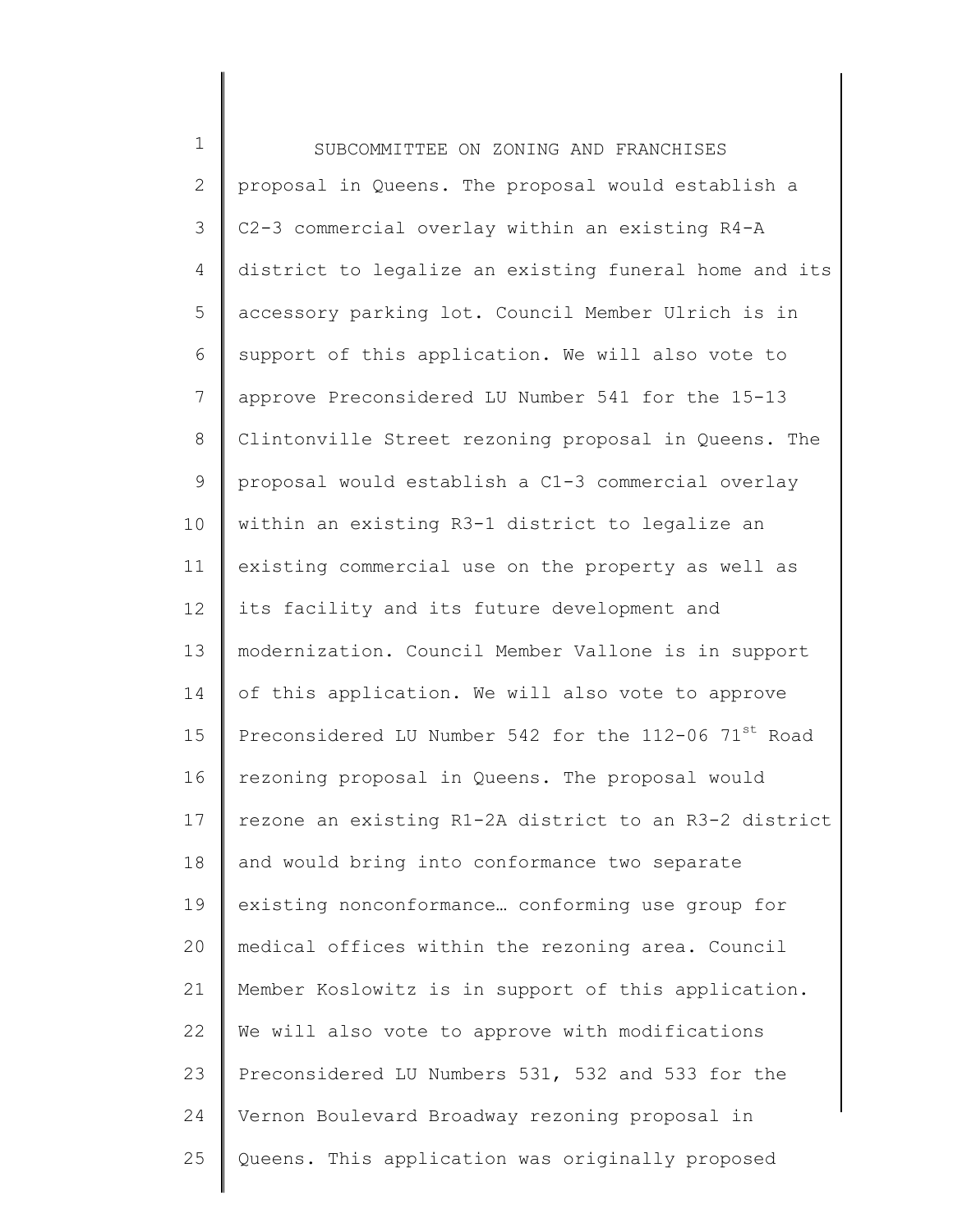proposal in Queens. The proposal would establish a C2-3 commercial overlay within an existing R4-A district to legalize an existing funeral home and its accessory parking lot. Council Member Ulrich is in support of this application. We will also vote to approve Preconsidered LU Number 541 for the 15-13 Clintonville Street rezoning proposal in Queens. The proposal would establish a C1-3 commercial overlay within an existing R3-1 district to legalize an existing commercial use on the property as well as its facility and its future development and modernization. Council Member Vallone is in support of this application. We will also vote to approve Preconsidered LU Number 542 for the 112-06 71st Road rezoning proposal in Queens. The proposal would rezone an existing R1-2A district to an R3-2 district and would bring into conformance two separate existing nonconformance… conforming use group for medical offices within the rezoning area. Council Member Koslowitz is in support of this application. We will also vote to approve with modifications Preconsidered LU Numbers 531, 532 and 533 for the Vernon Boulevard Broadway rezoning proposal in Queens. This application was originally proposed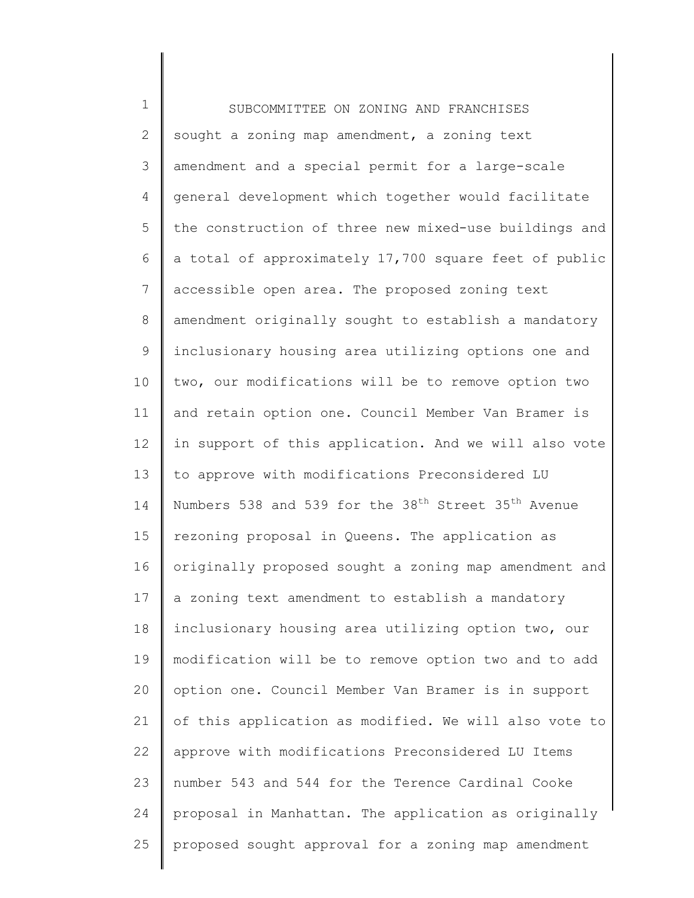SUBCOMMITTEE ON ZONING AND FRANCHISES

sought a zoning map amendment, a zoning text amendment and a special permit for a large-scale general development which together would facilitate the construction of three new mixed-use buildings and a total of approximately 17,700 square feet of public accessible open area. The proposed zoning text amendment originally sought to establish a mandatory inclusionary housing area utilizing options one and two, our modifications will be to remove option two and retain option one. Council Member Van Bramer is in support of this application. And we will also vote to approve with modifications Preconsidered LU Numbers 538 and 539 for the 38th Street 35th Avenue rezoning proposal in Queens. The application as originally proposed sought a zoning map amendment and a zoning text amendment to establish a mandatory inclusionary housing area utilizing option two, our modification will be to remove option two and to add option one. Council Member Van Bramer is in support of this application as modified. We will also vote to approve with modifications Preconsidered LU Items number 543 and 544 for the Terence Cardinal Cooke proposal in Manhattan. The application as originally proposed sought approval for a zoning map amendment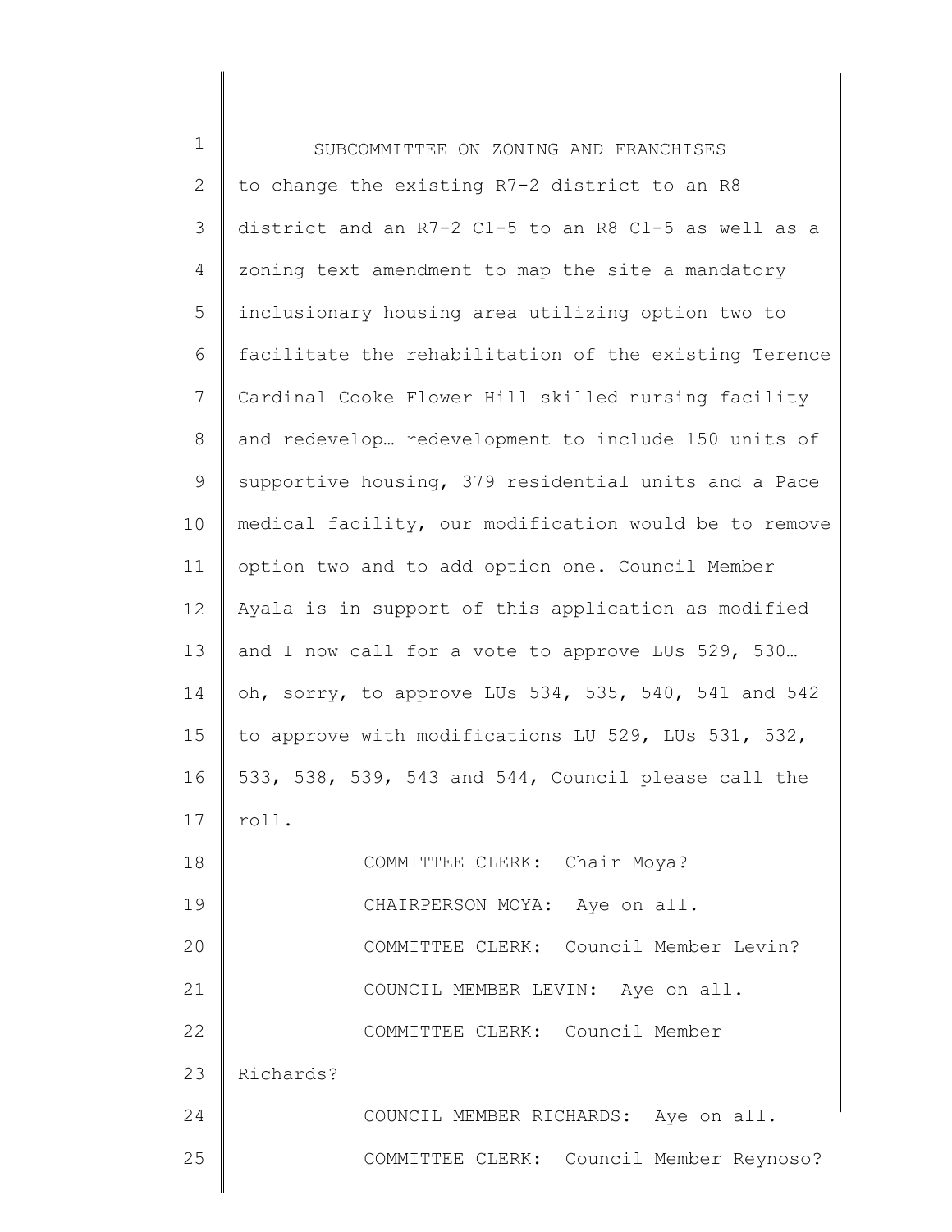to change the existing R7-2 district to an R8 district and an R7-2 C1-5 to an R8 C1-5 as well as a zoning text amendment to map the site a mandatory inclusionary housing area utilizing option two to facilitate the rehabilitation of the existing Terence Cardinal Cooke Flower Hill skilled nursing facility and redevelop… redevelopment to include 150 units of supportive housing, 379 residential units and a Pace medical facility, our modification would be to remove option two and to add option one. Council Member Ayala is in support of this application as modified and I now call for a vote to approve LUs 529, 530… oh, sorry, to approve LUs 534, 535, 540, 541 and 542 to approve with modifications LU 529, LUs 531, 532, 533, 538, 539, 543 and 544, Council please call the roll.

COMMITTEE CLERK: Chair Moya?

CHAIRPERSON MOYA: Aye on all.

COMMITTEE CLERK: Council Member Levin?

COUNCIL MEMBER LEVIN: Aye on all.

COMMITTEE CLERK: Council Member Richards?

COUNCIL MEMBER RICHARDS: Aye on all.

COMMITTEE CLERK: Council Member Reynoso?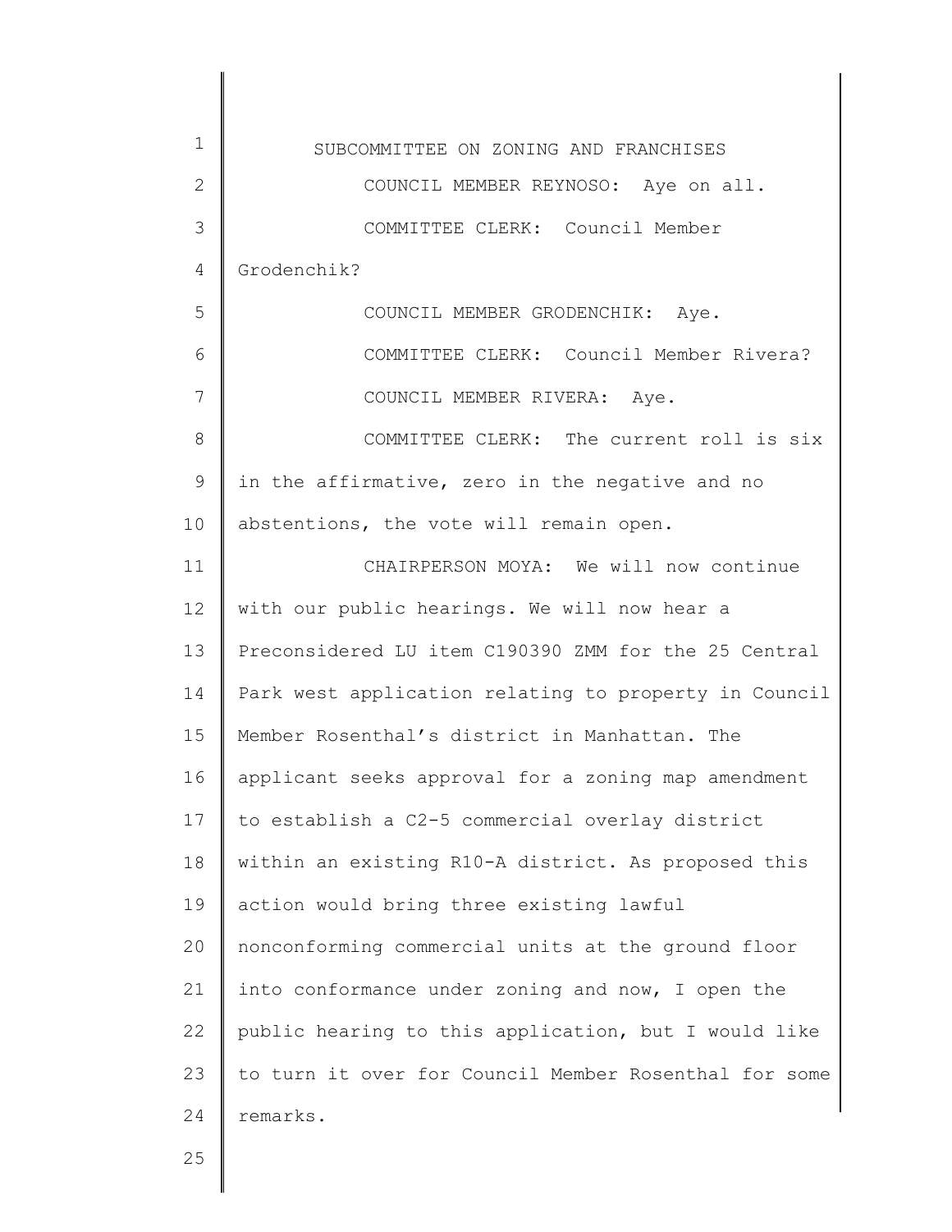COUNCIL MEMBER REYNOSO: Aye on all.

COMMITTEE CLERK: Council Member Grodenchik?

COUNCIL MEMBER GRODENCHIK: Aye.

COMMITTEE CLERK: Council Member Rivera?

COUNCIL MEMBER RIVERA: Aye.

COMMITTEE CLERK: The current roll is six in the affirmative, zero in the negative and no abstentions, the vote will remain open.

CHAIRPERSON MOYA: We will now continue with our public hearings. We will now hear a Preconsidered LU item C190390 ZMM for the 25 Central Park west application relating to property in Council Member Rosenthal's district in Manhattan. The applicant seeks approval for a zoning map amendment to establish a C2-5 commercial overlay district within an existing R10-A district. As proposed this action would bring three existing lawful nonconforming commercial units at the ground floor into conformance under zoning and now, I open the public hearing to this application, but I would like to turn it over for Council Member Rosenthal for some remarks.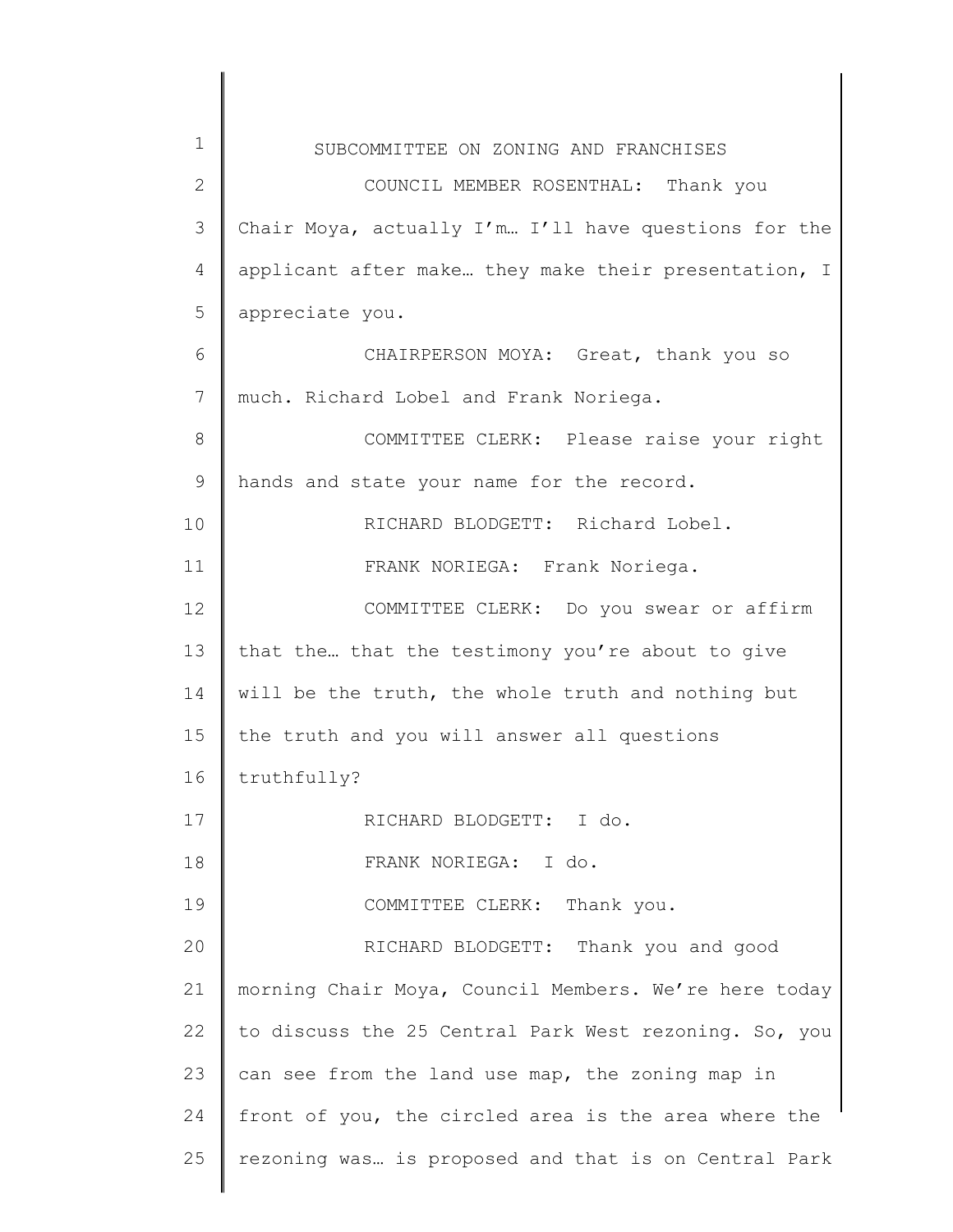COUNCIL MEMBER ROSENTHAL: Thank you Chair Moya, actually I'm… I'll have questions for the applicant after make… they make their presentation, I appreciate you.

CHAIRPERSON MOYA: Great, thank you so much. Richard Lobel and Frank Noriega.

COMMITTEE CLERK: Please raise your right hands and state your name for the record.

RICHARD BLODGETT: Richard Lobel.

FRANK NORIEGA: Frank Noriega.

COMMITTEE CLERK: Do you swear or affirm that the… that the testimony you're about to give will be the truth, the whole truth and nothing but the truth and you will answer all questions truthfully?

RICHARD BLODGETT: I do.

FRANK NORIEGA: I do.

COMMITTEE CLERK: Thank you.

RICHARD BLODGETT: Thank you and good morning Chair Moya, Council Members. We're here today to discuss the 25 Central Park West rezoning. So, you can see from the land use map, the zoning map in front of you, the circled area is the area where the rezoning was… is proposed and that is on Central Park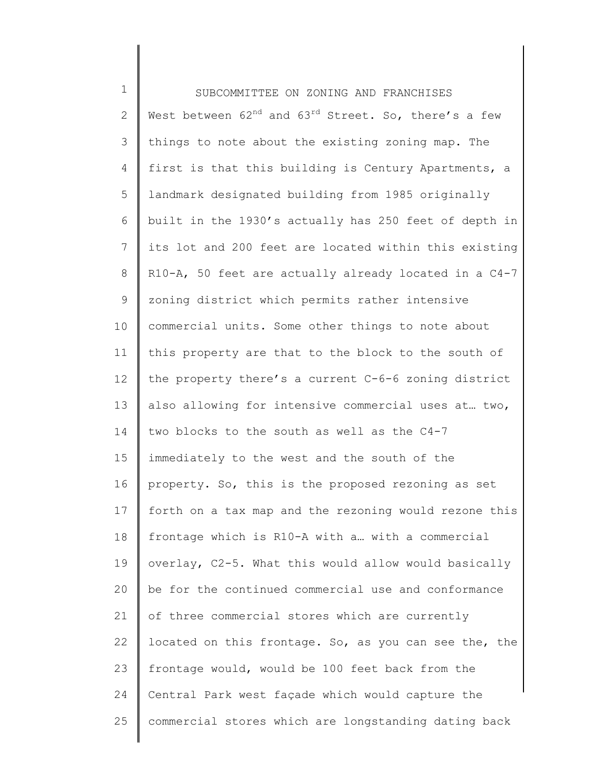SUBCOMMITTEE ON ZONING AND FRANCHISES

West between 62nd and 63rd Street. So, there's a few things to note about the existing zoning map. The first is that this building is Century Apartments, a landmark designated building from 1985 originally built in the 1930's actually has 250 feet of depth in its lot and 200 feet are located within this existing R10-A, 50 feet are actually already located in a C4-7 zoning district which permits rather intensive commercial units. Some other things to note about this property are that to the block to the south of the property there's a current C-6-6 zoning district also allowing for intensive commercial uses at… two, two blocks to the south as well as the C4-7 immediately to the west and the south of the property. So, this is the proposed rezoning as set forth on a tax map and the rezoning would rezone this frontage which is R10-A with a… with a commercial overlay, C2-5. What this would allow would basically be for the continued commercial use and conformance of three commercial stores which are currently located on this frontage. So, as you can see the, the frontage would, would be 100 feet back from the Central Park west façade which would capture the commercial stores which are longstanding dating back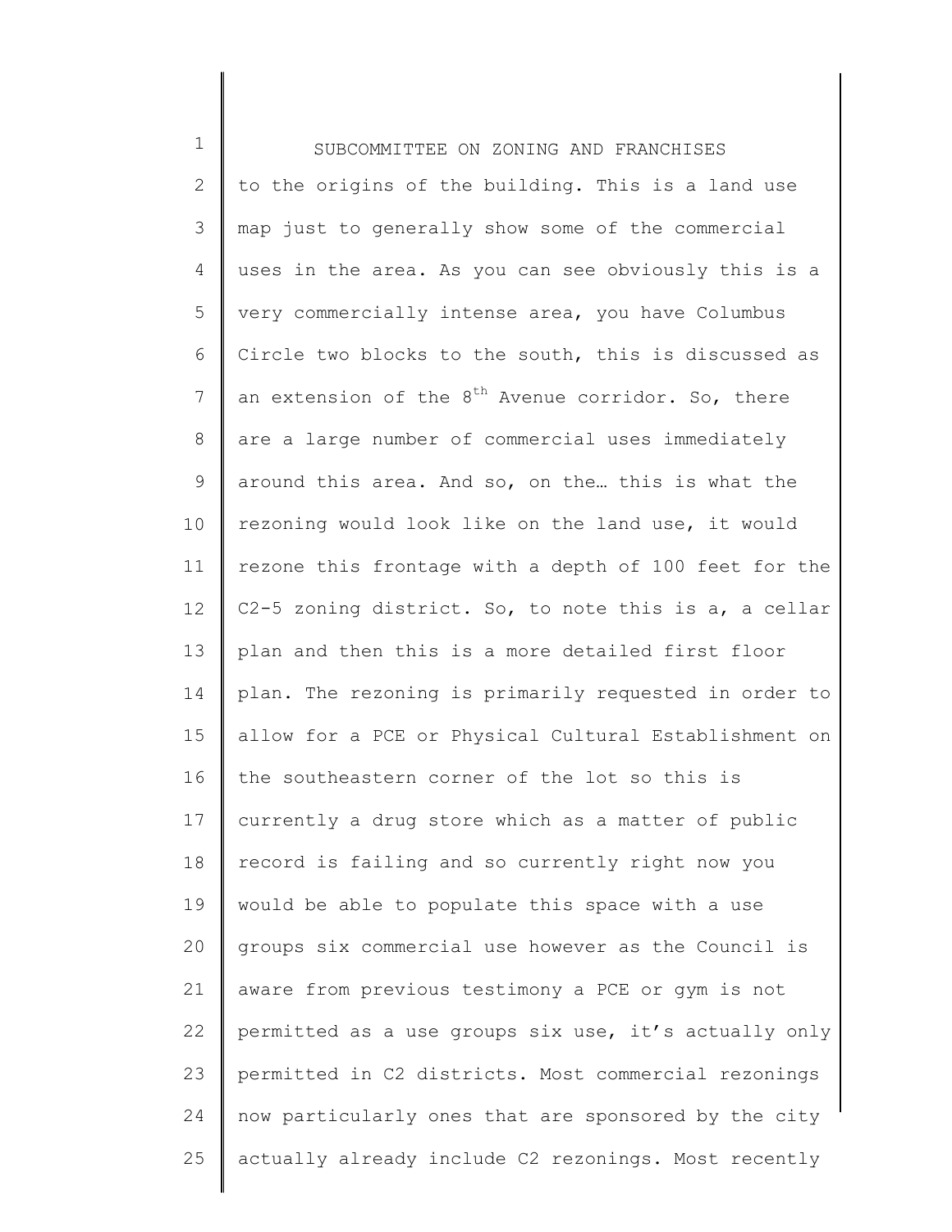to the origins of the building. This is a land use map just to generally show some of the commercial uses in the area. As you can see obviously this is a very commercially intense area, you have Columbus Circle two blocks to the south, this is discussed as an extension of the 8th Avenue corridor. So, there are a large number of commercial uses immediately around this area. And so, on the… this is what the rezoning would look like on the land use, it would rezone this frontage with a depth of 100 feet for the C2-5 zoning district. So, to note this is a, a cellar plan and then this is a more detailed first floor plan. The rezoning is primarily requested in order to allow for a PCE or Physical Cultural Establishment on the southeastern corner of the lot so this is currently a drug store which as a matter of public record is failing and so currently right now you would be able to populate this space with a use groups six commercial use however as the Council is aware from previous testimony a PCE or gym is not permitted as a use groups six use, it's actually only permitted in C2 districts. Most commercial rezonings now particularly ones that are sponsored by the city actually already include C2 rezonings. Most recently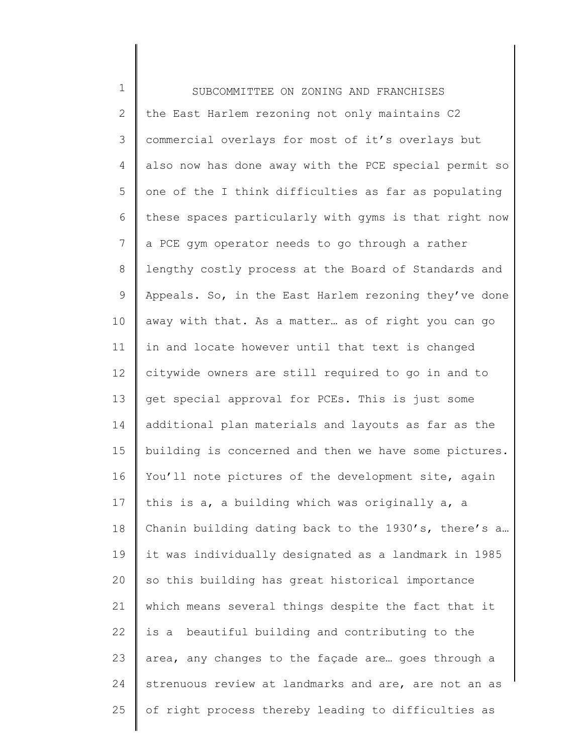the East Harlem rezoning not only maintains C2 commercial overlays for most of it's overlays but also now has done away with the PCE special permit so one of the I think difficulties as far as populating these spaces particularly with gyms is that right now a PCE gym operator needs to go through a rather lengthy costly process at the Board of Standards and Appeals. So, in the East Harlem rezoning they've done away with that. As a matter… as of right you can go in and locate however until that text is changed citywide owners are still required to go in and to get special approval for PCEs. This is just some additional plan materials and layouts as far as the building is concerned and then we have some pictures. You'll note pictures of the development site, again this is a, a building which was originally a, a Chanin building dating back to the 1930's, there's a… it was individually designated as a landmark in 1985 so this building has great historical importance which means several things despite the fact that it is a beautiful building and contributing to the area, any changes to the façade are… goes through a strenuous review at landmarks and are, are not an as of right process thereby leading to difficulties as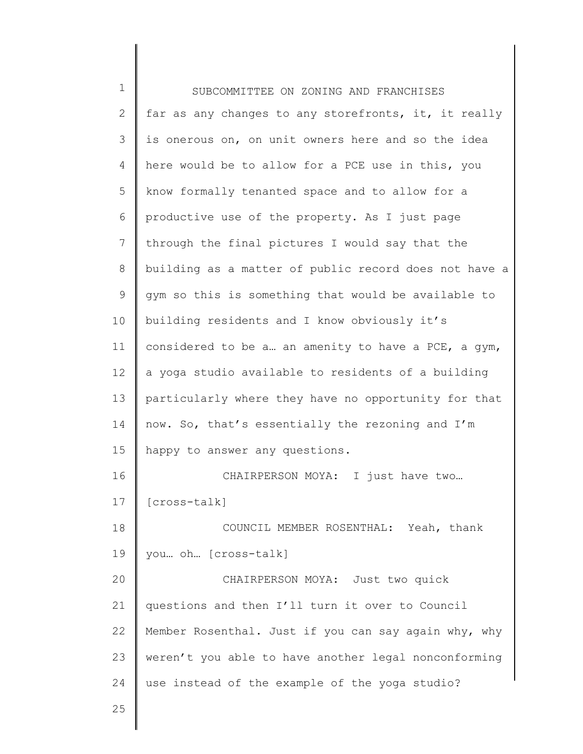far as any changes to any storefronts, it, it really is onerous on, on unit owners here and so the idea here would be to allow for a PCE use in this, you know formally tenanted space and to allow for a productive use of the property. As I just page through the final pictures I would say that the building as a matter of public record does not have a gym so this is something that would be available to building residents and I know obviously it's considered to be a… an amenity to have a PCE, a gym, a yoga studio available to residents of a building particularly where they have no opportunity for that now. So, that's essentially the rezoning and I'm happy to answer any questions.

CHAIRPERSON MOYA: I just have two… [cross-talk]

COUNCIL MEMBER ROSENTHAL: Yeah, thank you… oh… [cross-talk]

CHAIRPERSON MOYA: Just two quick questions and then I'll turn it over to Council Member Rosenthal. Just if you can say again why, why weren't you able to have another legal nonconforming use instead of the example of the yoga studio?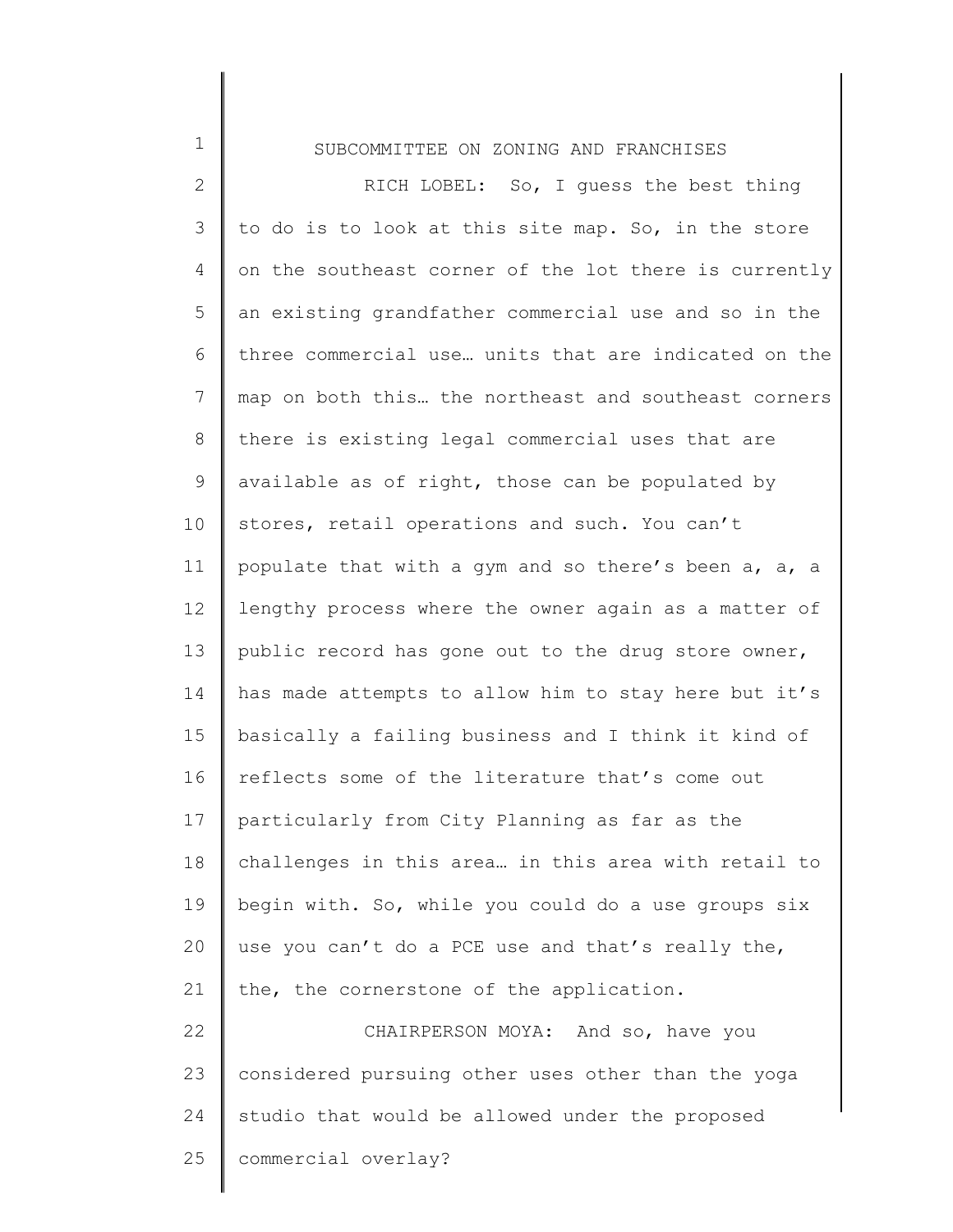RICH LOBEL: So, I guess the best thing to do is to look at this site map. So, in the store on the southeast corner of the lot there is currently an existing grandfather commercial use and so in the three commercial use… units that are indicated on the map on both this… the northeast and southeast corners there is existing legal commercial uses that are available as of right, those can be populated by stores, retail operations and such. You can't populate that with a gym and so there's been a, a, a lengthy process where the owner again as a matter of public record has gone out to the drug store owner, has made attempts to allow him to stay here but it's basically a failing business and I think it kind of reflects some of the literature that's come out particularly from City Planning as far as the challenges in this area… in this area with retail to begin with. So, while you could do a use groups six use you can't do a PCE use and that's really the, the, the cornerstone of the application.

CHAIRPERSON MOYA: And so, have you considered pursuing other uses other than the yoga studio that would be allowed under the proposed commercial overlay?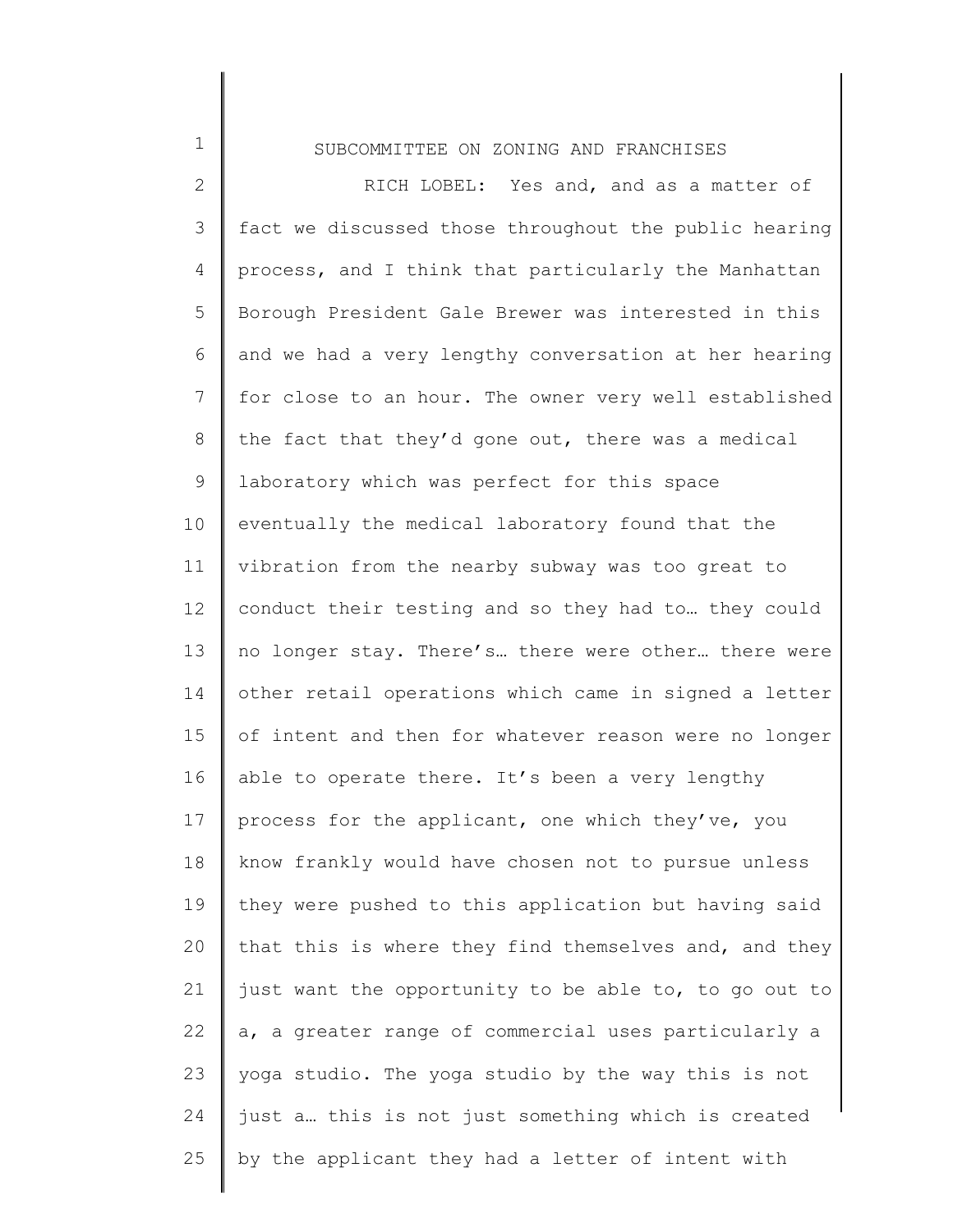RICH LOBEL: Yes and, and as a matter of fact we discussed those throughout the public hearing process, and I think that particularly the Manhattan Borough President Gale Brewer was interested in this and we had a very lengthy conversation at her hearing for close to an hour. The owner very well established the fact that they'd gone out, there was a medical laboratory which was perfect for this space eventually the medical laboratory found that the vibration from the nearby subway was too great to conduct their testing and so they had to… they could no longer stay. There's… there were other… there were other retail operations which came in signed a letter of intent and then for whatever reason were no longer able to operate there. It's been a very lengthy process for the applicant, one which they've, you know frankly would have chosen not to pursue unless they were pushed to this application but having said that this is where they find themselves and, and they just want the opportunity to be able to, to go out to a, a greater range of commercial uses particularly a yoga studio. The yoga studio by the way this is not just a… this is not just something which is created by the applicant they had a letter of intent with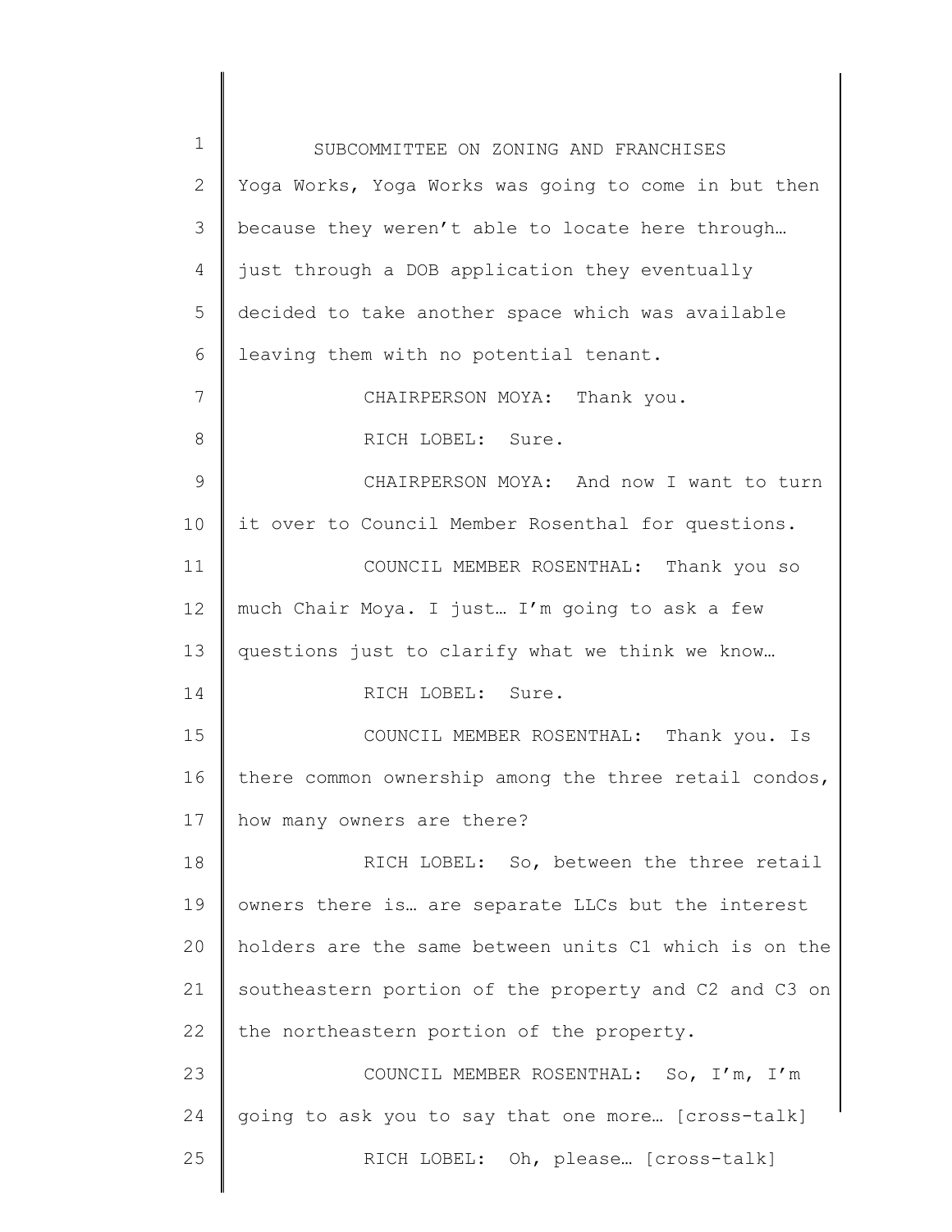Yoga Works, Yoga Works was going to come in but then because they weren't able to locate here through… just through a DOB application they eventually decided to take another space which was available leaving them with no potential tenant.

CHAIRPERSON MOYA: Thank you.

RICH LOBEL: Sure.

CHAIRPERSON MOYA: And now I want to turn it over to Council Member Rosenthal for questions.

COUNCIL MEMBER ROSENTHAL: Thank you so much Chair Moya. I just… I'm going to ask a few questions just to clarify what we think we know…

RICH LOBEL: Sure.

COUNCIL MEMBER ROSENTHAL: Thank you. Is there common ownership among the three retail condos, how many owners are there?

RICH LOBEL: So, between the three retail owners there is… are separate LLCs but the interest holders are the same between units C1 which is on the southeastern portion of the property and C2 and C3 on the northeastern portion of the property.

COUNCIL MEMBER ROSENTHAL: So, I'm, I'm going to ask you to say that one more… [cross-talk]

RICH LOBEL: Oh, please… [cross-talk]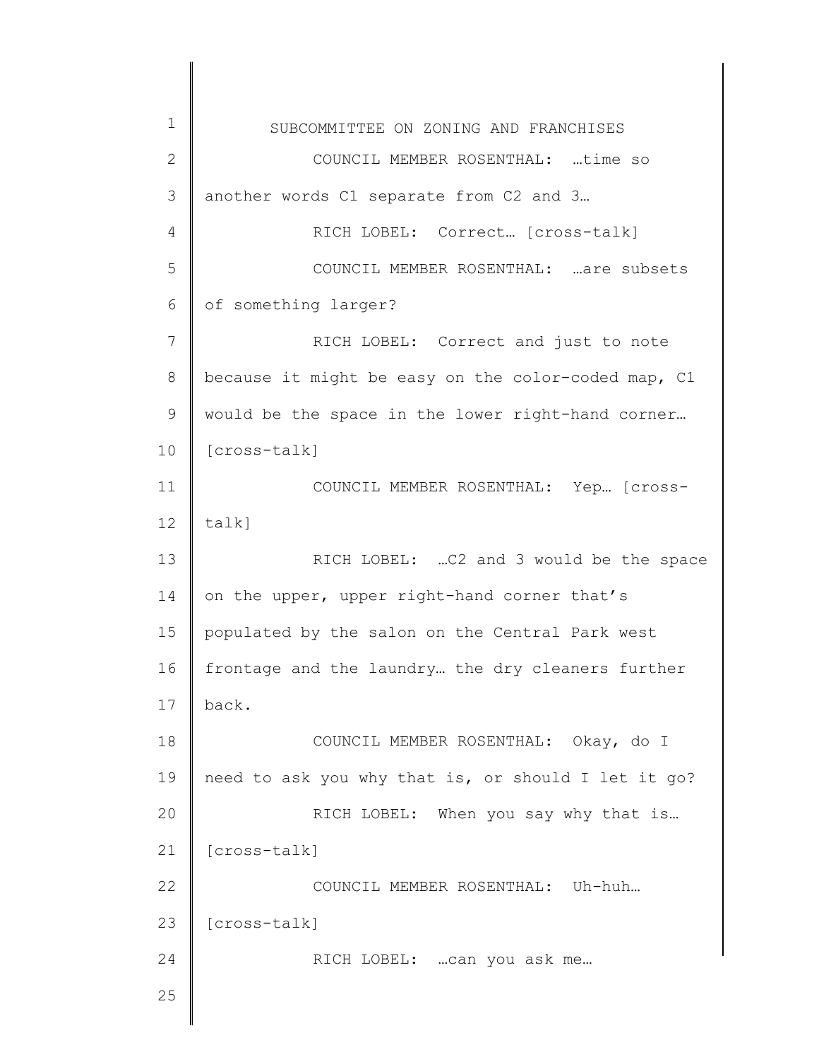SUBCOMMITTEE ON ZONING AND FRANCHISES

COUNCIL MEMBER ROSENTHAL: …time so another words C1 separate from C2 and 3…

RICH LOBEL: Correct… [cross-talk]

COUNCIL MEMBER ROSENTHAL: …are subsets of something larger?

RICH LOBEL: Correct and just to note because it might be easy on the color-coded map, C1 would be the space in the lower right-hand corner… [cross-talk]

COUNCIL MEMBER ROSENTHAL: Yep… [cross-talk]

RICH LOBEL: …C2 and 3 would be the space on the upper, upper right-hand corner that's populated by the salon on the Central Park west frontage and the laundry… the dry cleaners further back.

COUNCIL MEMBER ROSENTHAL: Okay, do I need to ask you why that is, or should I let it go?

RICH LOBEL: When you say why that is… [cross-talk]

COUNCIL MEMBER ROSENTHAL: Uh-huh… [cross-talk]

RICH LOBEL: …can you ask me…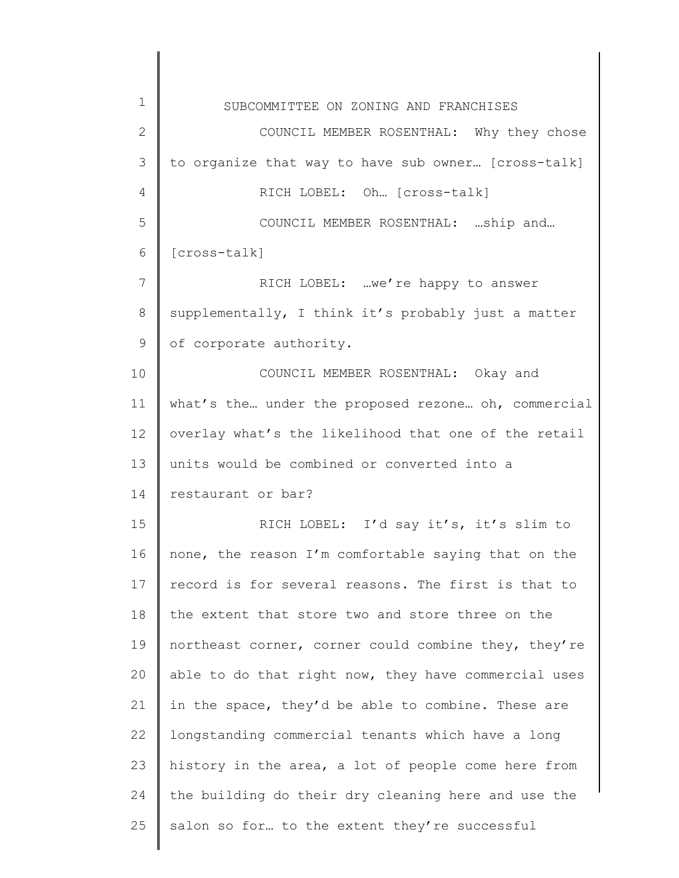COUNCIL MEMBER ROSENTHAL: Why they chose to organize that way to have sub owner… [cross-talk]

RICH LOBEL: Oh… [cross-talk]

COUNCIL MEMBER ROSENTHAL: …ship and… [cross-talk]

RICH LOBEL: …we're happy to answer supplementally, I think it's probably just a matter of corporate authority.

COUNCIL MEMBER ROSENTHAL: Okay and what's the… under the proposed rezone… oh, commercial overlay what's the likelihood that one of the retail units would be combined or converted into a restaurant or bar?

RICH LOBEL: I'd say it's, it's slim to none, the reason I'm comfortable saying that on the record is for several reasons. The first is that to the extent that store two and store three on the northeast corner, corner could combine they, they're able to do that right now, they have commercial uses in the space, they'd be able to combine. These are longstanding commercial tenants which have a long history in the area, a lot of people come here from the building do their dry cleaning here and use the salon so for… to the extent they're successful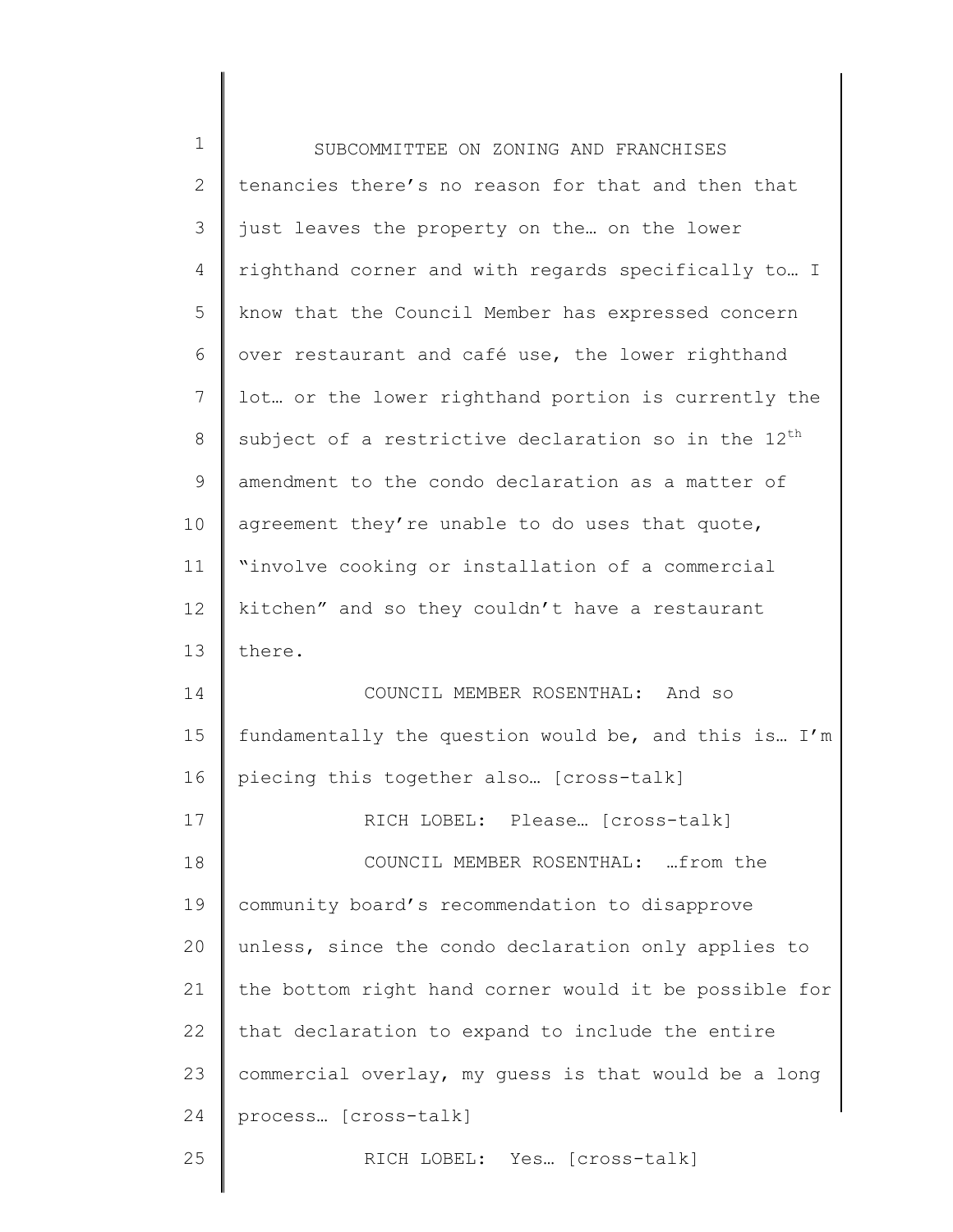tenancies there's no reason for that and then that just leaves the property on the… on the lower righthand corner and with regards specifically to… I know that the Council Member has expressed concern over restaurant and café use, the lower righthand lot… or the lower righthand portion is currently the subject of a restrictive declaration so in the 12th amendment to the condo declaration as a matter of agreement they're unable to do uses that quote, "involve cooking or installation of a commercial kitchen" and so they couldn't have a restaurant there.

COUNCIL MEMBER ROSENTHAL: And so fundamentally the question would be, and this is… I'm piecing this together also… [cross-talk]

RICH LOBEL: Please… [cross-talk]

COUNCIL MEMBER ROSENTHAL: …from the community board's recommendation to disapprove unless, since the condo declaration only applies to the bottom right hand corner would it be possible for that declaration to expand to include the entire commercial overlay, my guess is that would be a long process… [cross-talk]

RICH LOBEL: Yes… [cross-talk]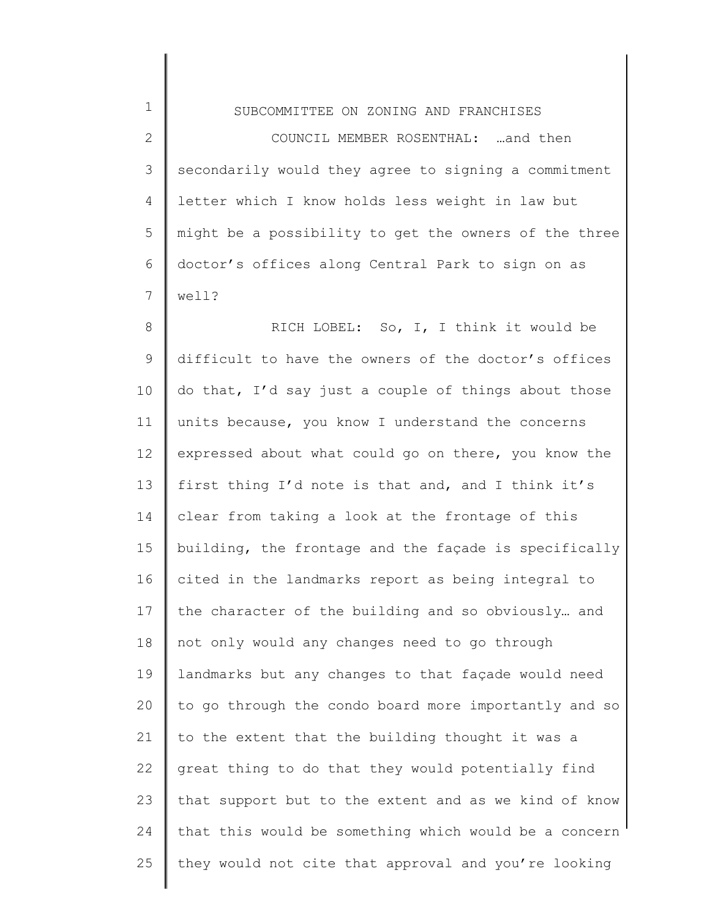COUNCIL MEMBER ROSENTHAL: …and then secondarily would they agree to signing a commitment letter which I know holds less weight in law but might be a possibility to get the owners of the three doctor's offices along Central Park to sign on as well?

RICH LOBEL: So, I, I think it would be difficult to have the owners of the doctor's offices do that, I'd say just a couple of things about those units because, you know I understand the concerns expressed about what could go on there, you know the first thing I'd note is that and, and I think it's clear from taking a look at the frontage of this building, the frontage and the façade is specifically cited in the landmarks report as being integral to the character of the building and so obviously… and not only would any changes need to go through landmarks but any changes to that façade would need to go through the condo board more importantly and so to the extent that the building thought it was a great thing to do that they would potentially find that support but to the extent and as we kind of know that this would be something which would be a concern they would not cite that approval and you're looking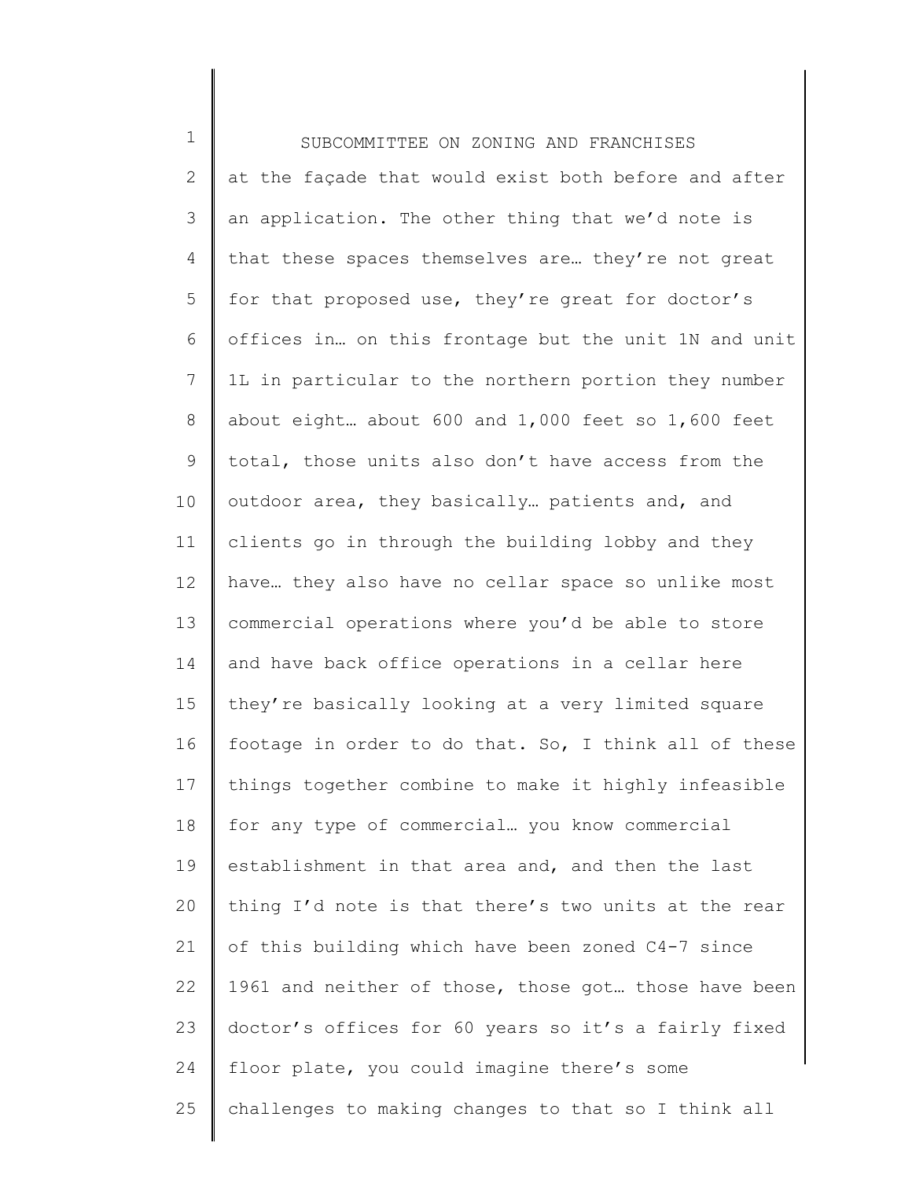at the façade that would exist both before and after an application. The other thing that we'd note is that these spaces themselves are… they're not great for that proposed use, they're great for doctor's offices in… on this frontage but the unit 1N and unit 1L in particular to the northern portion they number about eight… about 600 and 1,000 feet so 1,600 feet total, those units also don't have access from the outdoor area, they basically… patients and, and clients go in through the building lobby and they have… they also have no cellar space so unlike most commercial operations where you'd be able to store and have back office operations in a cellar here they're basically looking at a very limited square footage in order to do that. So, I think all of these things together combine to make it highly infeasible for any type of commercial… you know commercial establishment in that area and, and then the last thing I'd note is that there's two units at the rear of this building which have been zoned C4-7 since 1961 and neither of those, those got… those have been doctor's offices for 60 years so it's a fairly fixed floor plate, you could imagine there's some challenges to making changes to that so I think all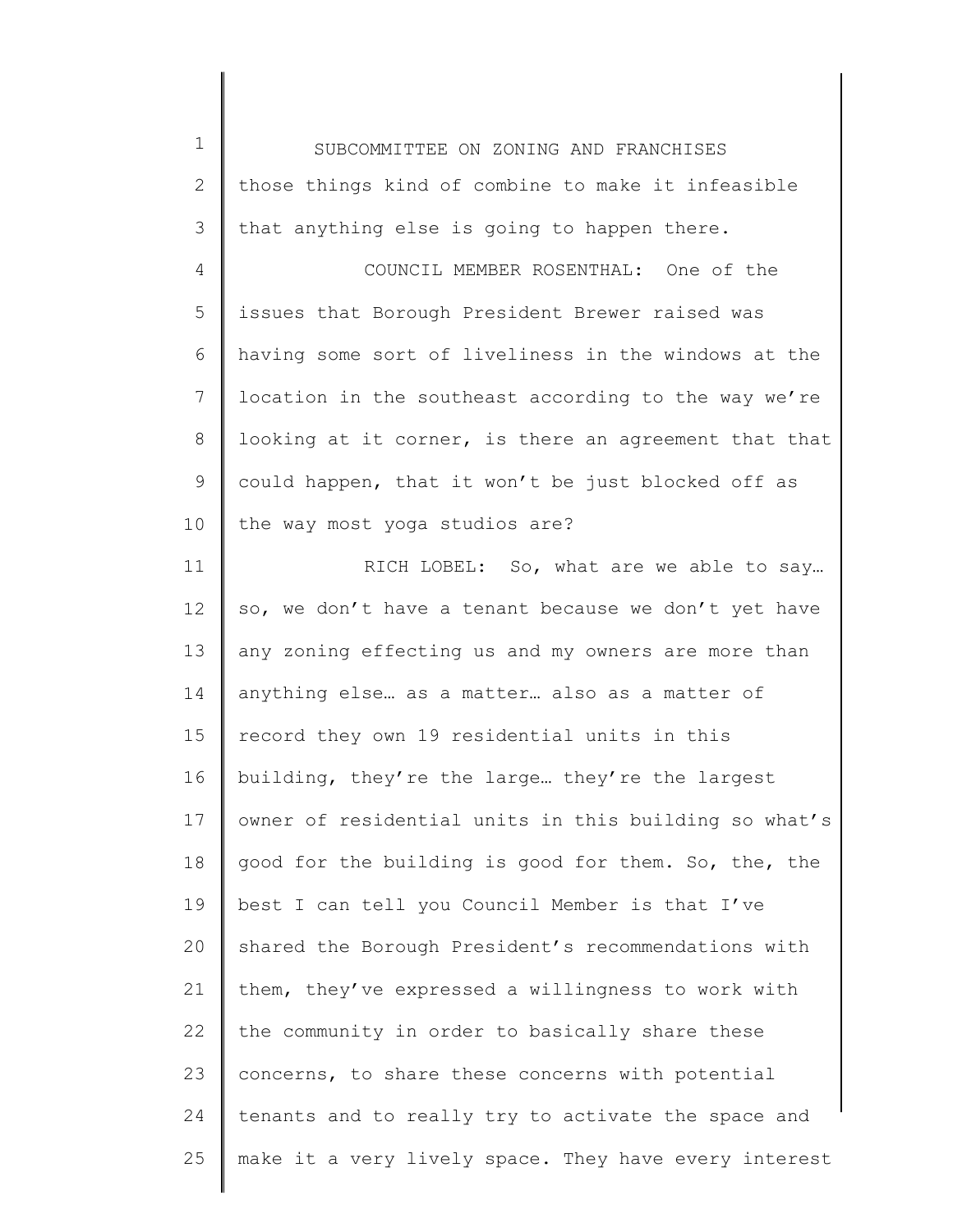those things kind of combine to make it infeasible that anything else is going to happen there.

COUNCIL MEMBER ROSENTHAL: One of the issues that Borough President Brewer raised was having some sort of liveliness in the windows at the location in the southeast according to the way we're looking at it corner, is there an agreement that that could happen, that it won't be just blocked off as the way most yoga studios are?

RICH LOBEL: So, what are we able to say… so, we don't have a tenant because we don't yet have any zoning effecting us and my owners are more than anything else… as a matter… also as a matter of record they own 19 residential units in this building, they're the large… they're the largest owner of residential units in this building so what's good for the building is good for them. So, the, the best I can tell you Council Member is that I've shared the Borough President's recommendations with them, they've expressed a willingness to work with the community in order to basically share these concerns, to share these concerns with potential tenants and to really try to activate the space and make it a very lively space. They have every interest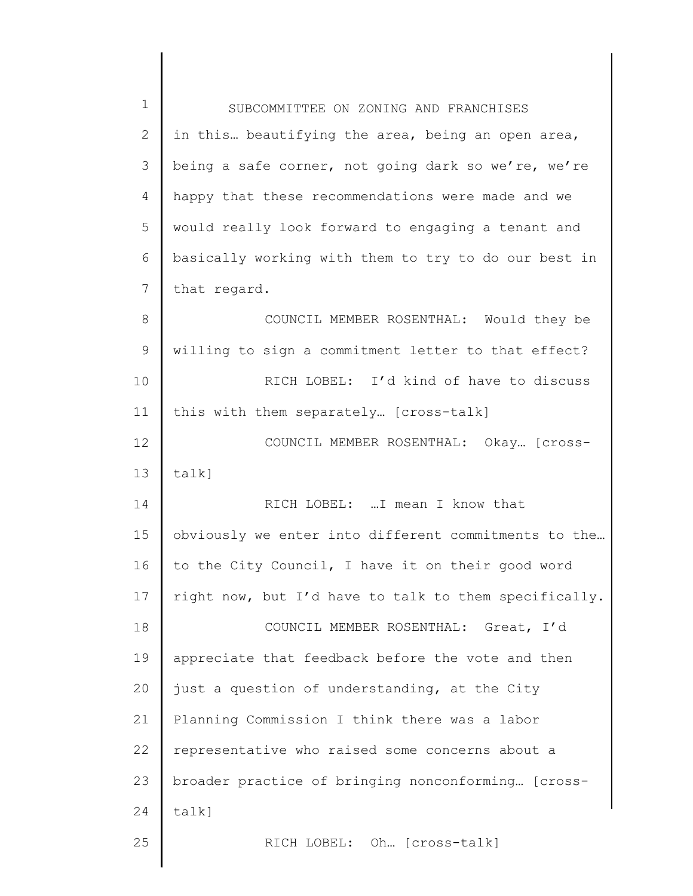in this… beautifying the area, being an open area, being a safe corner, not going dark so we're, we're happy that these recommendations were made and we would really look forward to engaging a tenant and basically working with them to try to do our best in that regard.

COUNCIL MEMBER ROSENTHAL: Would they be willing to sign a commitment letter to that effect?

RICH LOBEL: I'd kind of have to discuss this with them separately… [cross-talk]

COUNCIL MEMBER ROSENTHAL: Okay… [cross-talk]

RICH LOBEL: …I mean I know that obviously we enter into different commitments to the… to the City Council, I have it on their good word right now, but I'd have to talk to them specifically.

COUNCIL MEMBER ROSENTHAL: Great, I'd appreciate that feedback before the vote and then just a question of understanding, at the City Planning Commission I think there was a labor representative who raised some concerns about a broader practice of bringing nonconforming… [cross-talk]

RICH LOBEL: Oh… [cross-talk]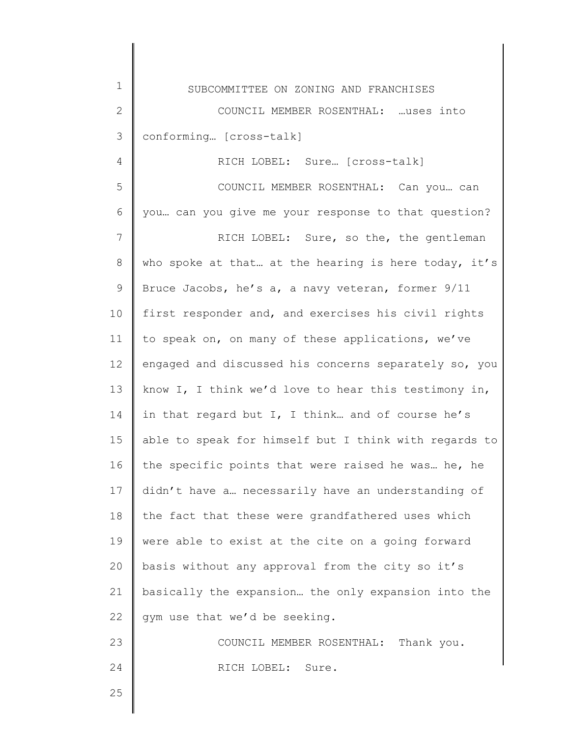COUNCIL MEMBER ROSENTHAL: …uses into conforming… [cross-talk]

RICH LOBEL: Sure… [cross-talk]

COUNCIL MEMBER ROSENTHAL: Can you… can you… can you give me your response to that question?

RICH LOBEL: Sure, so the, the gentleman who spoke at that… at the hearing is here today, it's Bruce Jacobs, he's a, a navy veteran, former 9/11 first responder and, and exercises his civil rights to speak on, on many of these applications, we've engaged and discussed his concerns separately so, you know I, I think we'd love to hear this testimony in, in that regard but I, I think… and of course he's able to speak for himself but I think with regards to the specific points that were raised he was… he, he didn't have a… necessarily have an understanding of the fact that these were grandfathered uses which were able to exist at the cite on a going forward basis without any approval from the city so it's basically the expansion… the only expansion into the gym use that we'd be seeking.

COUNCIL MEMBER ROSENTHAL: Thank you.

RICH LOBEL: Sure.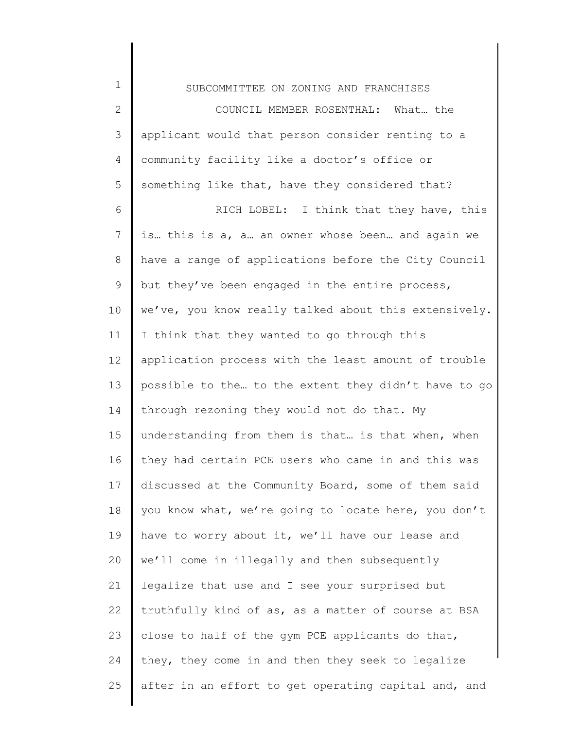COUNCIL MEMBER ROSENTHAL: What… the applicant would that person consider renting to a community facility like a doctor's office or something like that, have they considered that?

RICH LOBEL: I think that they have, this is… this is a, a… an owner whose been… and again we have a range of applications before the City Council but they've been engaged in the entire process, we've, you know really talked about this extensively. I think that they wanted to go through this application process with the least amount of trouble possible to the… to the extent they didn't have to go through rezoning they would not do that. My understanding from them is that… is that when, when they had certain PCE users who came in and this was discussed at the Community Board, some of them said you know what, we're going to locate here, you don't have to worry about it, we'll have our lease and we'll come in illegally and then subsequently legalize that use and I see your surprised but truthfully kind of as, as a matter of course at BSA close to half of the gym PCE applicants do that, they, they come in and then they seek to legalize after in an effort to get operating capital and, and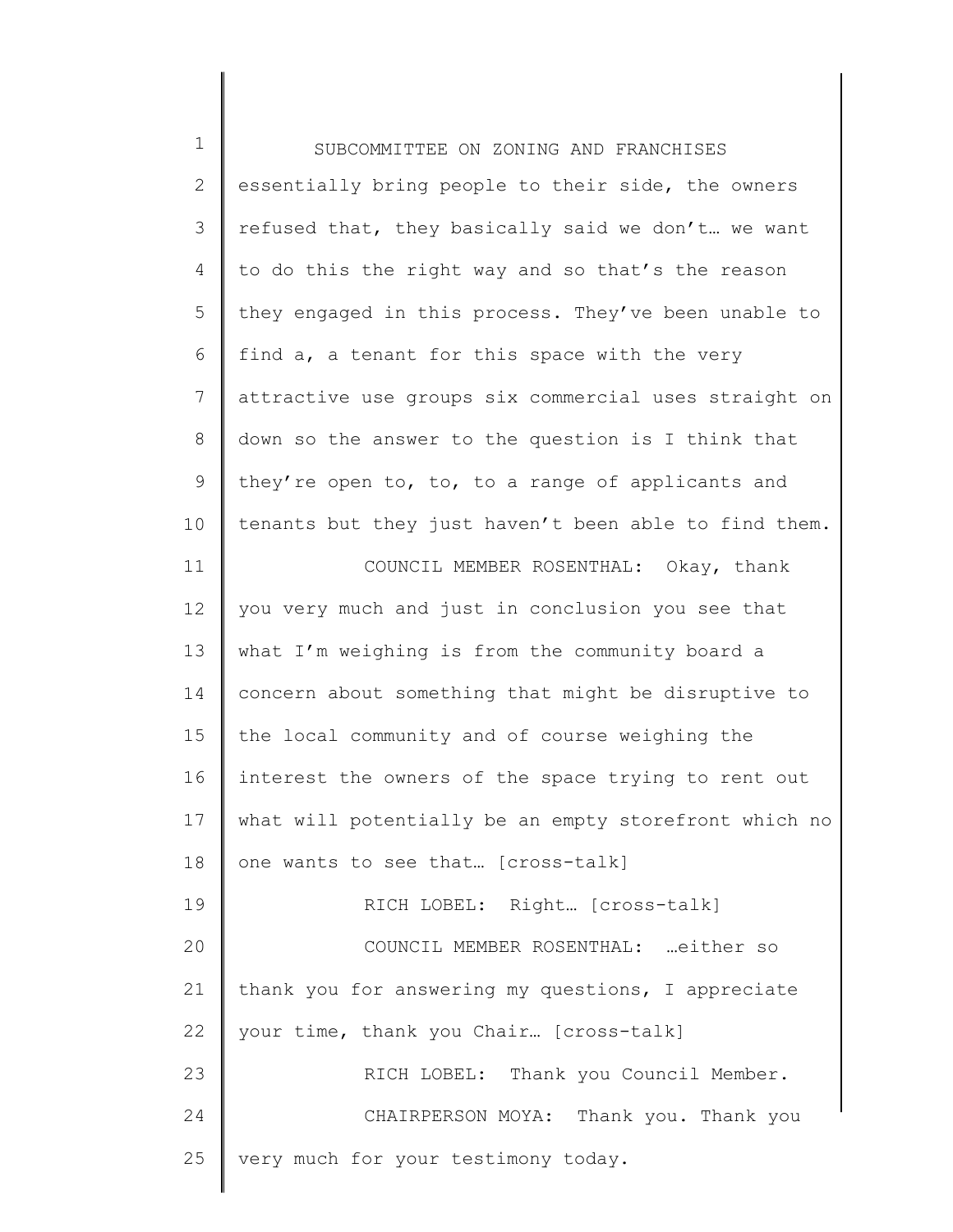essentially bring people to their side, the owners refused that, they basically said we don't… we want to do this the right way and so that's the reason they engaged in this process. They've been unable to find a, a tenant for this space with the very attractive use groups six commercial uses straight on down so the answer to the question is I think that they're open to, to, to a range of applicants and tenants but they just haven't been able to find them.

COUNCIL MEMBER ROSENTHAL: Okay, thank you very much and just in conclusion you see that what I'm weighing is from the community board a concern about something that might be disruptive to the local community and of course weighing the interest the owners of the space trying to rent out what will potentially be an empty storefront which no one wants to see that… [cross-talk]

RICH LOBEL: Right… [cross-talk]

COUNCIL MEMBER ROSENTHAL: …either so thank you for answering my questions, I appreciate your time, thank you Chair… [cross-talk]

RICH LOBEL: Thank you Council Member.

CHAIRPERSON MOYA: Thank you. Thank you very much for your testimony today.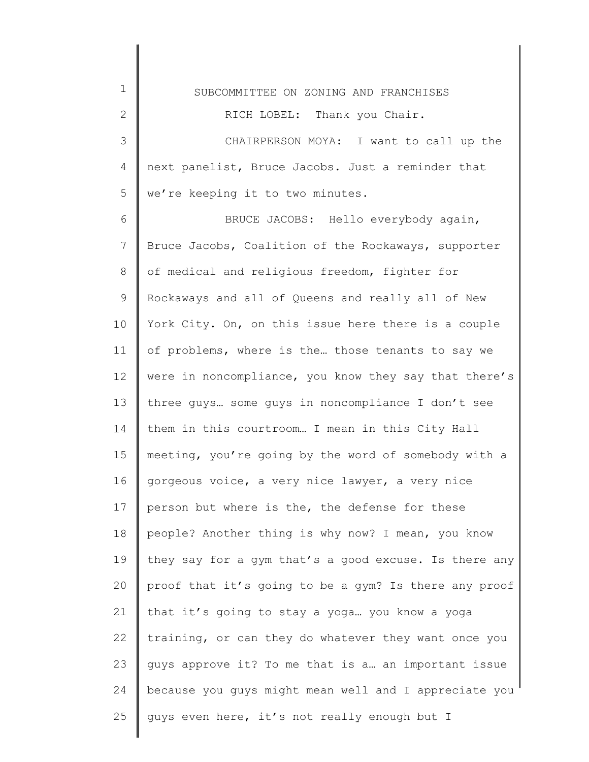RICH LOBEL: Thank you Chair.

CHAIRPERSON MOYA: I want to call up the next panelist, Bruce Jacobs. Just a reminder that we're keeping it to two minutes.

BRUCE JACOBS: Hello everybody again, Bruce Jacobs, Coalition of the Rockaways, supporter of medical and religious freedom, fighter for Rockaways and all of Queens and really all of New York City. On, on this issue here there is a couple of problems, where is the… those tenants to say we were in noncompliance, you know they say that there's three guys… some guys in noncompliance I don't see them in this courtroom… I mean in this City Hall meeting, you're going by the word of somebody with a gorgeous voice, a very nice lawyer, a very nice person but where is the, the defense for these people? Another thing is why now? I mean, you know they say for a gym that's a good excuse. Is there any proof that it's going to be a gym? Is there any proof that it's going to stay a yoga… you know a yoga training, or can they do whatever they want once you guys approve it? To me that is a… an important issue because you guys might mean well and I appreciate you guys even here, it's not really enough but I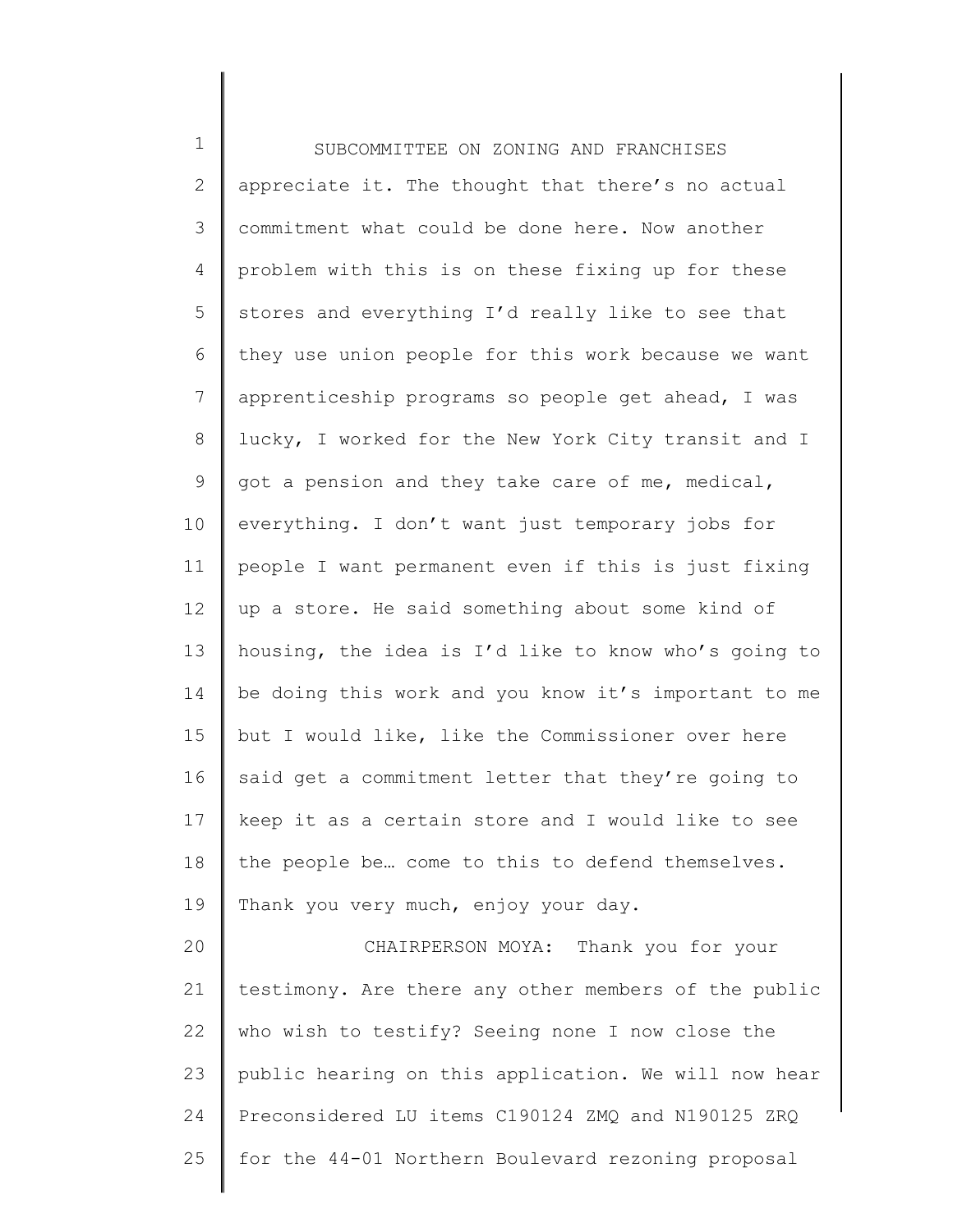appreciate it. The thought that there's no actual commitment what could be done here. Now another problem with this is on these fixing up for these stores and everything I'd really like to see that they use union people for this work because we want apprenticeship programs so people get ahead, I was lucky, I worked for the New York City transit and I got a pension and they take care of me, medical, everything. I don't want just temporary jobs for people I want permanent even if this is just fixing up a store. He said something about some kind of housing, the idea is I'd like to know who's going to be doing this work and you know it's important to me but I would like, like the Commissioner over here said get a commitment letter that they're going to keep it as a certain store and I would like to see the people be… come to this to defend themselves. Thank you very much, enjoy your day.

CHAIRPERSON MOYA: Thank you for your testimony. Are there any other members of the public who wish to testify? Seeing none I now close the public hearing on this application. We will now hear Preconsidered LU items C190124 ZMQ and N190125 ZRQ for the 44-01 Northern Boulevard rezoning proposal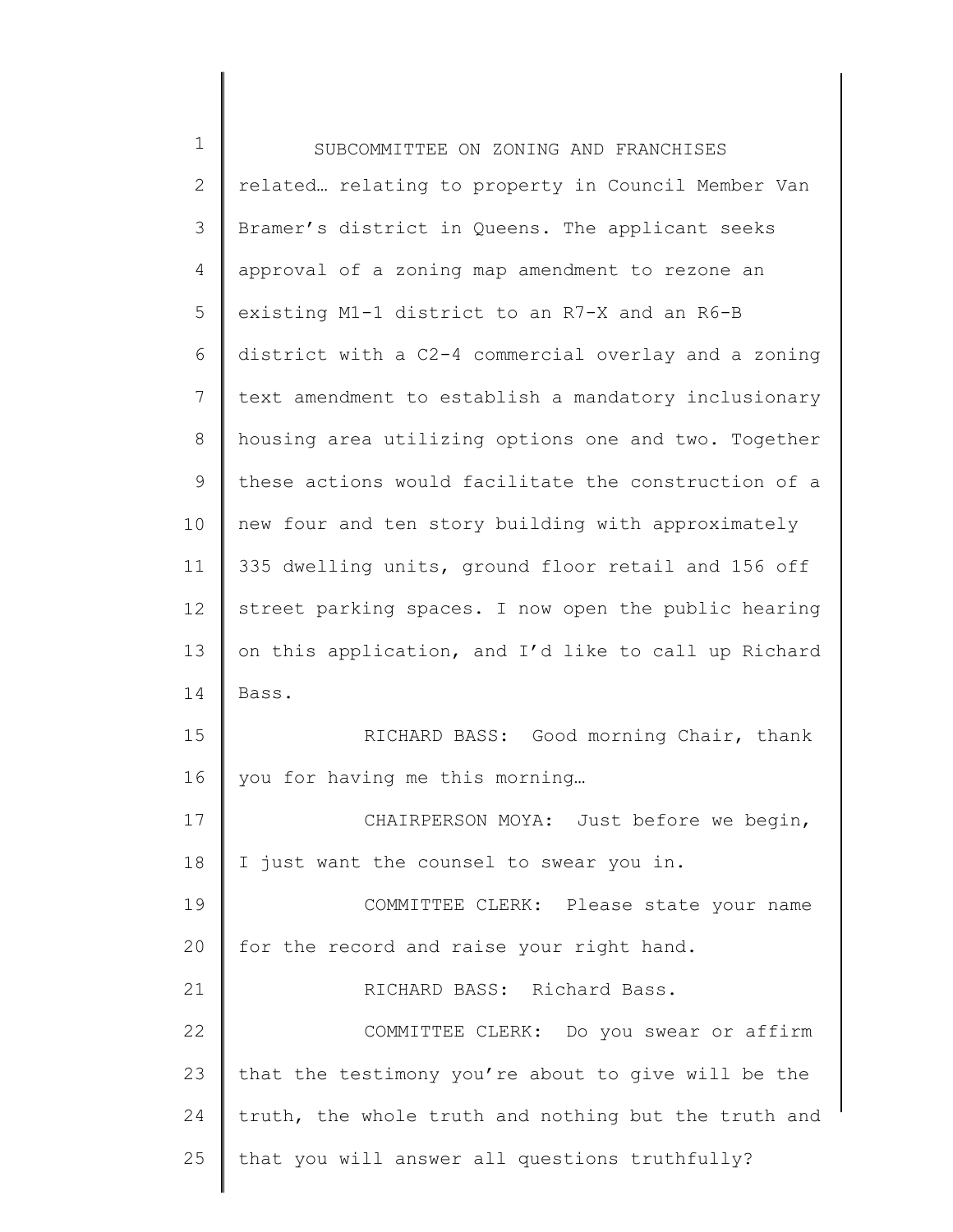related… relating to property in Council Member Van Bramer's district in Queens. The applicant seeks approval of a zoning map amendment to rezone an existing M1-1 district to an R7-X and an R6-B district with a C2-4 commercial overlay and a zoning text amendment to establish a mandatory inclusionary housing area utilizing options one and two. Together these actions would facilitate the construction of a new four and ten story building with approximately 335 dwelling units, ground floor retail and 156 off street parking spaces. I now open the public hearing on this application, and I'd like to call up Richard Bass.

RICHARD BASS: Good morning Chair, thank you for having me this morning…

CHAIRPERSON MOYA: Just before we begin, I just want the counsel to swear you in.

COMMITTEE CLERK: Please state your name for the record and raise your right hand.

RICHARD BASS: Richard Bass.

COMMITTEE CLERK: Do you swear or affirm that the testimony you're about to give will be the truth, the whole truth and nothing but the truth and that you will answer all questions truthfully?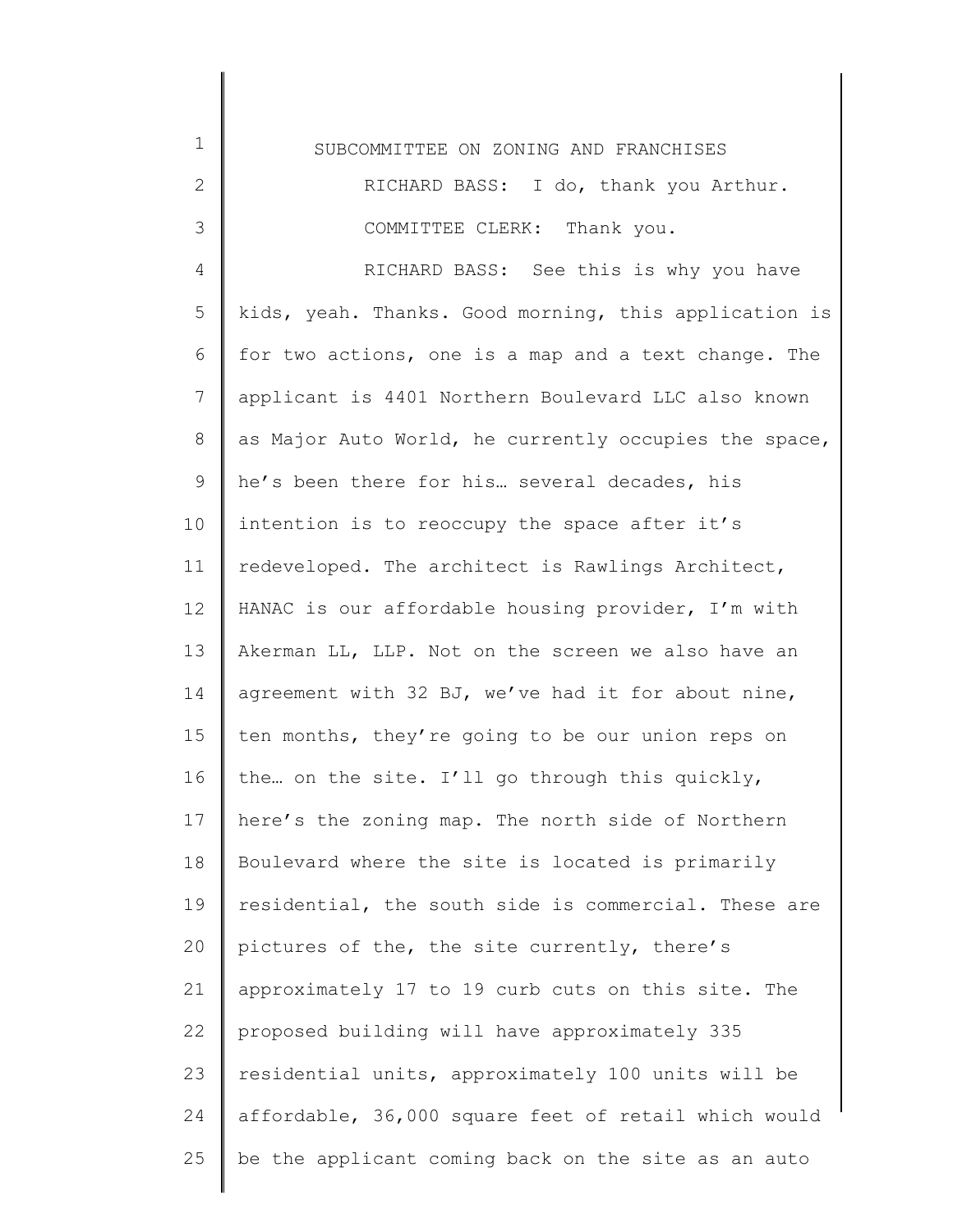RICHARD BASS: I do, thank you Arthur.

COMMITTEE CLERK: Thank you.

RICHARD BASS: See this is why you have kids, yeah. Thanks. Good morning, this application is for two actions, one is a map and a text change. The applicant is 4401 Northern Boulevard LLC also known as Major Auto World, he currently occupies the space, he's been there for his… several decades, his intention is to reoccupy the space after it's redeveloped. The architect is Rawlings Architect, HANAC is our affordable housing provider, I'm with Akerman LL, LLP. Not on the screen we also have an agreement with 32 BJ, we've had it for about nine, ten months, they're going to be our union reps on the… on the site. I'll go through this quickly, here's the zoning map. The north side of Northern Boulevard where the site is located is primarily residential, the south side is commercial. These are pictures of the, the site currently, there's approximately 17 to 19 curb cuts on this site. The proposed building will have approximately 335 residential units, approximately 100 units will be affordable, 36,000 square feet of retail which would be the applicant coming back on the site as an auto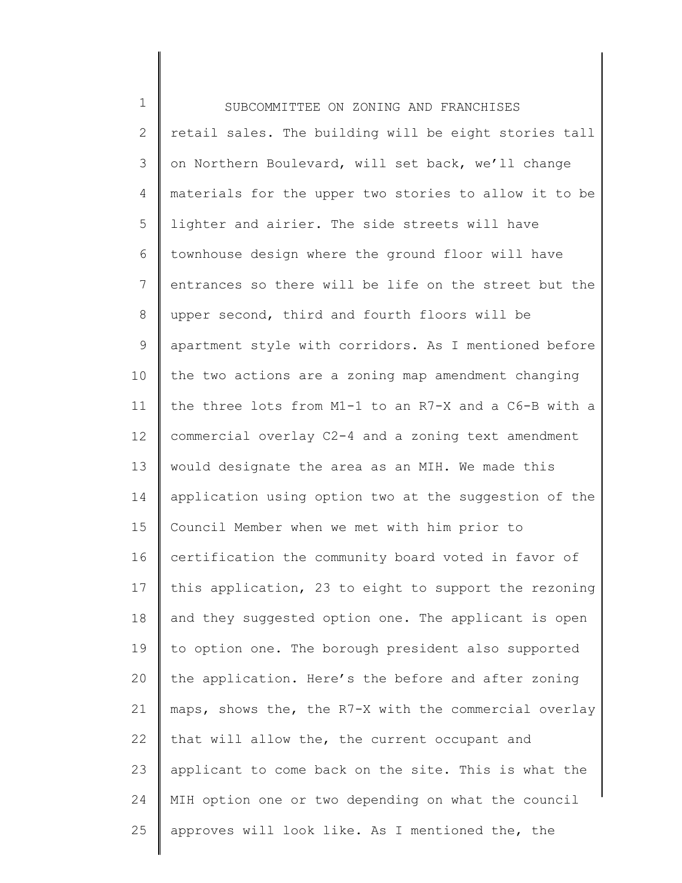retail sales. The building will be eight stories tall on Northern Boulevard, will set back, we'll change materials for the upper two stories to allow it to be lighter and airier. The side streets will have townhouse design where the ground floor will have entrances so there will be life on the street but the upper second, third and fourth floors will be apartment style with corridors. As I mentioned before the two actions are a zoning map amendment changing the three lots from M1-1 to an R7-X and a C6-B with a commercial overlay C2-4 and a zoning text amendment would designate the area as an MIH. We made this application using option two at the suggestion of the Council Member when we met with him prior to certification the community board voted in favor of this application, 23 to eight to support the rezoning and they suggested option one. The applicant is open to option one. The borough president also supported the application. Here's the before and after zoning maps, shows the, the R7-X with the commercial overlay that will allow the, the current occupant and applicant to come back on the site. This is what the MIH option one or two depending on what the council approves will look like. As I mentioned the, the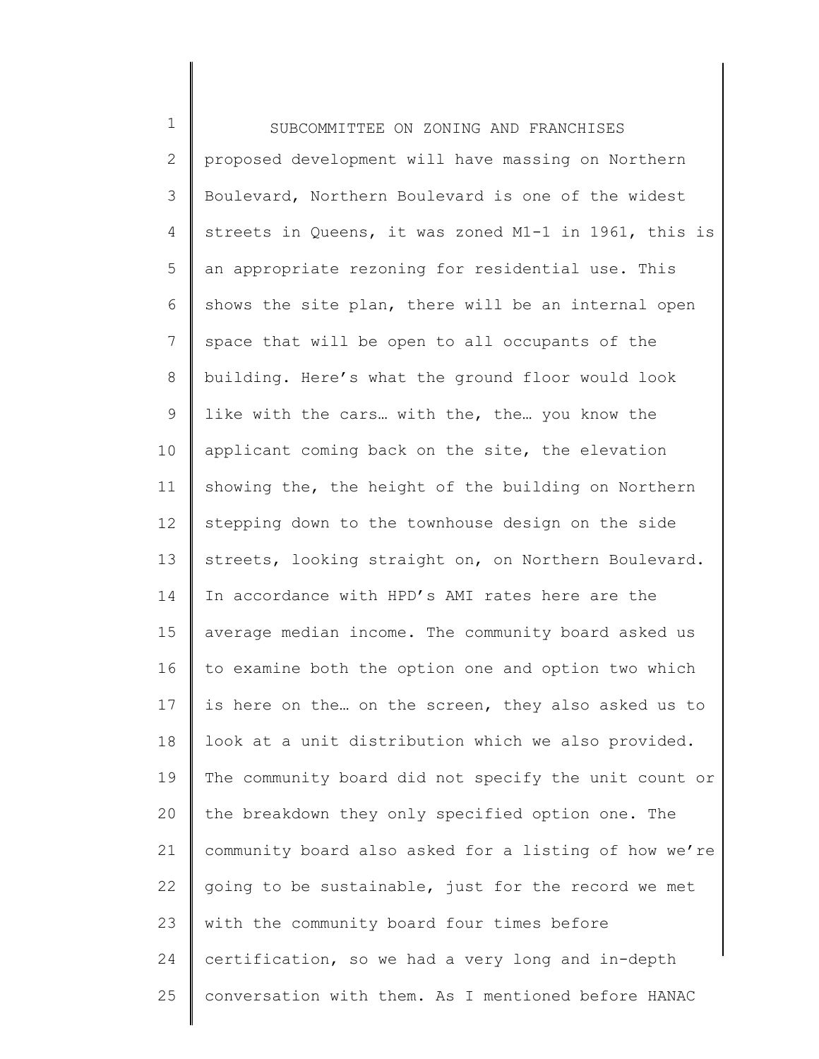proposed development will have massing on Northern Boulevard, Northern Boulevard is one of the widest streets in Queens, it was zoned M1-1 in 1961, this is an appropriate rezoning for residential use. This shows the site plan, there will be an internal open space that will be open to all occupants of the building. Here's what the ground floor would look like with the cars… with the, the… you know the applicant coming back on the site, the elevation showing the, the height of the building on Northern stepping down to the townhouse design on the side streets, looking straight on, on Northern Boulevard. In accordance with HPD's AMI rates here are the average median income. The community board asked us to examine both the option one and option two which is here on the… on the screen, they also asked us to look at a unit distribution which we also provided. The community board did not specify the unit count or the breakdown they only specified option one. The community board also asked for a listing of how we're going to be sustainable, just for the record we met with the community board four times before certification, so we had a very long and in-depth conversation with them. As I mentioned before HANAC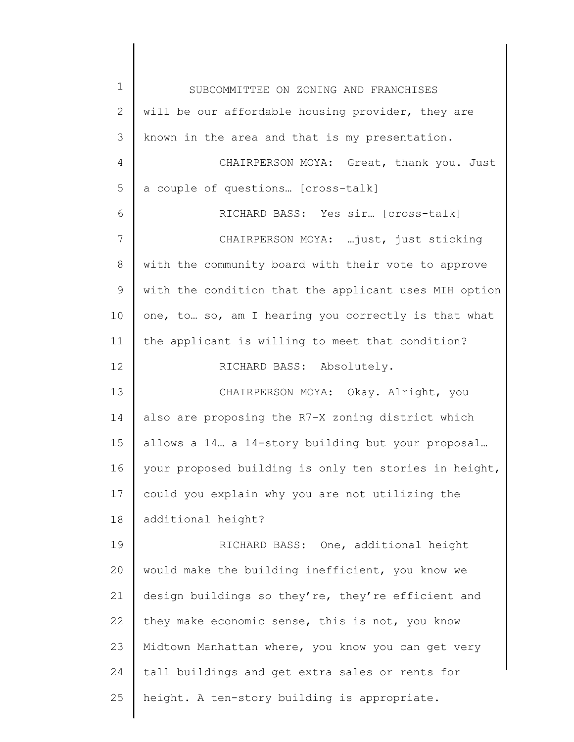will be our affordable housing provider, they are known in the area and that is my presentation.

CHAIRPERSON MOYA: Great, thank you. Just a couple of questions… [cross-talk]

RICHARD BASS: Yes sir… [cross-talk]

CHAIRPERSON MOYA: …just, just sticking with the community board with their vote to approve with the condition that the applicant uses MIH option one, to… so, am I hearing you correctly is that what the applicant is willing to meet that condition?

RICHARD BASS: Absolutely.

CHAIRPERSON MOYA: Okay. Alright, you also are proposing the R7-X zoning district which allows a 14… a 14-story building but your proposal… your proposed building is only ten stories in height, could you explain why you are not utilizing the additional height?

RICHARD BASS: One, additional height would make the building inefficient, you know we design buildings so they're, they're efficient and they make economic sense, this is not, you know Midtown Manhattan where, you know you can get very tall buildings and get extra sales or rents for height. A ten-story building is appropriate.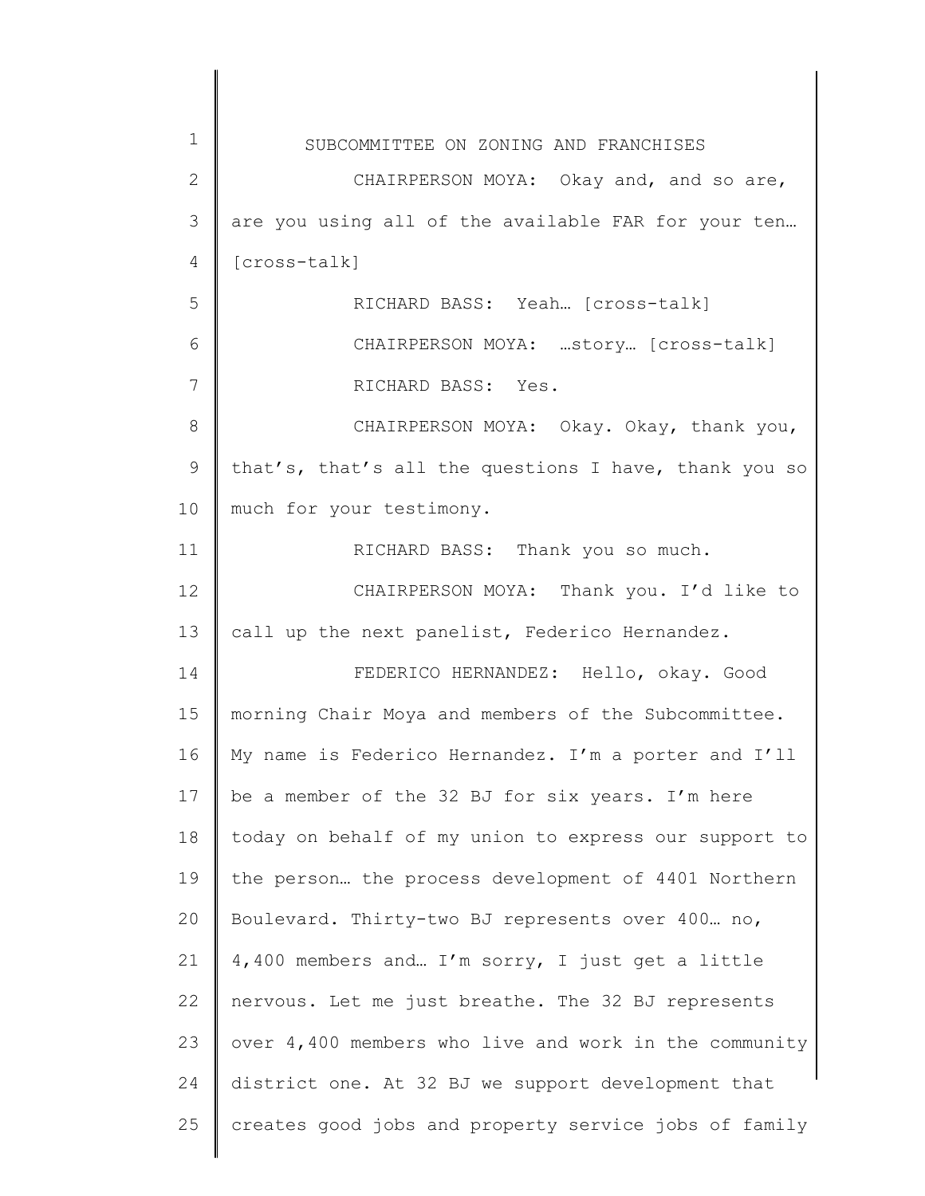CHAIRPERSON MOYA: Okay and, and so are, are you using all of the available FAR for your ten… [cross-talk]

RICHARD BASS: Yeah… [cross-talk]

CHAIRPERSON MOYA: …story… [cross-talk]

RICHARD BASS: Yes.

CHAIRPERSON MOYA: Okay. Okay, thank you, that's, that's all the questions I have, thank you so much for your testimony.

RICHARD BASS: Thank you so much.

CHAIRPERSON MOYA: Thank you. I'd like to call up the next panelist, Federico Hernandez.

FEDERICO HERNANDEZ: Hello, okay. Good morning Chair Moya and members of the Subcommittee. My name is Federico Hernandez. I'm a porter and I'll be a member of the 32 BJ for six years. I'm here today on behalf of my union to express our support to the person… the process development of 4401 Northern Boulevard. Thirty-two BJ represents over 400… no, 4,400 members and… I'm sorry, I just get a little nervous. Let me just breathe. The 32 BJ represents over 4,400 members who live and work in the community district one. At 32 BJ we support development that creates good jobs and property service jobs of family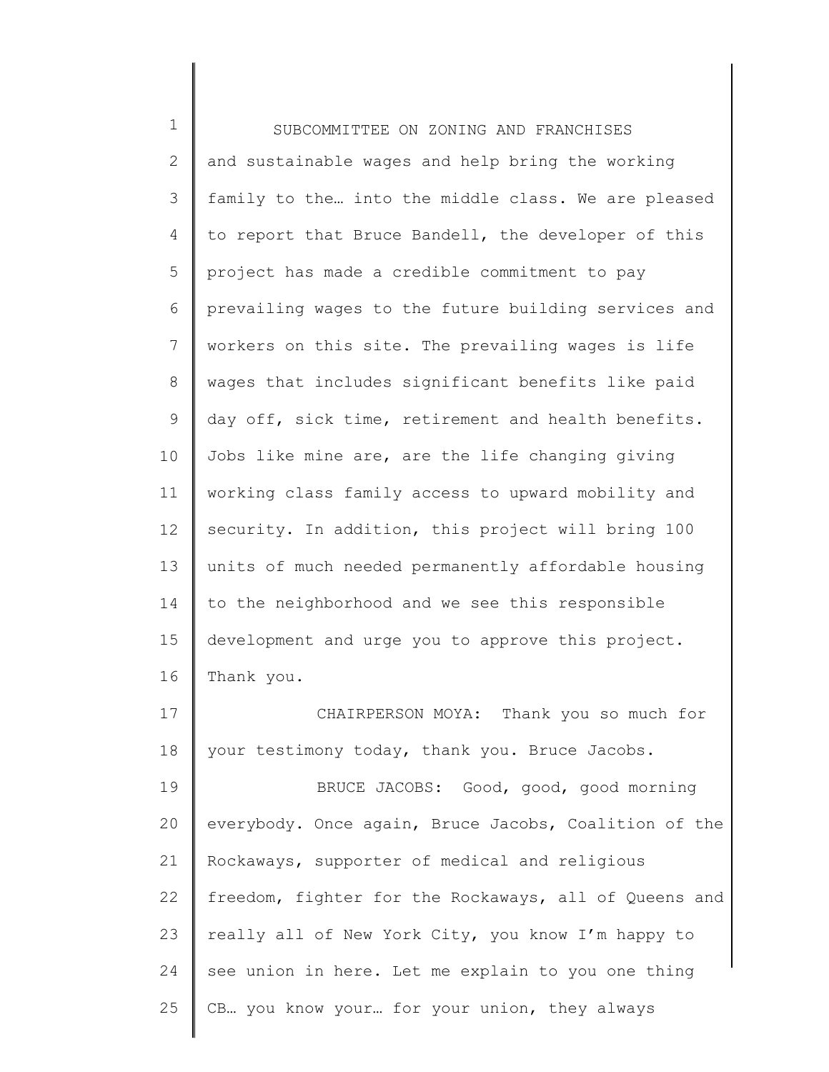and sustainable wages and help bring the working family to the… into the middle class. We are pleased to report that Bruce Bandell, the developer of this project has made a credible commitment to pay prevailing wages to the future building services and workers on this site. The prevailing wages is life wages that includes significant benefits like paid day off, sick time, retirement and health benefits. Jobs like mine are, are the life changing giving working class family access to upward mobility and security. In addition, this project will bring 100 units of much needed permanently affordable housing to the neighborhood and we see this responsible development and urge you to approve this project. Thank you.

CHAIRPERSON MOYA: Thank you so much for your testimony today, thank you. Bruce Jacobs.

BRUCE JACOBS: Good, good, good morning everybody. Once again, Bruce Jacobs, Coalition of the Rockaways, supporter of medical and religious freedom, fighter for the Rockaways, all of Queens and really all of New York City, you know I'm happy to see union in here. Let me explain to you one thing CB… you know your… for your union, they always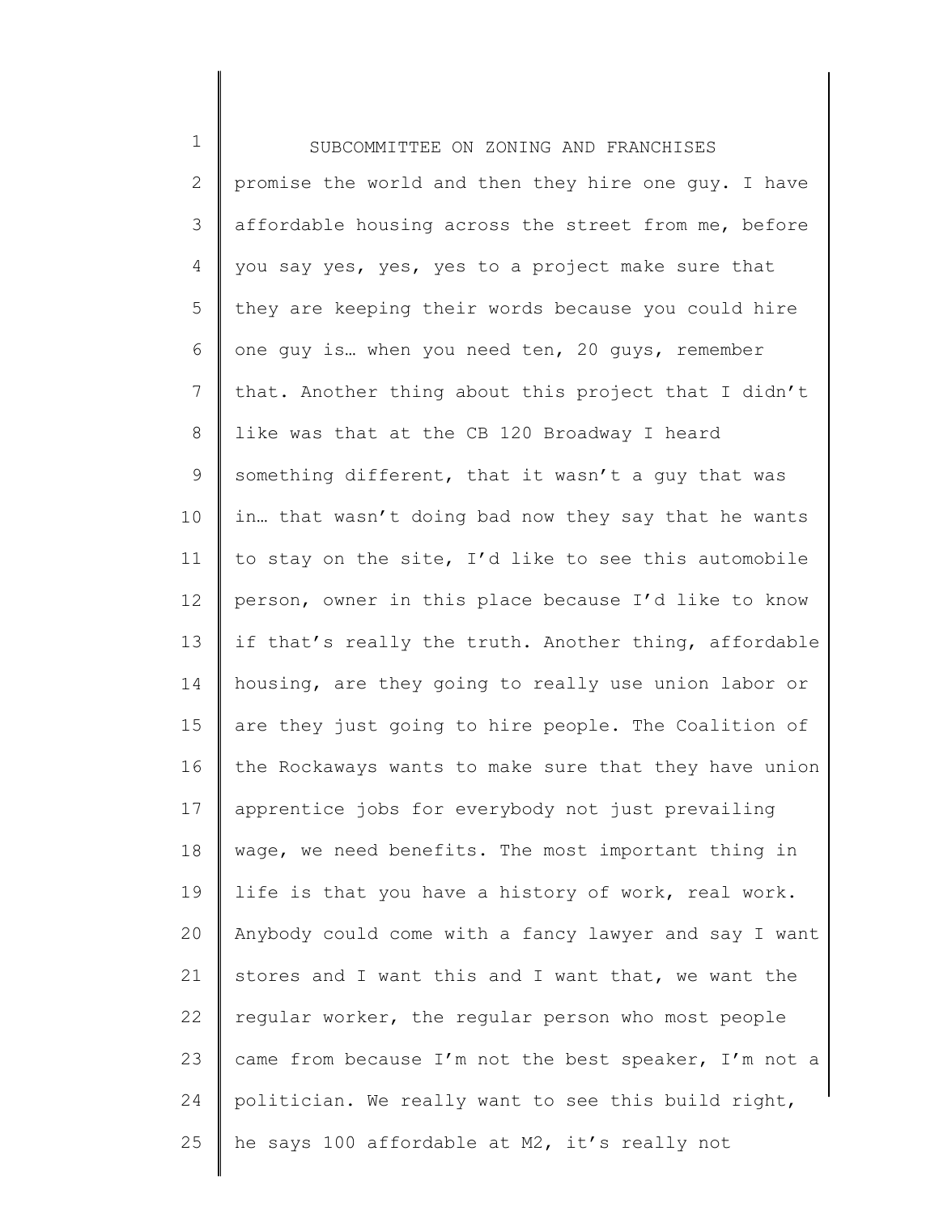promise the world and then they hire one guy. I have affordable housing across the street from me, before you say yes, yes, yes to a project make sure that they are keeping their words because you could hire one guy is… when you need ten, 20 guys, remember that. Another thing about this project that I didn't like was that at the CB 120 Broadway I heard something different, that it wasn't a guy that was in… that wasn't doing bad now they say that he wants to stay on the site, I'd like to see this automobile person, owner in this place because I'd like to know if that's really the truth. Another thing, affordable housing, are they going to really use union labor or are they just going to hire people. The Coalition of the Rockaways wants to make sure that they have union apprentice jobs for everybody not just prevailing wage, we need benefits. The most important thing in life is that you have a history of work, real work. Anybody could come with a fancy lawyer and say I want stores and I want this and I want that, we want the regular worker, the regular person who most people came from because I'm not the best speaker, I'm not a politician. We really want to see this build right, he says 100 affordable at M2, it's really not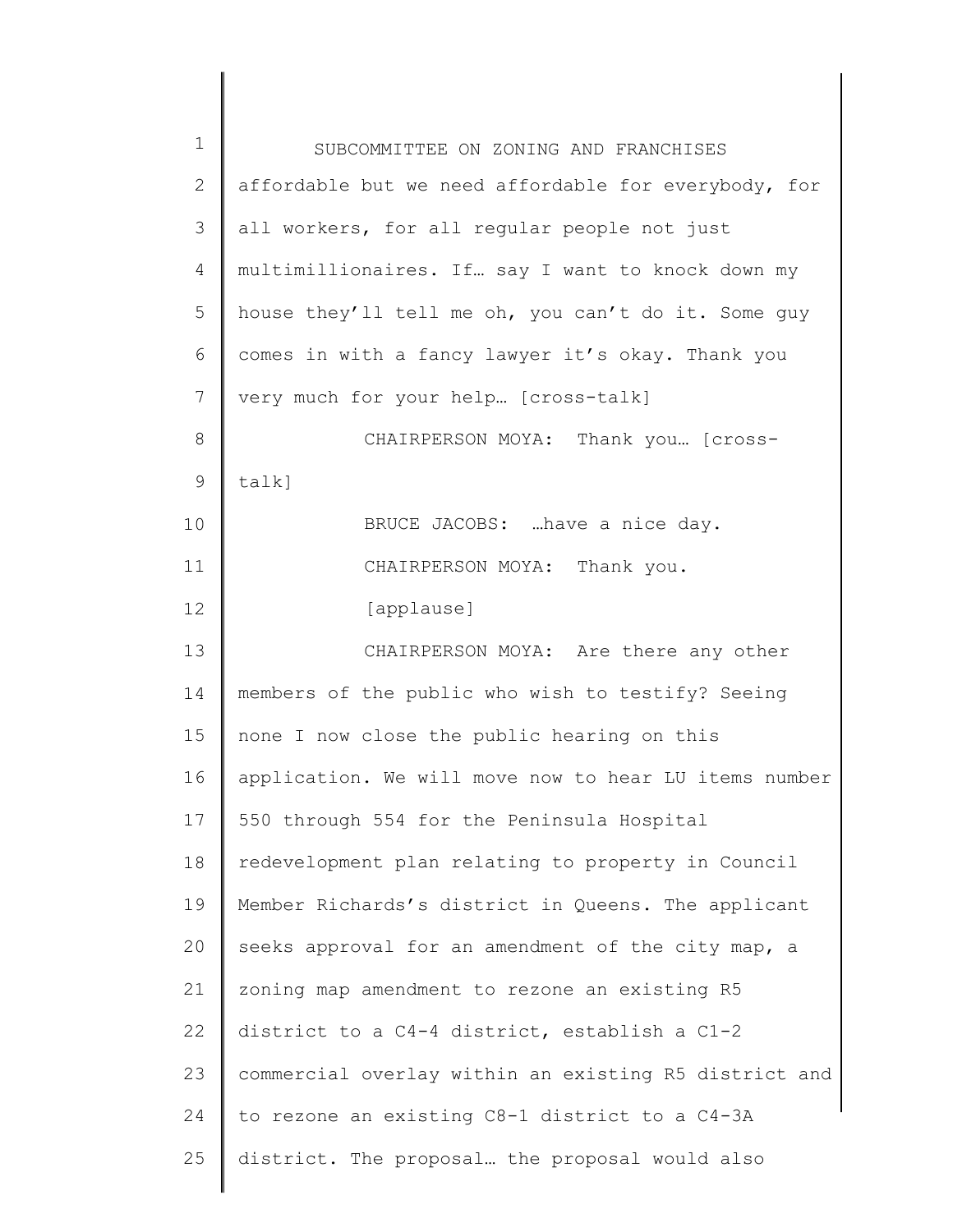affordable but we need affordable for everybody, for all workers, for all regular people not just multimillionaires. If… say I want to knock down my house they'll tell me oh, you can't do it. Some guy comes in with a fancy lawyer it's okay. Thank you very much for your help… [cross-talk]

CHAIRPERSON MOYA: Thank you… [cross-talk]

BRUCE JACOBS: …have a nice day.

CHAIRPERSON MOYA: Thank you.

[applause]

CHAIRPERSON MOYA: Are there any other members of the public who wish to testify? Seeing none I now close the public hearing on this application. We will move now to hear LU items number 550 through 554 for the Peninsula Hospital redevelopment plan relating to property in Council Member Richards's district in Queens. The applicant seeks approval for an amendment of the city map, a zoning map amendment to rezone an existing R5 district to a C4-4 district, establish a C1-2 commercial overlay within an existing R5 district and to rezone an existing C8-1 district to a C4-3A district. The proposal… the proposal would also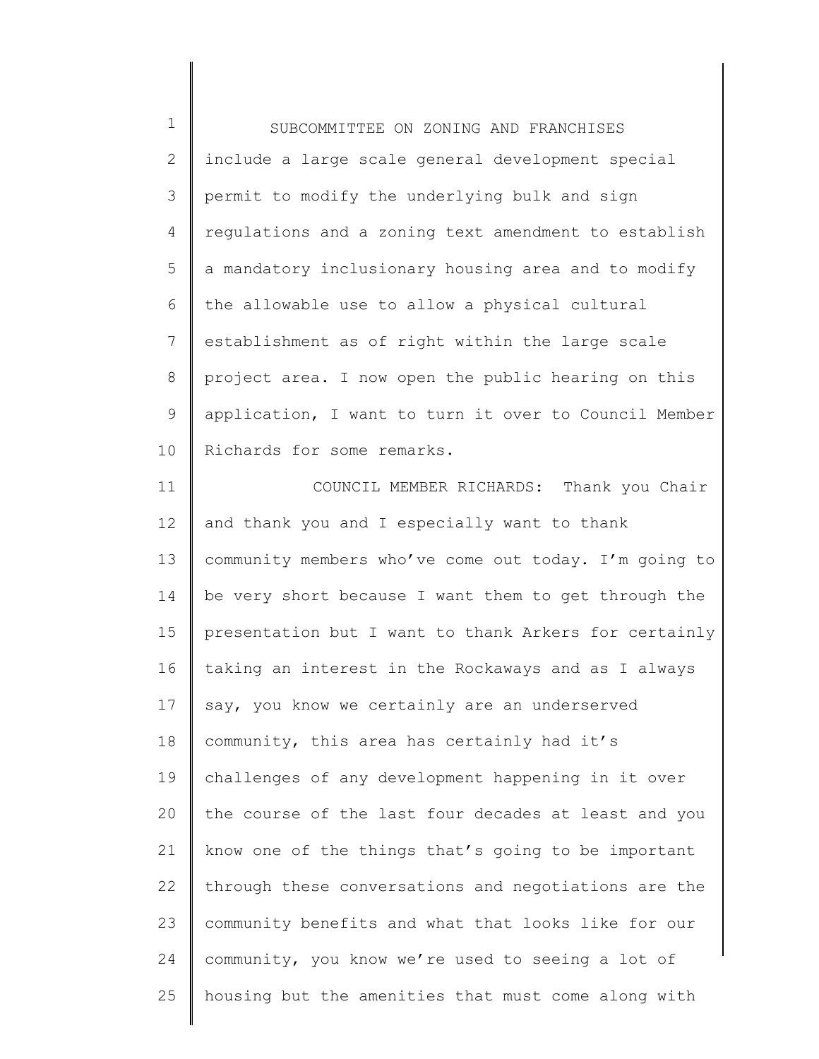include a large scale general development special permit to modify the underlying bulk and sign regulations and a zoning text amendment to establish a mandatory inclusionary housing area and to modify the allowable use to allow a physical cultural establishment as of right within the large scale project area. I now open the public hearing on this application, I want to turn it over to Council Member Richards for some remarks.

COUNCIL MEMBER RICHARDS: Thank you Chair and thank you and I especially want to thank community members who've come out today. I'm going to be very short because I want them to get through the presentation but I want to thank Arkers for certainly taking an interest in the Rockaways and as I always say, you know we certainly are an underserved community, this area has certainly had it's challenges of any development happening in it over the course of the last four decades at least and you know one of the things that's going to be important through these conversations and negotiations are the community benefits and what that looks like for our community, you know we're used to seeing a lot of housing but the amenities that must come along with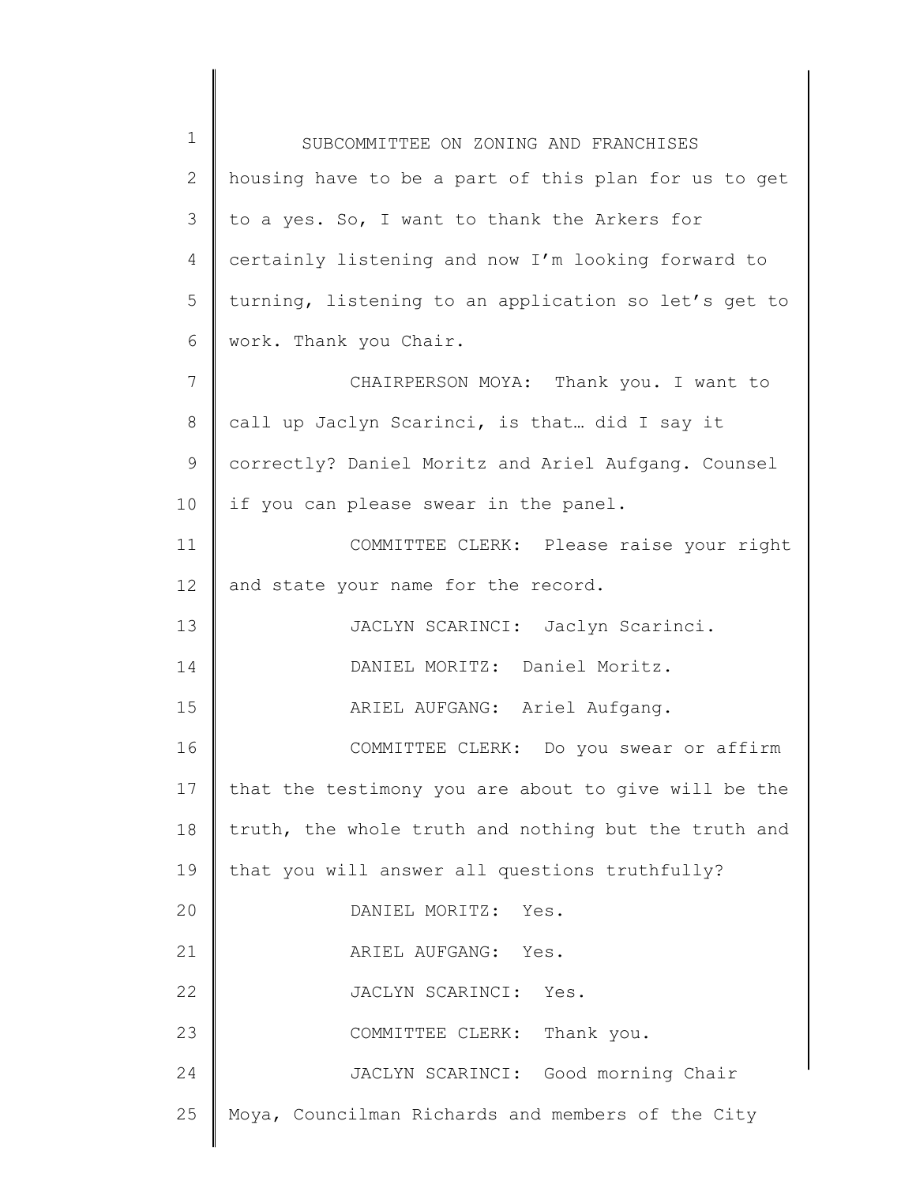housing have to be a part of this plan for us to get to a yes. So, I want to thank the Arkers for certainly listening and now I'm looking forward to turning, listening to an application so let's get to work. Thank you Chair.

CHAIRPERSON MOYA: Thank you. I want to call up Jaclyn Scarinci, is that… did I say it correctly? Daniel Moritz and Ariel Aufgang. Counsel if you can please swear in the panel.

COMMITTEE CLERK: Please raise your right and state your name for the record.

JACLYN SCARINCI: Jaclyn Scarinci.

DANIEL MORITZ: Daniel Moritz.

ARIEL AUFGANG: Ariel Aufgang.

COMMITTEE CLERK: Do you swear or affirm that the testimony you are about to give will be the truth, the whole truth and nothing but the truth and that you will answer all questions truthfully?

DANIEL MORITZ: Yes.

ARIEL AUFGANG: Yes.

JACLYN SCARINCI: Yes.

COMMITTEE CLERK: Thank you.

JACLYN SCARINCI: Good morning Chair Moya, Councilman Richards and members of the City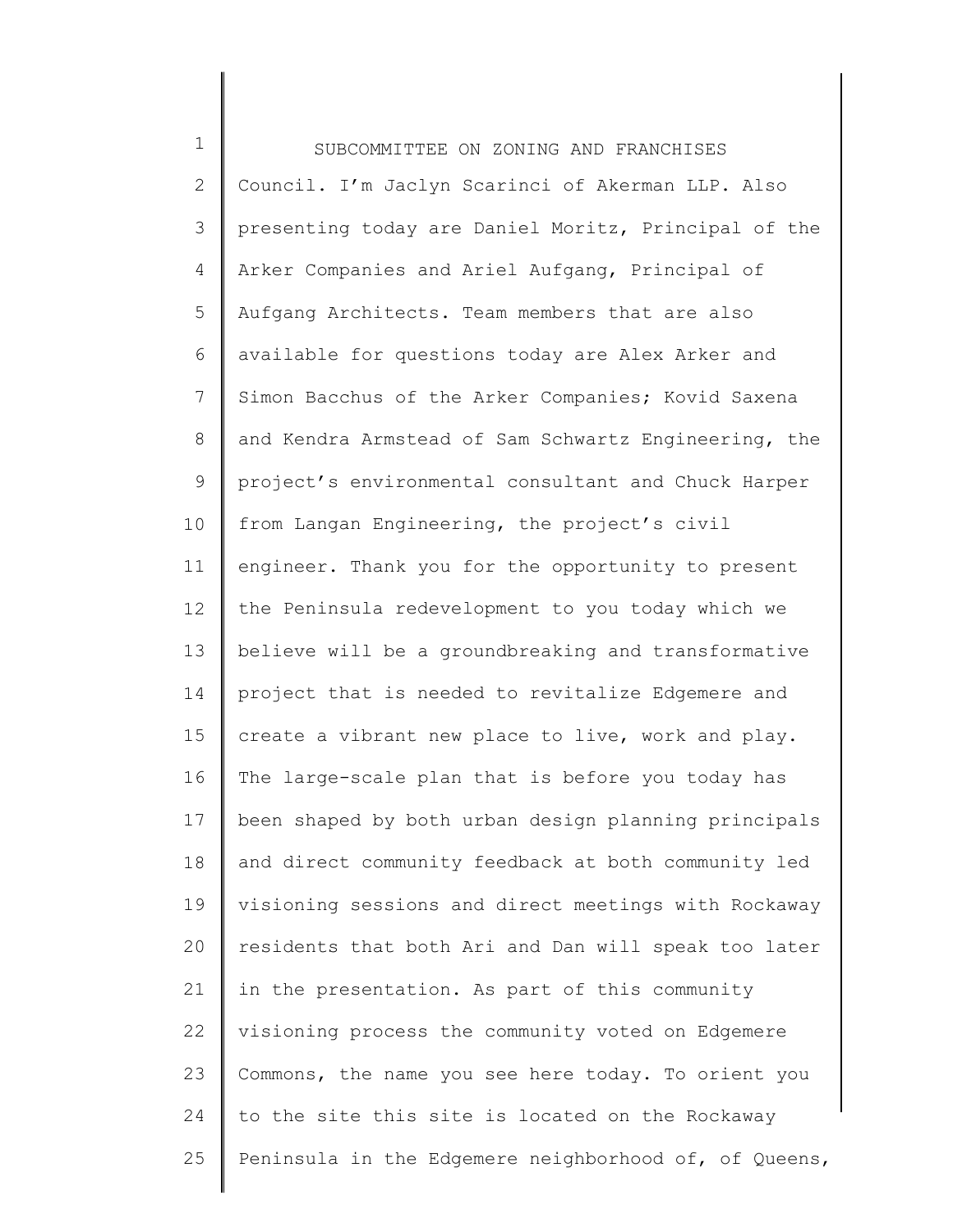Council. I'm Jaclyn Scarinci of Akerman LLP. Also presenting today are Daniel Moritz, Principal of the Arker Companies and Ariel Aufgang, Principal of Aufgang Architects. Team members that are also available for questions today are Alex Arker and Simon Bacchus of the Arker Companies; Kovid Saxena and Kendra Armstead of Sam Schwartz Engineering, the project's environmental consultant and Chuck Harper from Langan Engineering, the project's civil engineer. Thank you for the opportunity to present the Peninsula redevelopment to you today which we believe will be a groundbreaking and transformative project that is needed to revitalize Edgemere and create a vibrant new place to live, work and play. The large-scale plan that is before you today has been shaped by both urban design planning principals and direct community feedback at both community led visioning sessions and direct meetings with Rockaway residents that both Ari and Dan will speak too later in the presentation. As part of this community visioning process the community voted on Edgemere Commons, the name you see here today. To orient you to the site this site is located on the Rockaway Peninsula in the Edgemere neighborhood of, of Queens,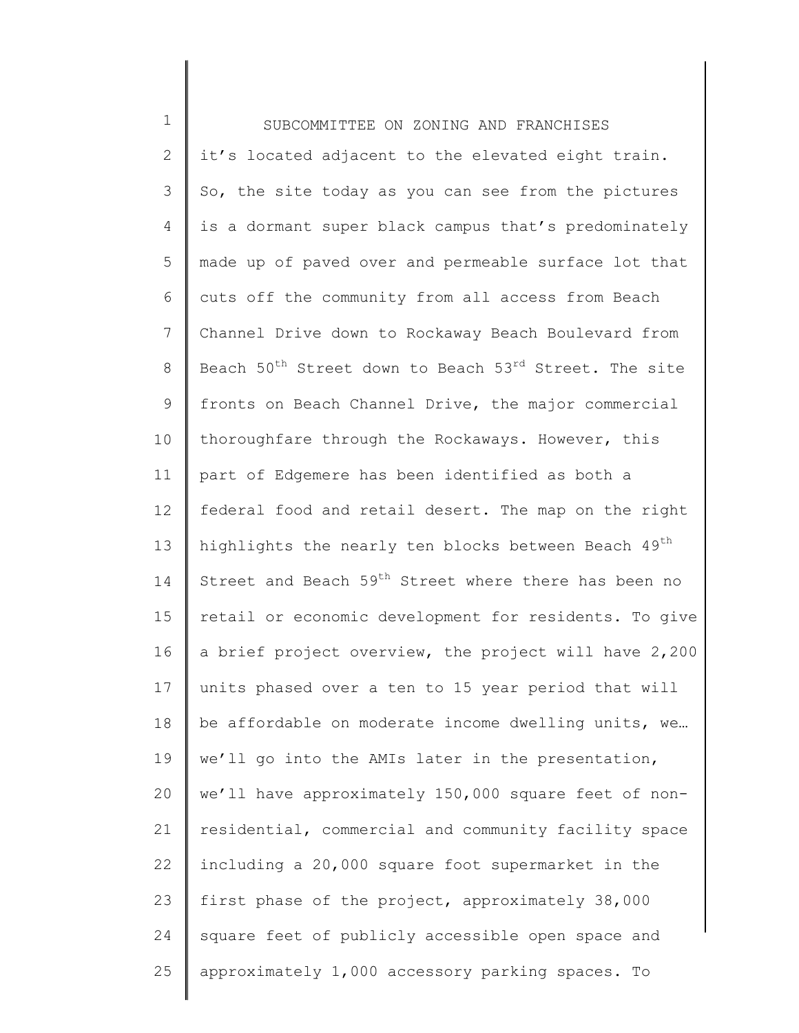it's located adjacent to the elevated eight train. So, the site today as you can see from the pictures is a dormant super black campus that's predominately made up of paved over and permeable surface lot that cuts off the community from all access from Beach Channel Drive down to Rockaway Beach Boulevard from Beach 50th Street down to Beach 53rd Street. The site fronts on Beach Channel Drive, the major commercial thoroughfare through the Rockaways. However, this part of Edgemere has been identified as both a federal food and retail desert. The map on the right highlights the nearly ten blocks between Beach 49th Street and Beach 59th Street where there has been no retail or economic development for residents. To give a brief project overview, the project will have 2,200 units phased over a ten to 15 year period that will be affordable on moderate income dwelling units, we… we'll go into the AMIs later in the presentation, we'll have approximately 150,000 square feet of non-residential, commercial and community facility space including a 20,000 square foot supermarket in the first phase of the project, approximately 38,000 square feet of publicly accessible open space and approximately 1,000 accessory parking spaces. To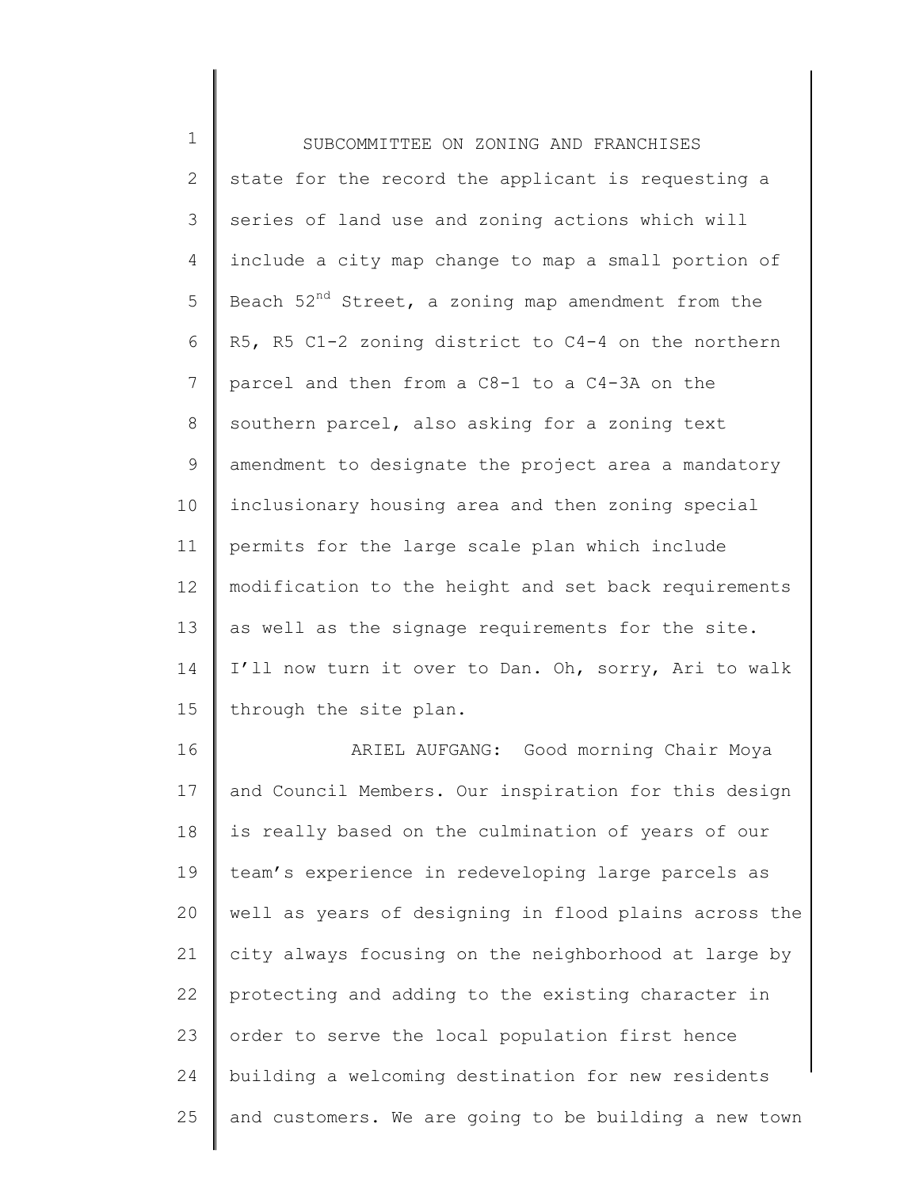state for the record the applicant is requesting a series of land use and zoning actions which will include a city map change to map a small portion of Beach 52nd Street, a zoning map amendment from the R5, R5 C1-2 zoning district to C4-4 on the northern parcel and then from a C8-1 to a C4-3A on the southern parcel, also asking for a zoning text amendment to designate the project area a mandatory inclusionary housing area and then zoning special permits for the large scale plan which include modification to the height and set back requirements as well as the signage requirements for the site. I'll now turn it over to Dan. Oh, sorry, Ari to walk through the site plan.

ARIEL AUFGANG: Good morning Chair Moya and Council Members. Our inspiration for this design is really based on the culmination of years of our team's experience in redeveloping large parcels as well as years of designing in flood plains across the city always focusing on the neighborhood at large by protecting and adding to the existing character in order to serve the local population first hence building a welcoming destination for new residents and customers. We are going to be building a new town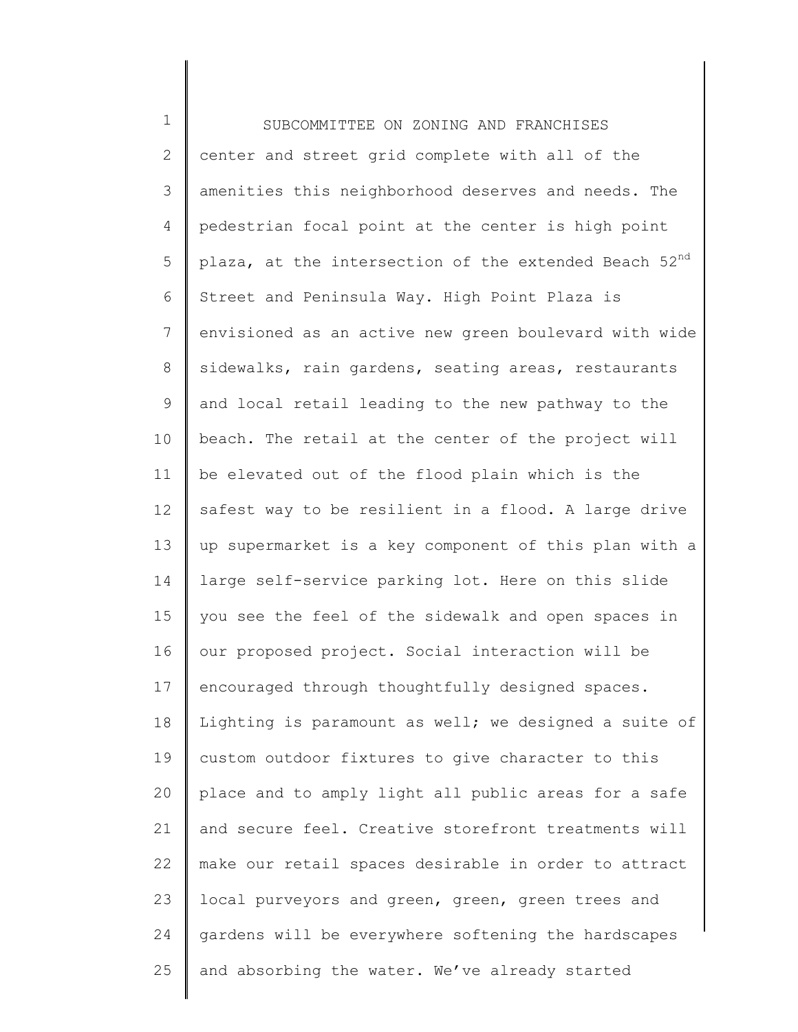center and street grid complete with all of the amenities this neighborhood deserves and needs. The pedestrian focal point at the center is high point plaza, at the intersection of the extended Beach 52nd Street and Peninsula Way. High Point Plaza is envisioned as an active new green boulevard with wide sidewalks, rain gardens, seating areas, restaurants and local retail leading to the new pathway to the beach. The retail at the center of the project will be elevated out of the flood plain which is the safest way to be resilient in a flood. A large drive up supermarket is a key component of this plan with a large self-service parking lot. Here on this slide you see the feel of the sidewalk and open spaces in our proposed project. Social interaction will be encouraged through thoughtfully designed spaces. Lighting is paramount as well; we designed a suite of custom outdoor fixtures to give character to this place and to amply light all public areas for a safe and secure feel. Creative storefront treatments will make our retail spaces desirable in order to attract local purveyors and green, green, green trees and gardens will be everywhere softening the hardscapes and absorbing the water. We've already started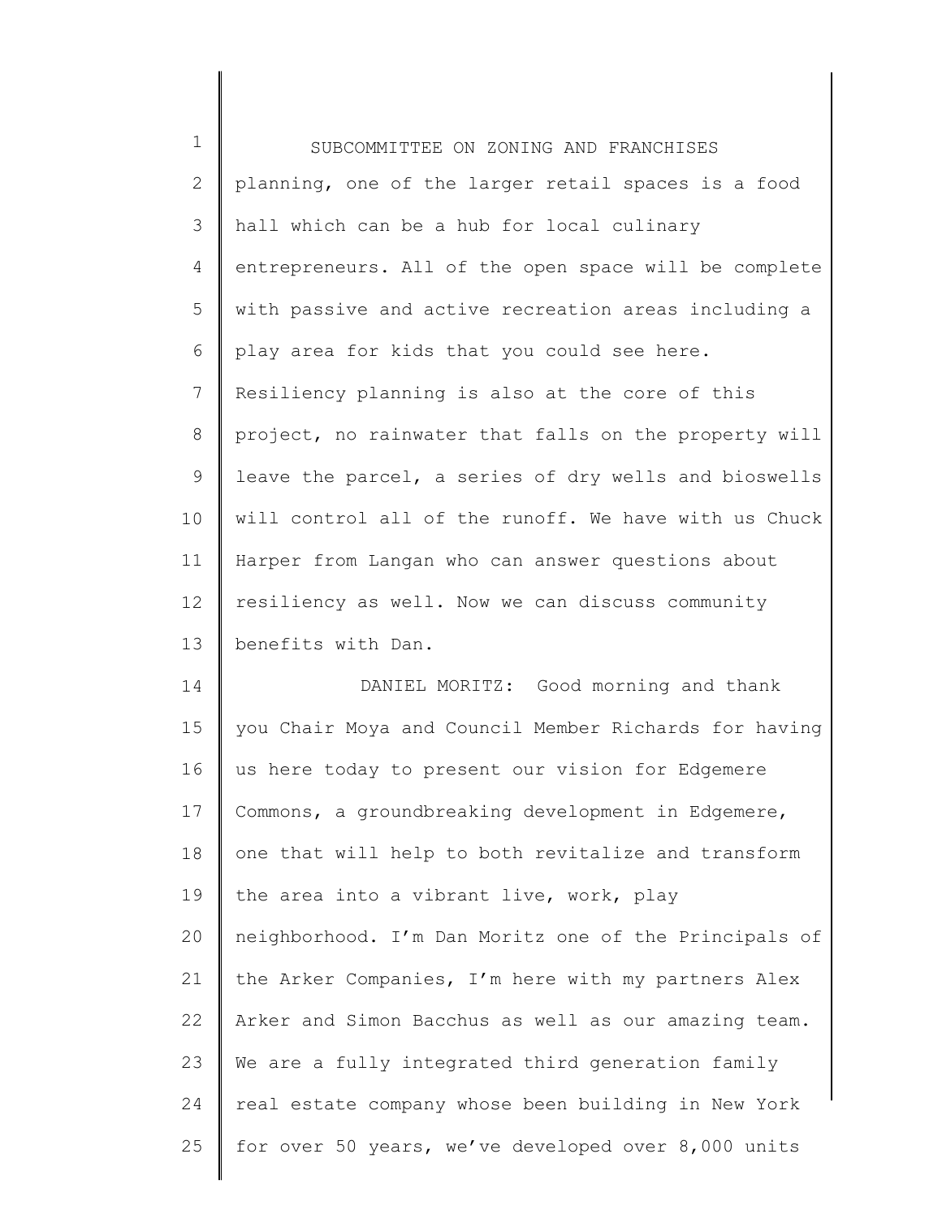planning, one of the larger retail spaces is a food hall which can be a hub for local culinary entrepreneurs. All of the open space will be complete with passive and active recreation areas including a play area for kids that you could see here. Resiliency planning is also at the core of this project, no rainwater that falls on the property will leave the parcel, a series of dry wells and bioswells will control all of the runoff. We have with us Chuck Harper from Langan who can answer questions about resiliency as well. Now we can discuss community benefits with Dan.

DANIEL MORITZ: Good morning and thank you Chair Moya and Council Member Richards for having us here today to present our vision for Edgemere Commons, a groundbreaking development in Edgemere, one that will help to both revitalize and transform the area into a vibrant live, work, play neighborhood. I'm Dan Moritz one of the Principals of the Arker Companies, I'm here with my partners Alex Arker and Simon Bacchus as well as our amazing team. We are a fully integrated third generation family real estate company whose been building in New York for over 50 years, we've developed over 8,000 units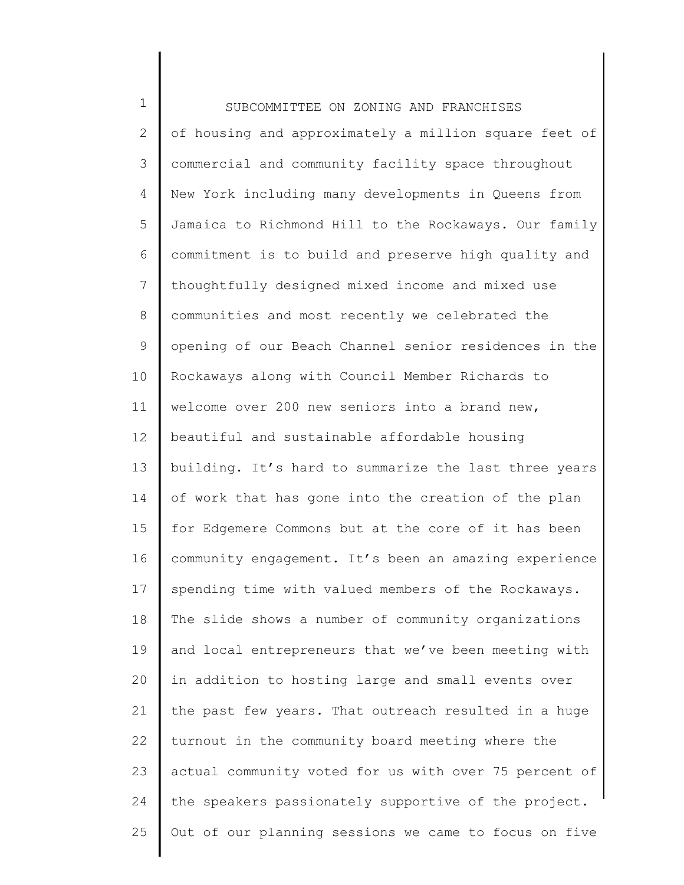of housing and approximately a million square feet of commercial and community facility space throughout New York including many developments in Queens from Jamaica to Richmond Hill to the Rockaways. Our family commitment is to build and preserve high quality and thoughtfully designed mixed income and mixed use communities and most recently we celebrated the opening of our Beach Channel senior residences in the Rockaways along with Council Member Richards to welcome over 200 new seniors into a brand new, beautiful and sustainable affordable housing building. It's hard to summarize the last three years of work that has gone into the creation of the plan for Edgemere Commons but at the core of it has been community engagement. It's been an amazing experience spending time with valued members of the Rockaways. The slide shows a number of community organizations and local entrepreneurs that we've been meeting with in addition to hosting large and small events over the past few years. That outreach resulted in a huge turnout in the community board meeting where the actual community voted for us with over 75 percent of the speakers passionately supportive of the project. Out of our planning sessions we came to focus on five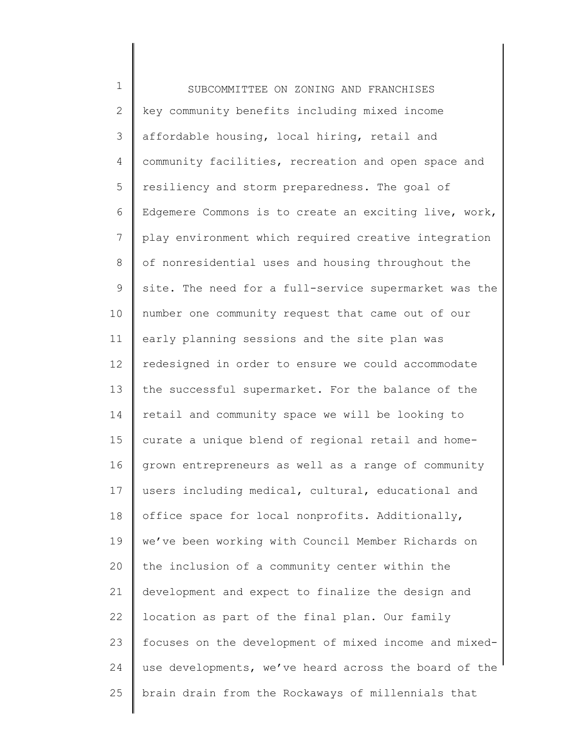key community benefits including mixed income affordable housing, local hiring, retail and community facilities, recreation and open space and resiliency and storm preparedness. The goal of Edgemere Commons is to create an exciting live, work, play environment which required creative integration of nonresidential uses and housing throughout the site. The need for a full-service supermarket was the number one community request that came out of our early planning sessions and the site plan was redesigned in order to ensure we could accommodate the successful supermarket. For the balance of the retail and community space we will be looking to curate a unique blend of regional retail and home-grown entrepreneurs as well as a range of community users including medical, cultural, educational and office space for local nonprofits. Additionally, we've been working with Council Member Richards on the inclusion of a community center within the development and expect to finalize the design and location as part of the final plan. Our family focuses on the development of mixed income and mixed-use developments, we've heard across the board of the brain drain from the Rockaways of millennials that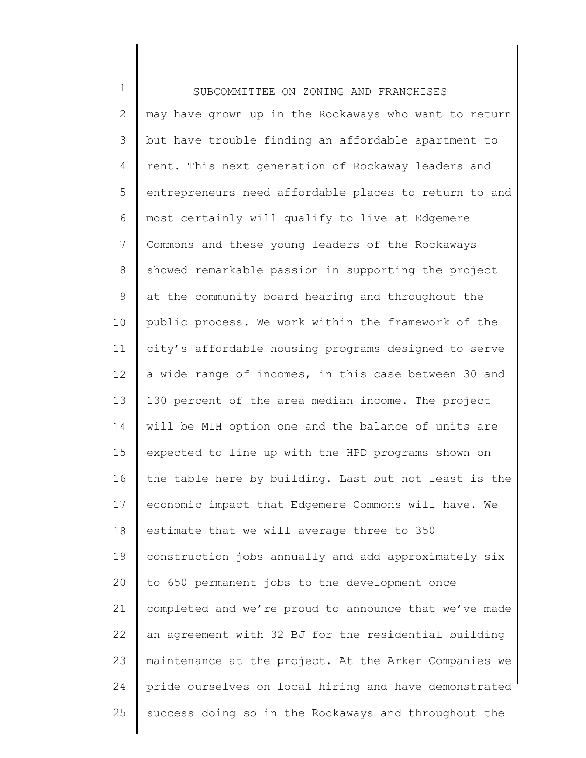may have grown up in the Rockaways who want to return but have trouble finding an affordable apartment to rent. This next generation of Rockaway leaders and entrepreneurs need affordable places to return to and most certainly will qualify to live at Edgemere Commons and these young leaders of the Rockaways showed remarkable passion in supporting the project at the community board hearing and throughout the public process. We work within the framework of the city's affordable housing programs designed to serve a wide range of incomes, in this case between 30 and 130 percent of the area median income. The project will be MIH option one and the balance of units are expected to line up with the HPD programs shown on the table here by building. Last but not least is the economic impact that Edgemere Commons will have. We estimate that we will average three to 350 construction jobs annually and add approximately six to 650 permanent jobs to the development once completed and we're proud to announce that we've made an agreement with 32 BJ for the residential building maintenance at the project. At the Arker Companies we pride ourselves on local hiring and have demonstrated success doing so in the Rockaways and throughout the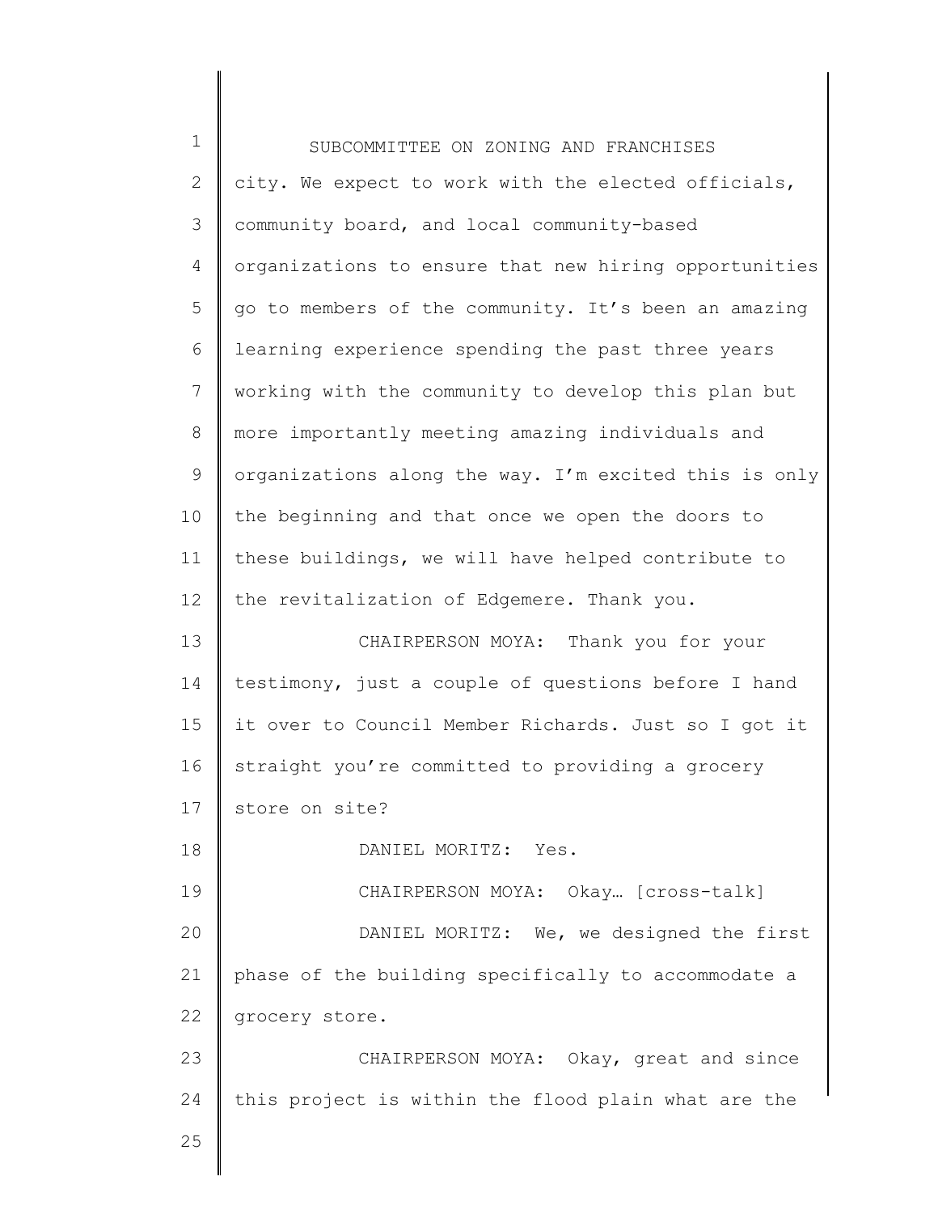city. We expect to work with the elected officials, community board, and local community-based organizations to ensure that new hiring opportunities go to members of the community. It's been an amazing learning experience spending the past three years working with the community to develop this plan but more importantly meeting amazing individuals and organizations along the way. I'm excited this is only the beginning and that once we open the doors to these buildings, we will have helped contribute to the revitalization of Edgemere. Thank you.

CHAIRPERSON MOYA: Thank you for your testimony, just a couple of questions before I hand it over to Council Member Richards. Just so I got it straight you're committed to providing a grocery store on site?

DANIEL MORITZ: Yes.

CHAIRPERSON MOYA: Okay… [cross-talk]

DANIEL MORITZ: We, we designed the first phase of the building specifically to accommodate a grocery store.

CHAIRPERSON MOYA: Okay, great and since this project is within the flood plain what are the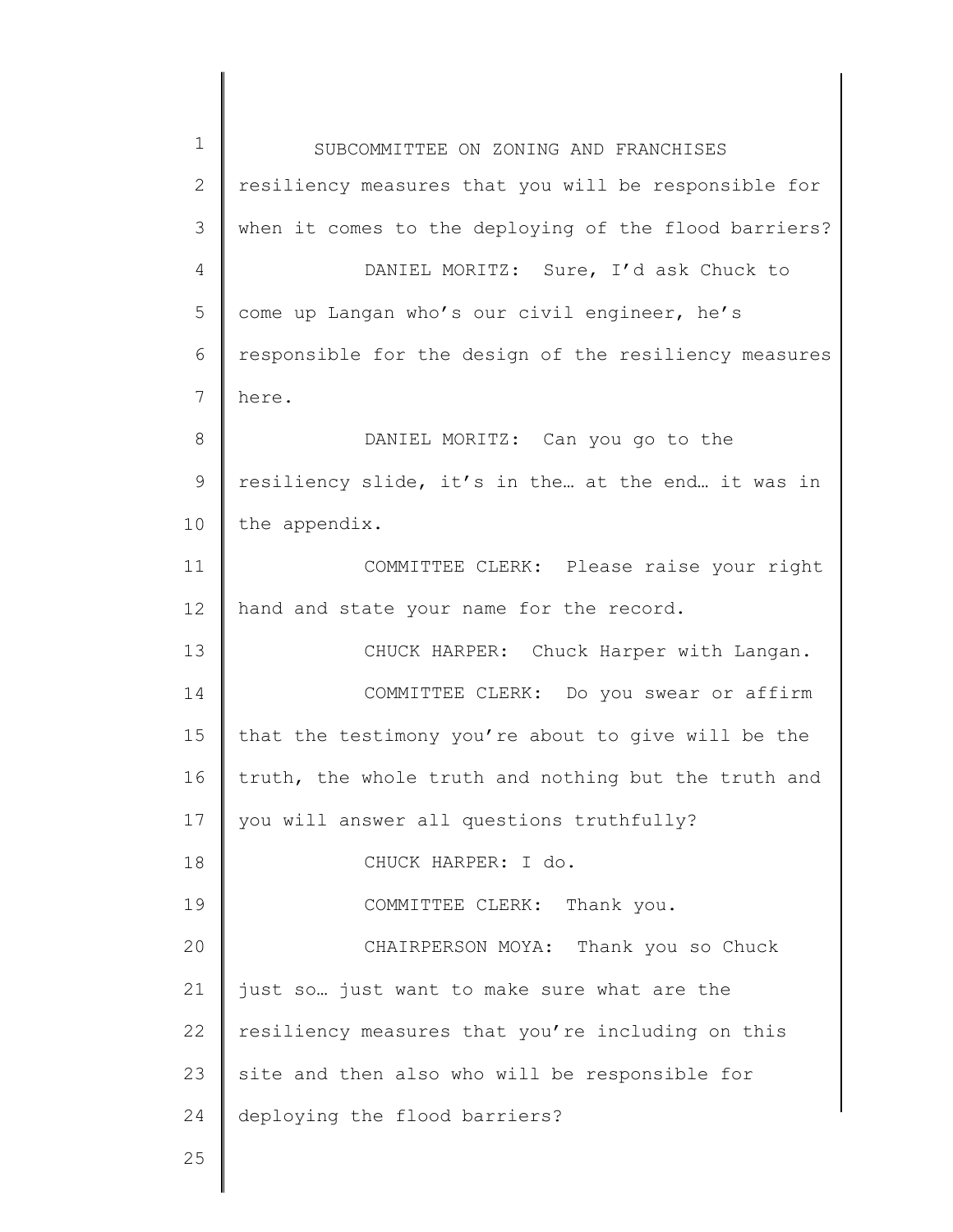resiliency measures that you will be responsible for when it comes to the deploying of the flood barriers?

DANIEL MORITZ: Sure, I'd ask Chuck to come up Langan who's our civil engineer, he's responsible for the design of the resiliency measures here.

DANIEL MORITZ: Can you go to the resiliency slide, it's in the… at the end… it was in the appendix.

COMMITTEE CLERK: Please raise your right hand and state your name for the record.

CHUCK HARPER: Chuck Harper with Langan.

COMMITTEE CLERK: Do you swear or affirm that the testimony you're about to give will be the truth, the whole truth and nothing but the truth and you will answer all questions truthfully?

CHUCK HARPER: I do.

COMMITTEE CLERK: Thank you.

CHAIRPERSON MOYA: Thank you so Chuck just so… just want to make sure what are the resiliency measures that you're including on this site and then also who will be responsible for deploying the flood barriers?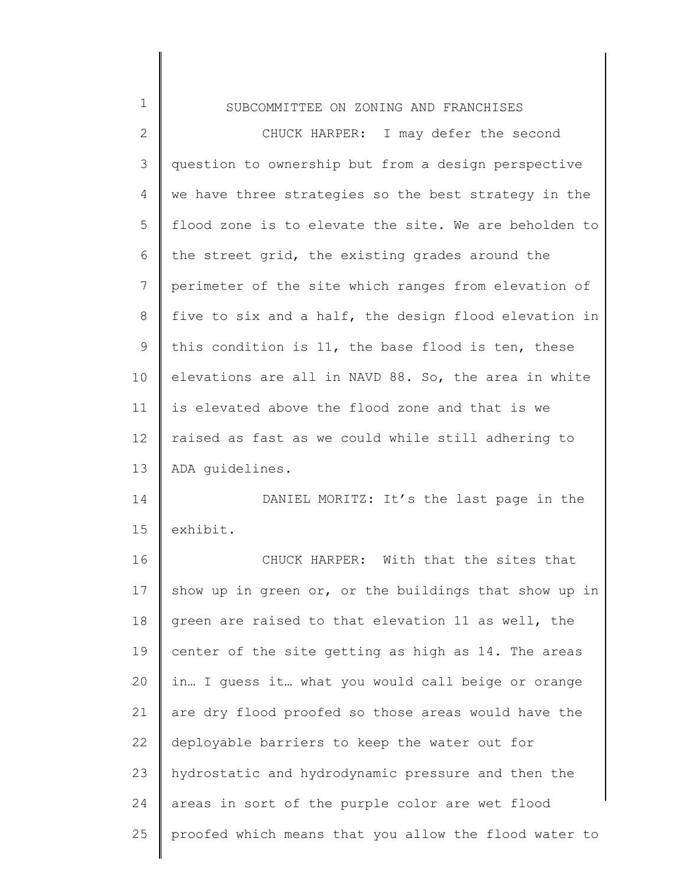CHUCK HARPER: I may defer the second question to ownership but from a design perspective we have three strategies so the best strategy in the flood zone is to elevate the site. We are beholden to the street grid, the existing grades around the perimeter of the site which ranges from elevation of five to six and a half, the design flood elevation in this condition is 11, the base flood is ten, these elevations are all in NAVD 88. So, the area in white is elevated above the flood zone and that is we raised as fast as we could while still adhering to ADA guidelines.

DANIEL MORITZ: It's the last page in the exhibit.

CHUCK HARPER: With that the sites that show up in green or, or the buildings that show up in green are raised to that elevation 11 as well, the center of the site getting as high as 14. The areas in… I guess it… what you would call beige or orange are dry flood proofed so those areas would have the deployable barriers to keep the water out for hydrostatic and hydrodynamic pressure and then the areas in sort of the purple color are wet flood proofed which means that you allow the flood water to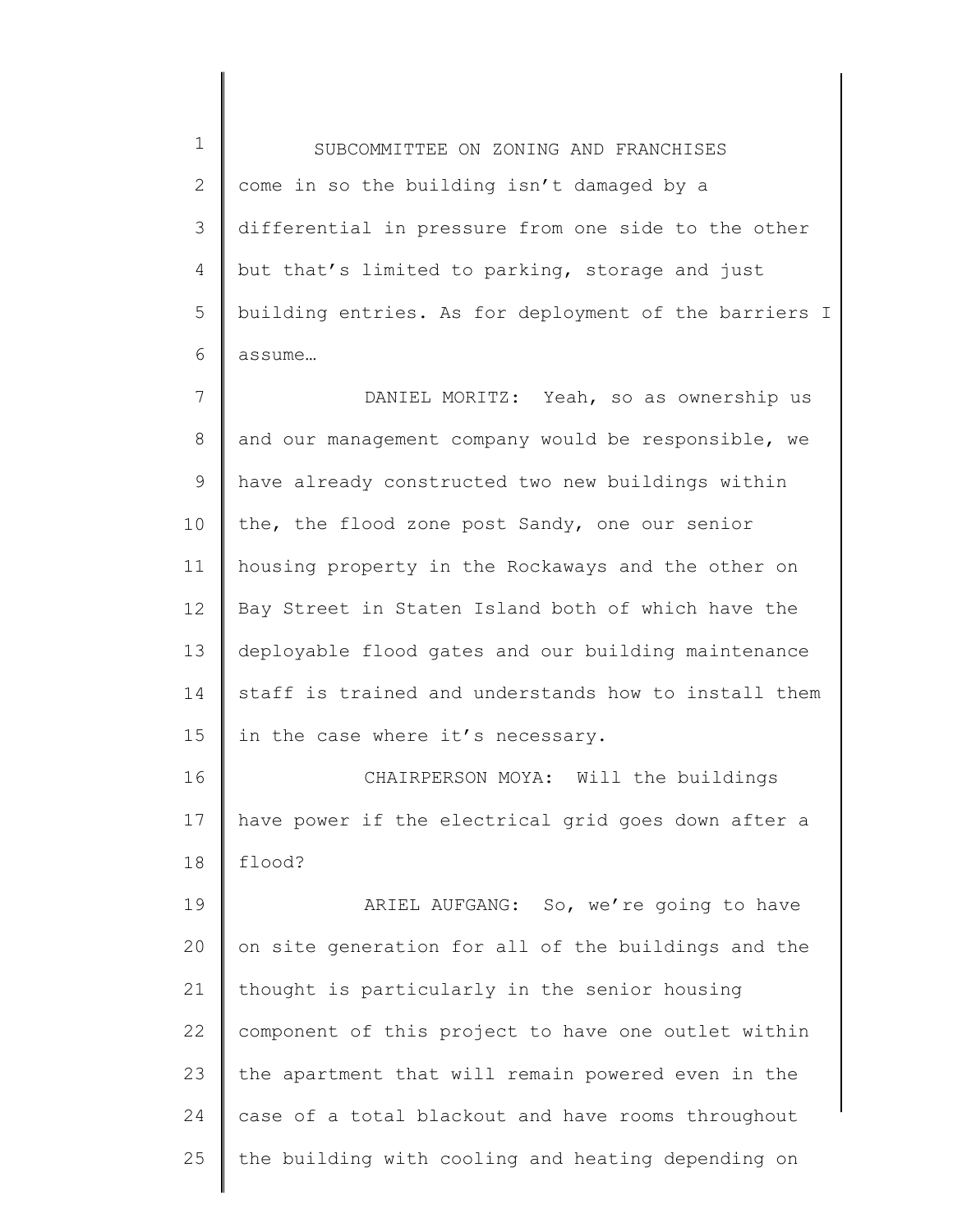come in so the building isn't damaged by a differential in pressure from one side to the other but that's limited to parking, storage and just building entries. As for deployment of the barriers I assume…

DANIEL MORITZ: Yeah, so as ownership us and our management company would be responsible, we have already constructed two new buildings within the, the flood zone post Sandy, one our senior housing property in the Rockaways and the other on Bay Street in Staten Island both of which have the deployable flood gates and our building maintenance staff is trained and understands how to install them in the case where it's necessary.

CHAIRPERSON MOYA: Will the buildings have power if the electrical grid goes down after a flood?

ARIEL AUFGANG: So, we're going to have on site generation for all of the buildings and the thought is particularly in the senior housing component of this project to have one outlet within the apartment that will remain powered even in the case of a total blackout and have rooms throughout the building with cooling and heating depending on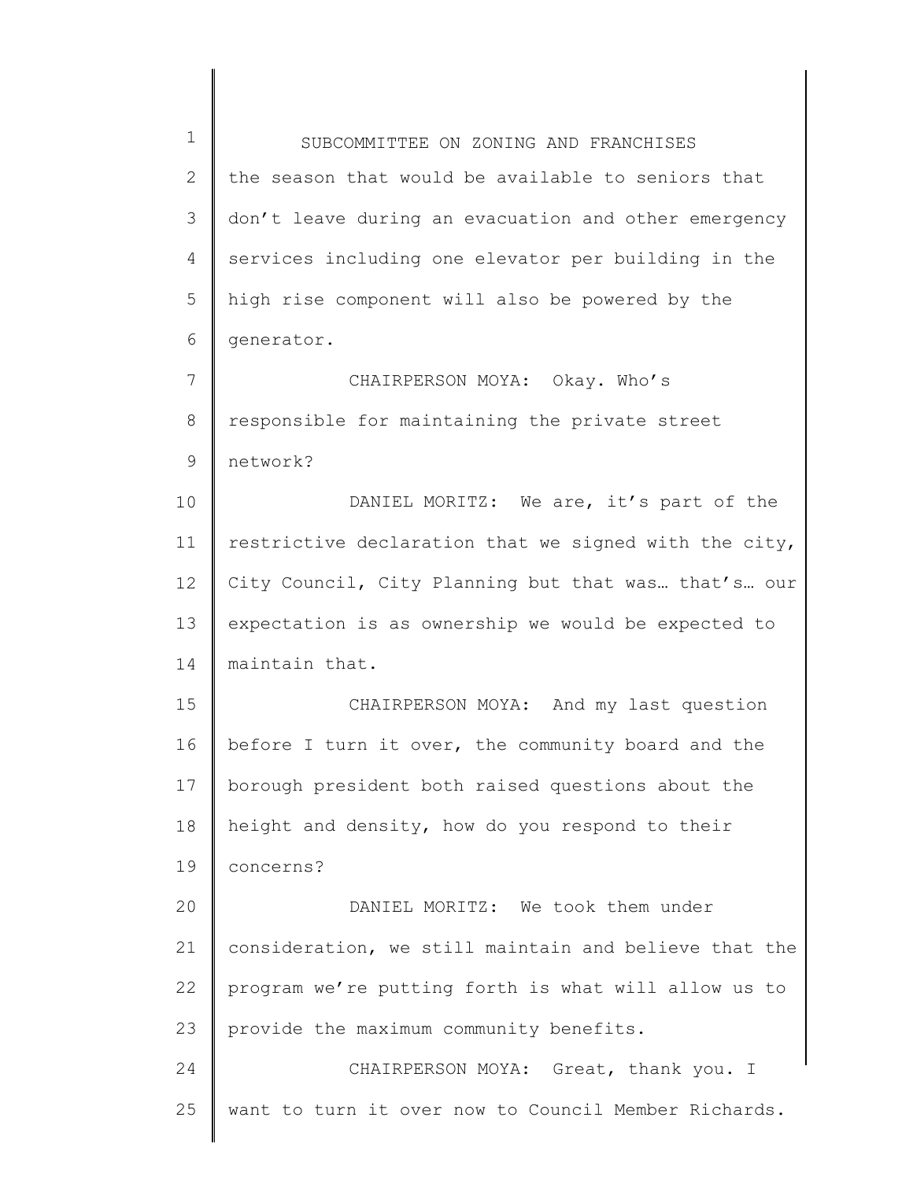the season that would be available to seniors that don't leave during an evacuation and other emergency services including one elevator per building in the high rise component will also be powered by the generator.

CHAIRPERSON MOYA: Okay. Who's responsible for maintaining the private street network?

DANIEL MORITZ: We are, it's part of the restrictive declaration that we signed with the city, City Council, City Planning but that was… that's… our expectation is as ownership we would be expected to maintain that.

CHAIRPERSON MOYA: And my last question before I turn it over, the community board and the borough president both raised questions about the height and density, how do you respond to their concerns?

DANIEL MORITZ: We took them under consideration, we still maintain and believe that the program we're putting forth is what will allow us to provide the maximum community benefits.

CHAIRPERSON MOYA: Great, thank you. I want to turn it over now to Council Member Richards.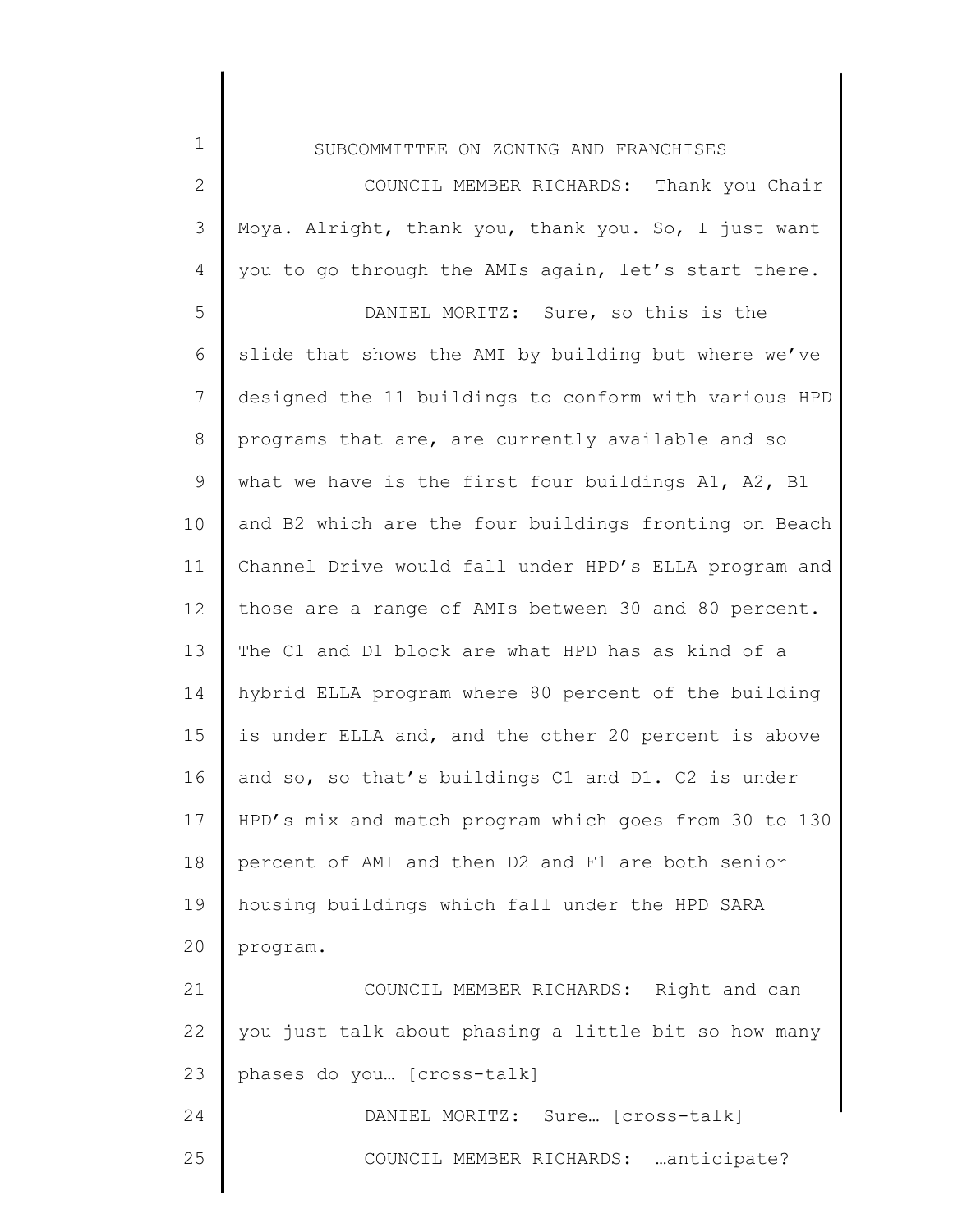SUBCOMMITTEE ON ZONING AND FRANCHISES

COUNCIL MEMBER RICHARDS: Thank you Chair Moya. Alright, thank you, thank you. So, I just want you to go through the AMIs again, let's start there.

DANIEL MORITZ: Sure, so this is the slide that shows the AMI by building but where we've designed the 11 buildings to conform with various HPD programs that are, are currently available and so what we have is the first four buildings A1, A2, B1 and B2 which are the four buildings fronting on Beach Channel Drive would fall under HPD's ELLA program and those are a range of AMIs between 30 and 80 percent. The C1 and D1 block are what HPD has as kind of a hybrid ELLA program where 80 percent of the building is under ELLA and, and the other 20 percent is above and so, so that's buildings C1 and D1. C2 is under HPD's mix and match program which goes from 30 to 130 percent of AMI and then D2 and F1 are both senior housing buildings which fall under the HPD SARA program.

COUNCIL MEMBER RICHARDS: Right and can you just talk about phasing a little bit so how many phases do you… [cross-talk]

DANIEL MORITZ: Sure… [cross-talk]

COUNCIL MEMBER RICHARDS: …anticipate?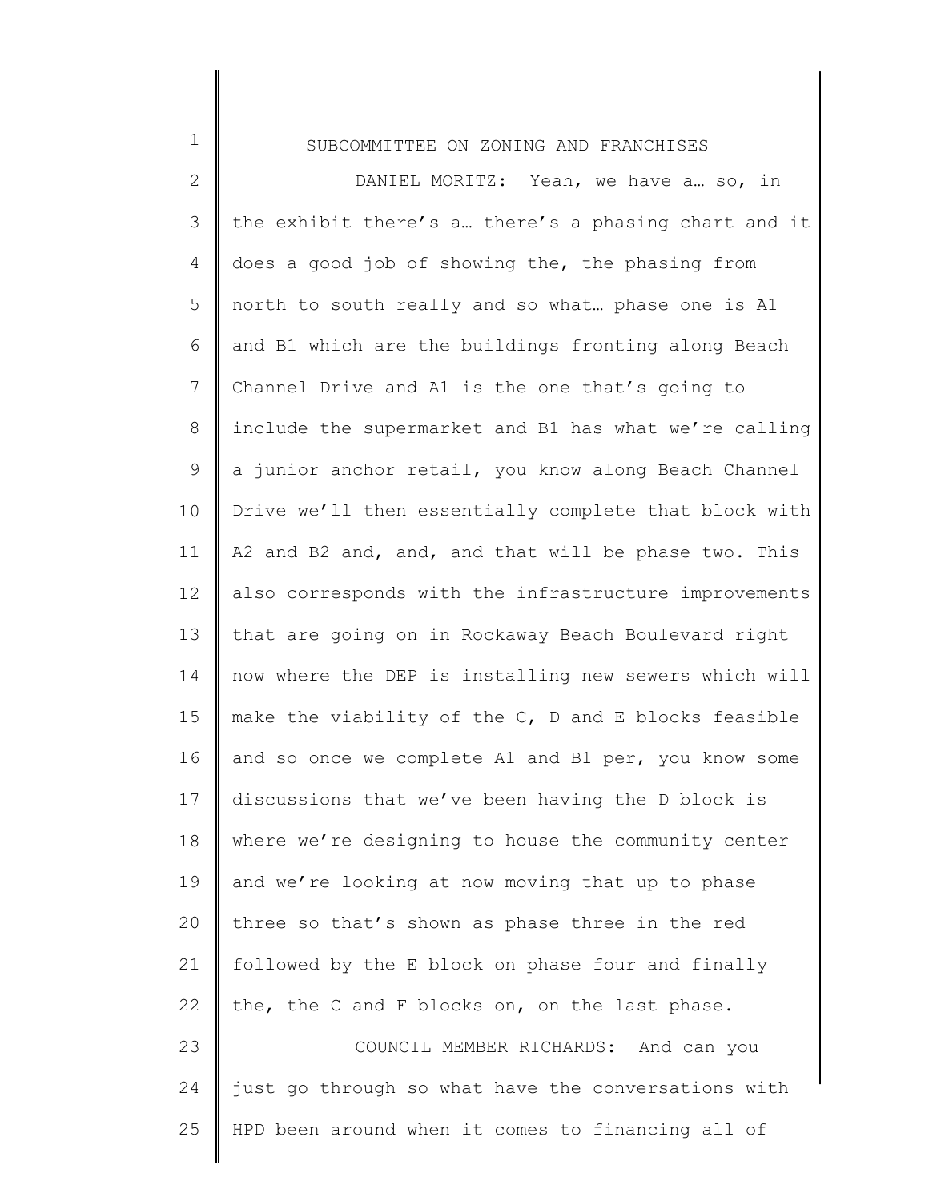DANIEL MORITZ: Yeah, we have a… so, in the exhibit there's a… there's a phasing chart and it does a good job of showing the, the phasing from north to south really and so what… phase one is A1 and B1 which are the buildings fronting along Beach Channel Drive and A1 is the one that's going to include the supermarket and B1 has what we're calling a junior anchor retail, you know along Beach Channel Drive we'll then essentially complete that block with A2 and B2 and, and, and that will be phase two. This also corresponds with the infrastructure improvements that are going on in Rockaway Beach Boulevard right now where the DEP is installing new sewers which will make the viability of the C, D and E blocks feasible and so once we complete A1 and B1 per, you know some discussions that we've been having the D block is where we're designing to house the community center and we're looking at now moving that up to phase three so that's shown as phase three in the red followed by the E block on phase four and finally the, the C and F blocks on, on the last phase.

COUNCIL MEMBER RICHARDS: And can you just go through so what have the conversations with HPD been around when it comes to financing all of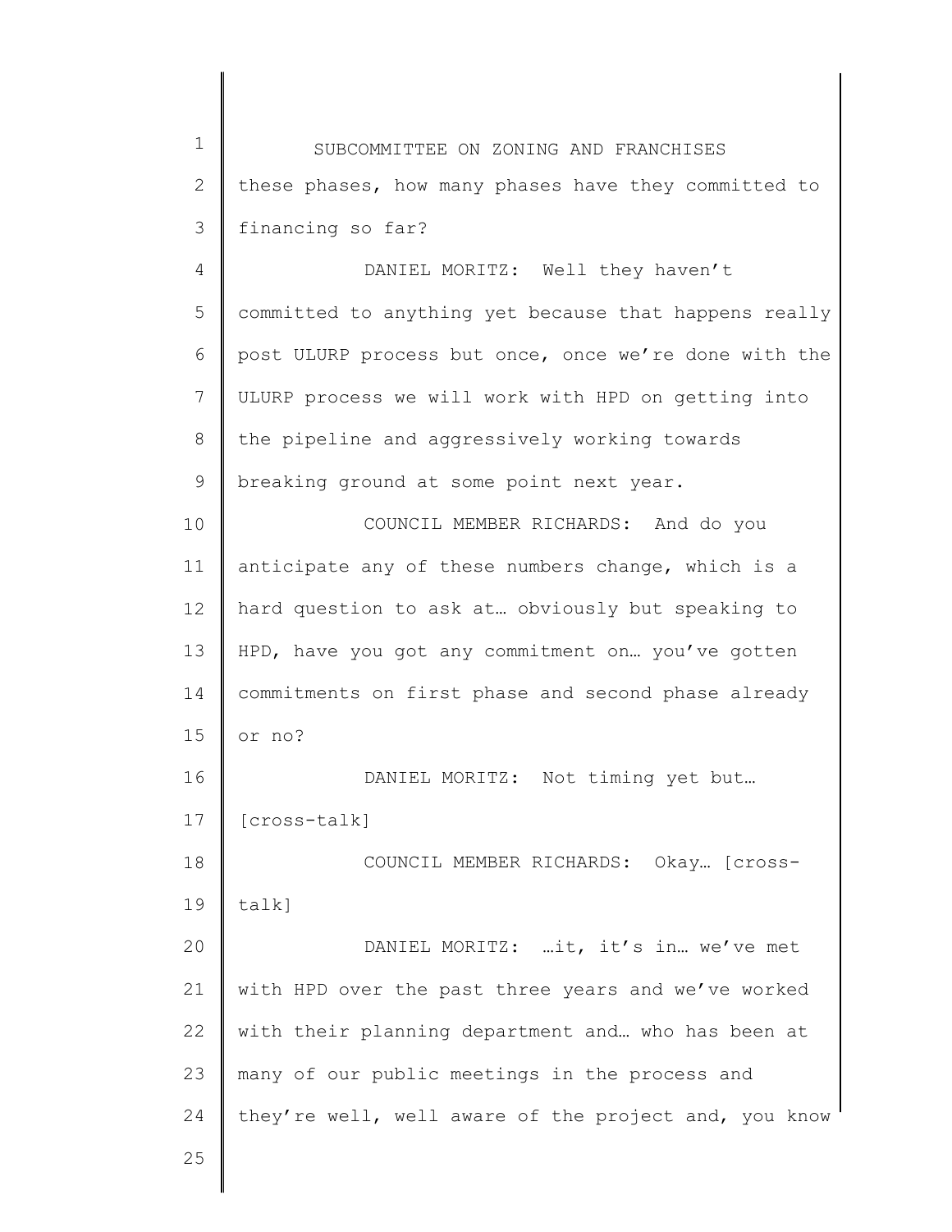these phases, how many phases have they committed to financing so far?

DANIEL MORITZ: Well they haven't committed to anything yet because that happens really post ULURP process but once, once we're done with the ULURP process we will work with HPD on getting into the pipeline and aggressively working towards breaking ground at some point next year.

COUNCIL MEMBER RICHARDS: And do you anticipate any of these numbers change, which is a hard question to ask at… obviously but speaking to HPD, have you got any commitment on… you've gotten commitments on first phase and second phase already or no?

DANIEL MORITZ: Not timing yet but… [cross-talk]

COUNCIL MEMBER RICHARDS: Okay… [cross-talk]

DANIEL MORITZ: …it, it's in… we've met with HPD over the past three years and we've worked with their planning department and… who has been at many of our public meetings in the process and they're well, well aware of the project and, you know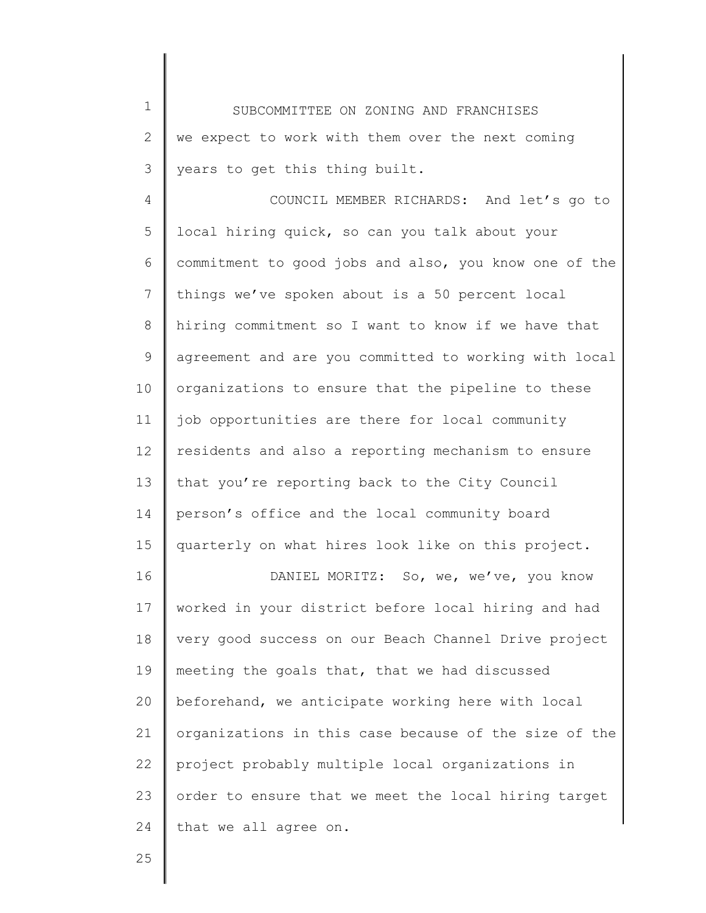we expect to work with them over the next coming years to get this thing built.

COUNCIL MEMBER RICHARDS: And let's go to local hiring quick, so can you talk about your commitment to good jobs and also, you know one of the things we've spoken about is a 50 percent local hiring commitment so I want to know if we have that agreement and are you committed to working with local organizations to ensure that the pipeline to these job opportunities are there for local community residents and also a reporting mechanism to ensure that you're reporting back to the City Council person's office and the local community board quarterly on what hires look like on this project.

DANIEL MORITZ: So, we, we've, you know worked in your district before local hiring and had very good success on our Beach Channel Drive project meeting the goals that, that we had discussed beforehand, we anticipate working here with local organizations in this case because of the size of the project probably multiple local organizations in order to ensure that we meet the local hiring target that we all agree on.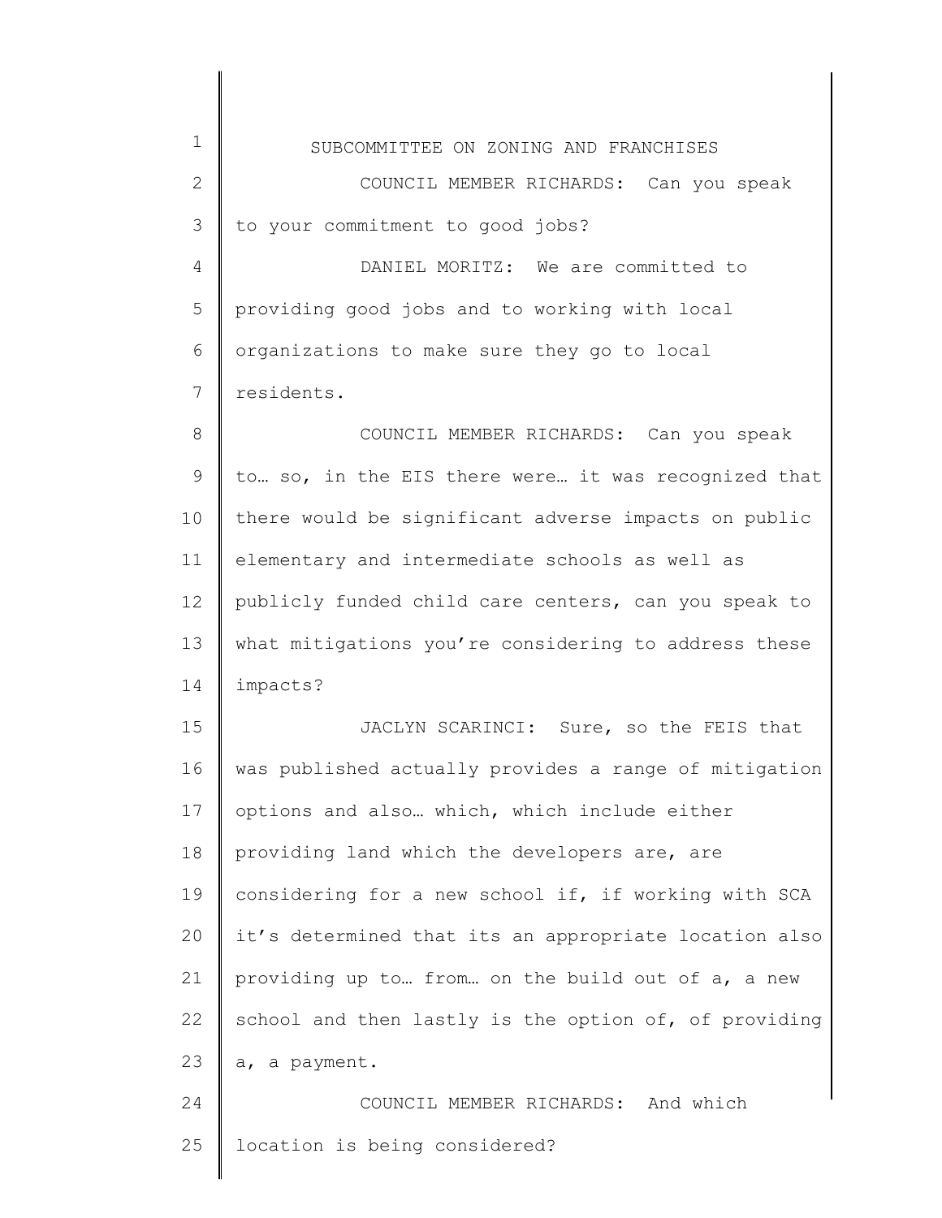COUNCIL MEMBER RICHARDS: Can you speak to your commitment to good jobs?

DANIEL MORITZ: We are committed to providing good jobs and to working with local organizations to make sure they go to local residents.

COUNCIL MEMBER RICHARDS: Can you speak to… so, in the EIS there were… it was recognized that there would be significant adverse impacts on public elementary and intermediate schools as well as publicly funded child care centers, can you speak to what mitigations you're considering to address these impacts?

JACLYN SCARINCI: Sure, so the FEIS that was published actually provides a range of mitigation options and also… which, which include either providing land which the developers are, are considering for a new school if, if working with SCA it's determined that its an appropriate location also providing up to… from… on the build out of a, a new school and then lastly is the option of, of providing a, a payment.

COUNCIL MEMBER RICHARDS: And which location is being considered?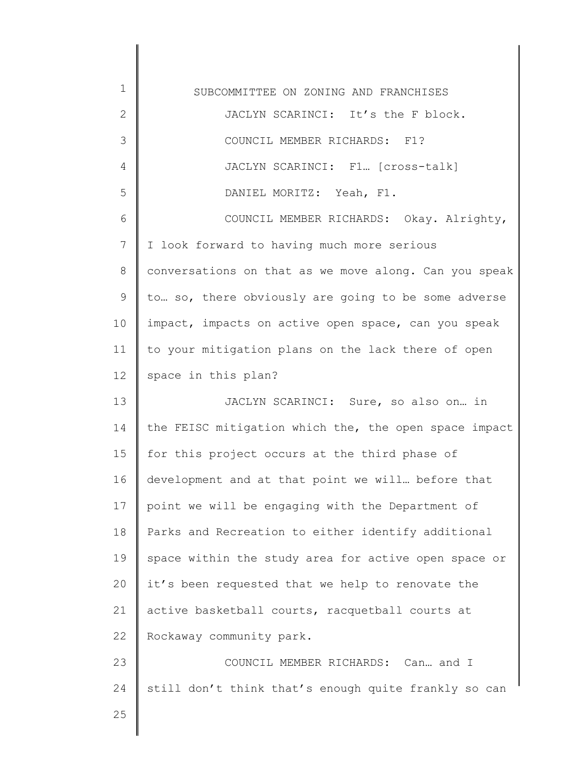JACLYN SCARINCI: It's the F block.

COUNCIL MEMBER RICHARDS: F1?

JACLYN SCARINCI: F1… [cross-talk]

DANIEL MORITZ: Yeah, F1.

COUNCIL MEMBER RICHARDS: Okay. Alrighty, I look forward to having much more serious conversations on that as we move along. Can you speak to… so, there obviously are going to be some adverse impact, impacts on active open space, can you speak to your mitigation plans on the lack there of open space in this plan?

JACLYN SCARINCI: Sure, so also on… in the FEISC mitigation which the, the open space impact for this project occurs at the third phase of development and at that point we will… before that point we will be engaging with the Department of Parks and Recreation to either identify additional space within the study area for active open space or it's been requested that we help to renovate the active basketball courts, racquetball courts at Rockaway community park.

COUNCIL MEMBER RICHARDS: Can… and I still don't think that's enough quite frankly so can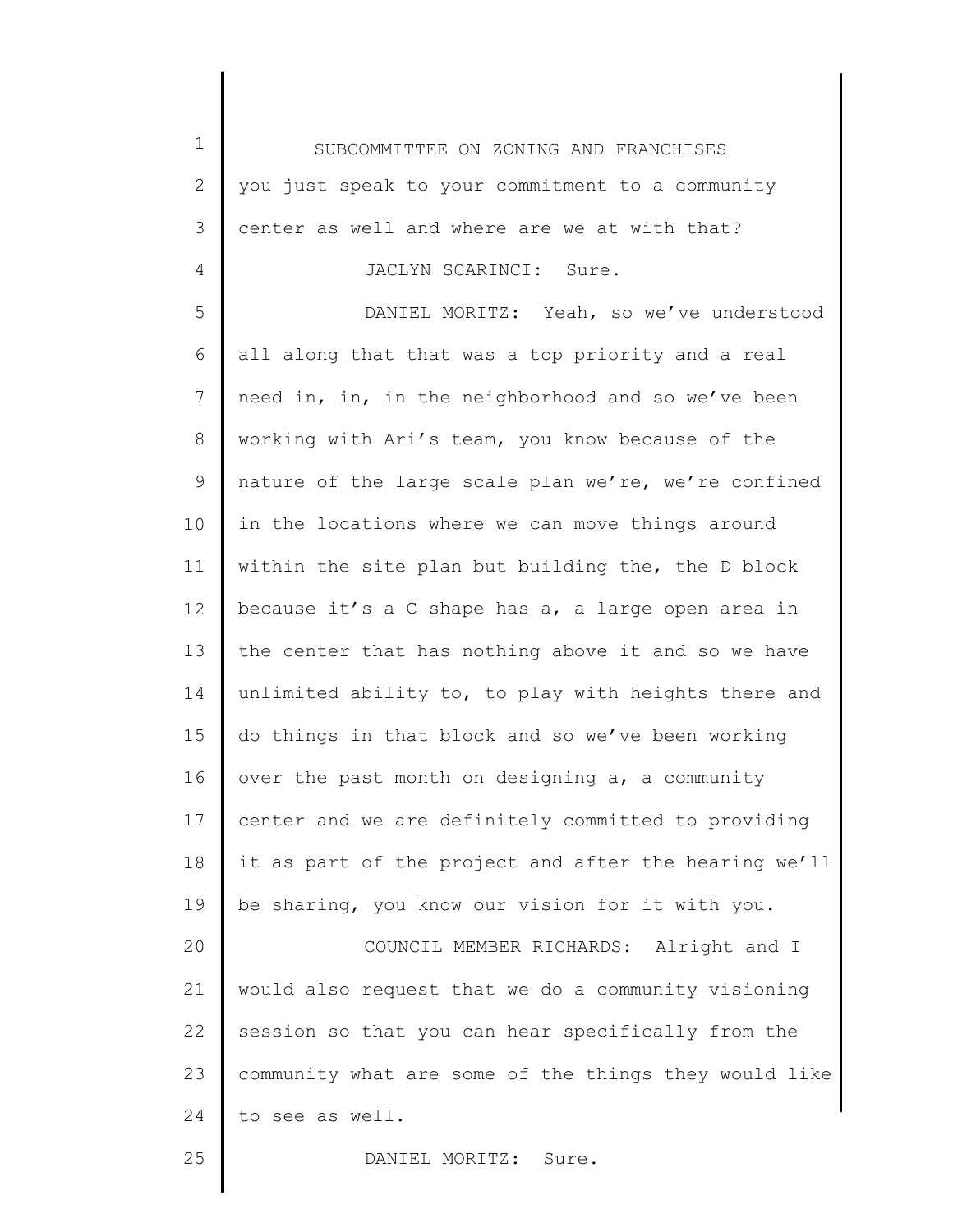you just speak to your commitment to a community center as well and where are we at with that?

JACLYN SCARINCI: Sure.

DANIEL MORITZ: Yeah, so we've understood all along that that was a top priority and a real need in, in, in the neighborhood and so we've been working with Ari's team, you know because of the nature of the large scale plan we're, we're confined in the locations where we can move things around within the site plan but building the, the D block because it's a C shape has a, a large open area in the center that has nothing above it and so we have unlimited ability to, to play with heights there and do things in that block and so we've been working over the past month on designing a, a community center and we are definitely committed to providing it as part of the project and after the hearing we'll be sharing, you know our vision for it with you.

COUNCIL MEMBER RICHARDS: Alright and I would also request that we do a community visioning session so that you can hear specifically from the community what are some of the things they would like to see as well.

DANIEL MORITZ: Sure.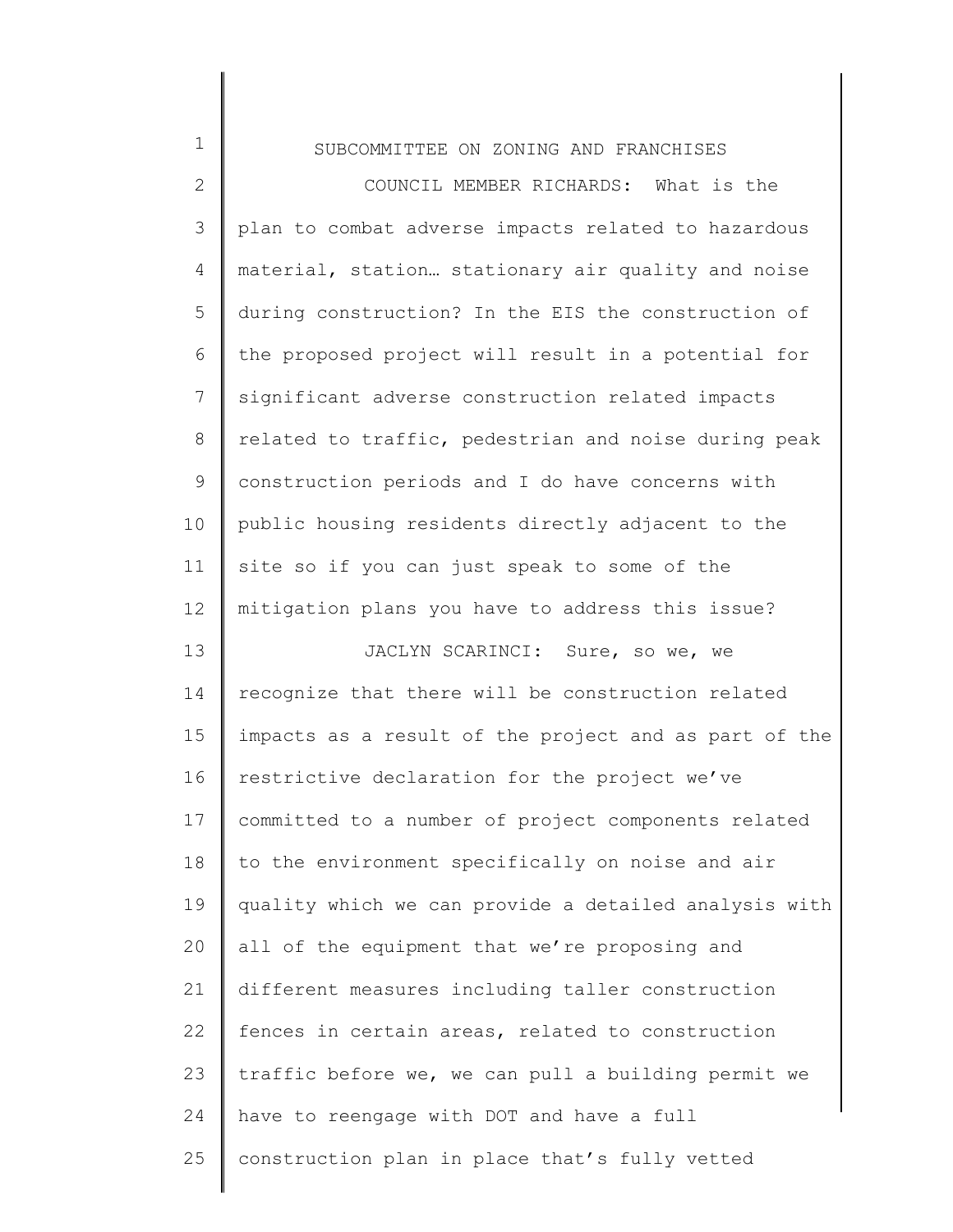COUNCIL MEMBER RICHARDS: What is the plan to combat adverse impacts related to hazardous material, station… stationary air quality and noise during construction? In the EIS the construction of the proposed project will result in a potential for significant adverse construction related impacts related to traffic, pedestrian and noise during peak construction periods and I do have concerns with public housing residents directly adjacent to the site so if you can just speak to some of the mitigation plans you have to address this issue?

JACLYN SCARINCI: Sure, so we, we recognize that there will be construction related impacts as a result of the project and as part of the restrictive declaration for the project we've committed to a number of project components related to the environment specifically on noise and air quality which we can provide a detailed analysis with all of the equipment that we're proposing and different measures including taller construction fences in certain areas, related to construction traffic before we, we can pull a building permit we have to reengage with DOT and have a full construction plan in place that's fully vetted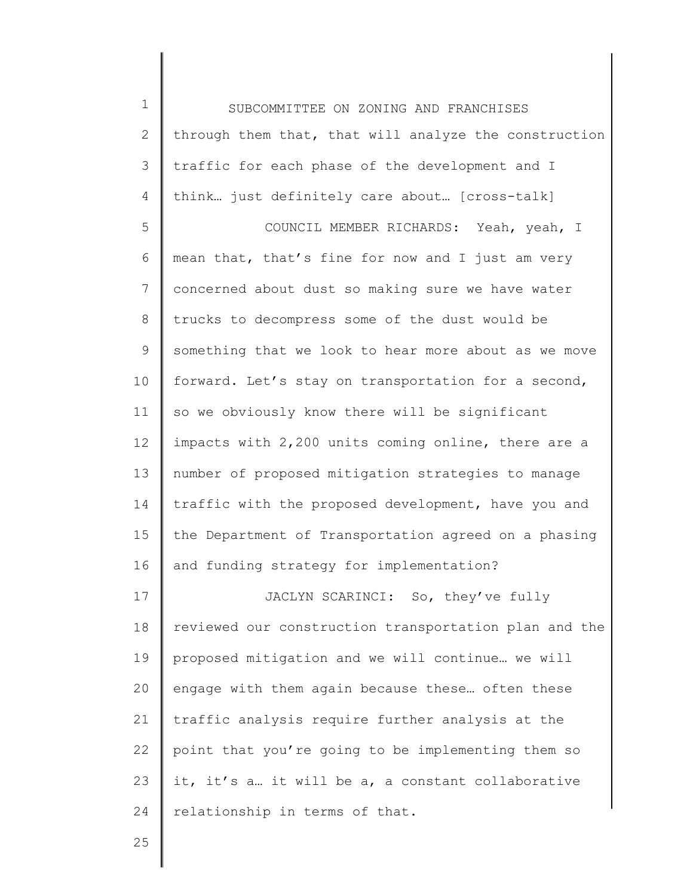through them that, that will analyze the construction traffic for each phase of the development and I think… just definitely care about… [cross-talk]

COUNCIL MEMBER RICHARDS: Yeah, yeah, I mean that, that's fine for now and I just am very concerned about dust so making sure we have water trucks to decompress some of the dust would be something that we look to hear more about as we move forward. Let's stay on transportation for a second, so we obviously know there will be significant impacts with 2,200 units coming online, there are a number of proposed mitigation strategies to manage traffic with the proposed development, have you and the Department of Transportation agreed on a phasing and funding strategy for implementation?

JACLYN SCARINCI: So, they've fully reviewed our construction transportation plan and the proposed mitigation and we will continue… we will engage with them again because these… often these traffic analysis require further analysis at the point that you're going to be implementing them so it, it's a… it will be a, a constant collaborative relationship in terms of that.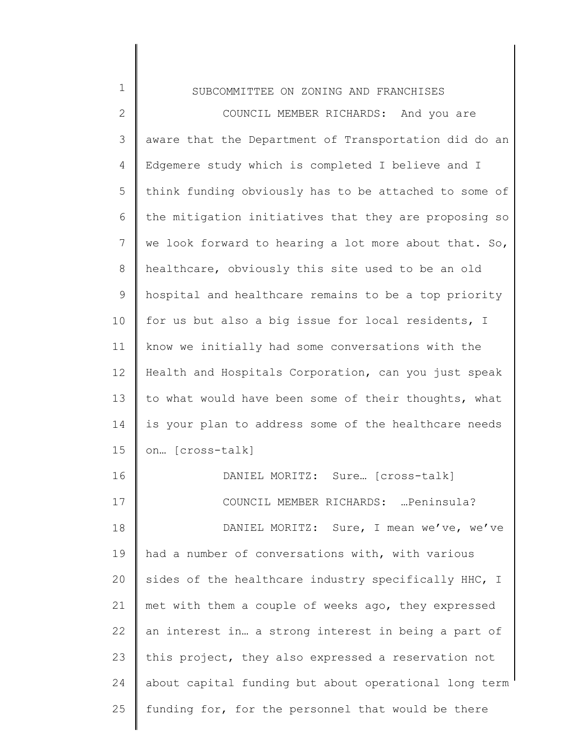COUNCIL MEMBER RICHARDS: And you are aware that the Department of Transportation did do an Edgemere study which is completed I believe and I think funding obviously has to be attached to some of the mitigation initiatives that they are proposing so we look forward to hearing a lot more about that. So, healthcare, obviously this site used to be an old hospital and healthcare remains to be a top priority for us but also a big issue for local residents, I know we initially had some conversations with the Health and Hospitals Corporation, can you just speak to what would have been some of their thoughts, what is your plan to address some of the healthcare needs on… [cross-talk]

DANIEL MORITZ: Sure… [cross-talk]

COUNCIL MEMBER RICHARDS: …Peninsula?

DANIEL MORITZ: Sure, I mean we've, we've had a number of conversations with, with various sides of the healthcare industry specifically HHC, I met with them a couple of weeks ago, they expressed an interest in… a strong interest in being a part of this project, they also expressed a reservation not about capital funding but about operational long term funding for, for the personnel that would be there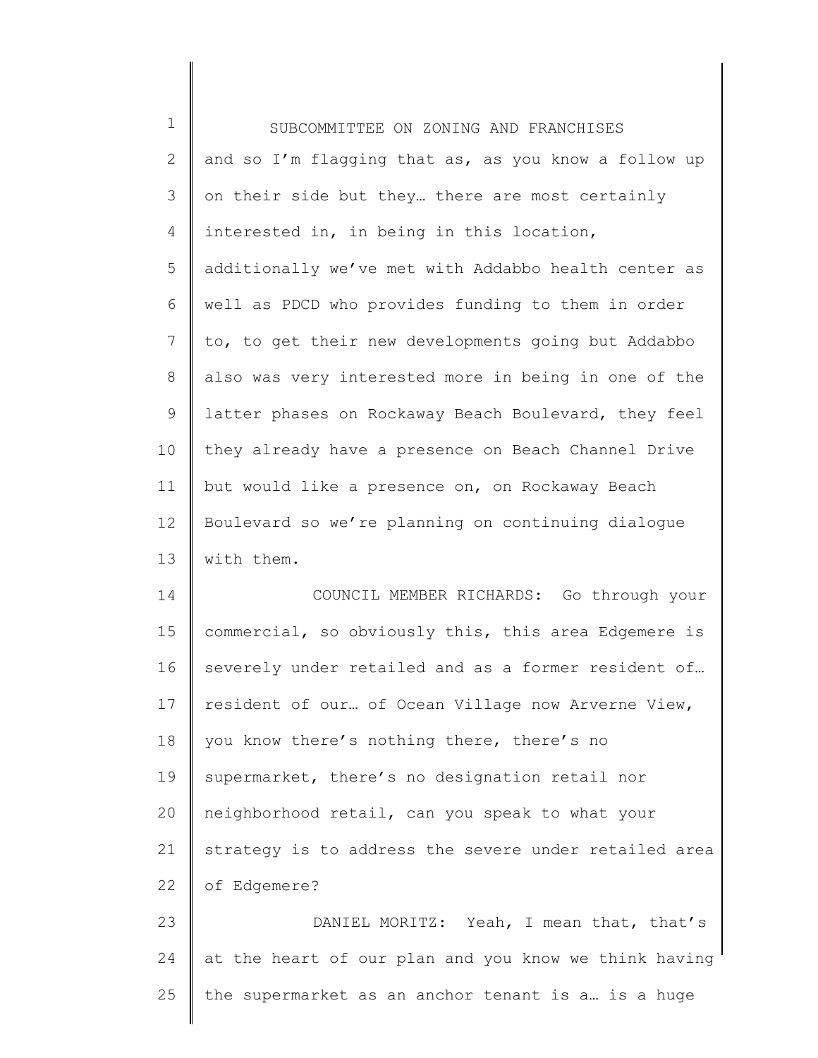and so I'm flagging that as, as you know a follow up on their side but they… there are most certainly interested in, in being in this location, additionally we've met with Addabbo health center as well as PDCD who provides funding to them in order to, to get their new developments going but Addabbo also was very interested more in being in one of the latter phases on Rockaway Beach Boulevard, they feel they already have a presence on Beach Channel Drive but would like a presence on, on Rockaway Beach Boulevard so we're planning on continuing dialogue with them.

COUNCIL MEMBER RICHARDS: Go through your commercial, so obviously this, this area Edgemere is severely under retailed and as a former resident of… resident of our… of Ocean Village now Arverne View, you know there's nothing there, there's no supermarket, there's no designation retail nor neighborhood retail, can you speak to what your strategy is to address the severe under retailed area of Edgemere?

DANIEL MORITZ: Yeah, I mean that, that's at the heart of our plan and you know we think having the supermarket as an anchor tenant is a… is a huge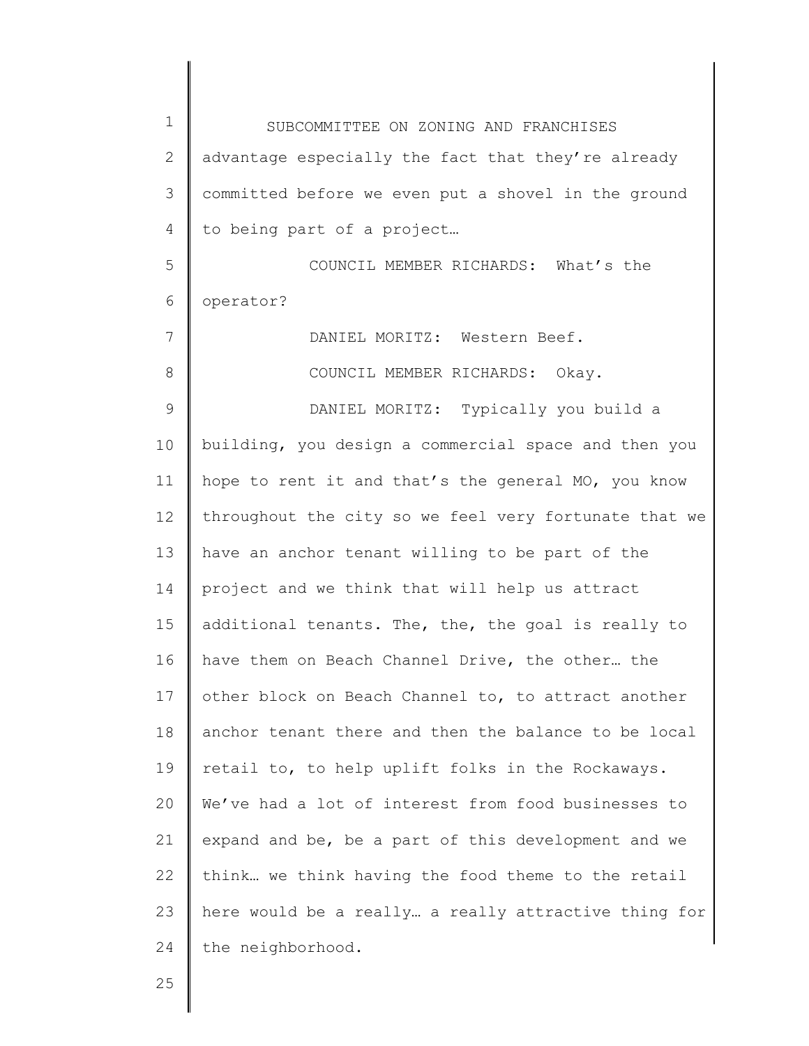advantage especially the fact that they're already committed before we even put a shovel in the ground to being part of a project…

COUNCIL MEMBER RICHARDS: What's the operator?

DANIEL MORITZ: Western Beef.

COUNCIL MEMBER RICHARDS: Okay.

DANIEL MORITZ: Typically you build a building, you design a commercial space and then you hope to rent it and that's the general MO, you know throughout the city so we feel very fortunate that we have an anchor tenant willing to be part of the project and we think that will help us attract additional tenants. The, the, the goal is really to have them on Beach Channel Drive, the other… the other block on Beach Channel to, to attract another anchor tenant there and then the balance to be local retail to, to help uplift folks in the Rockaways. We've had a lot of interest from food businesses to expand and be, be a part of this development and we think… we think having the food theme to the retail here would be a really… a really attractive thing for the neighborhood.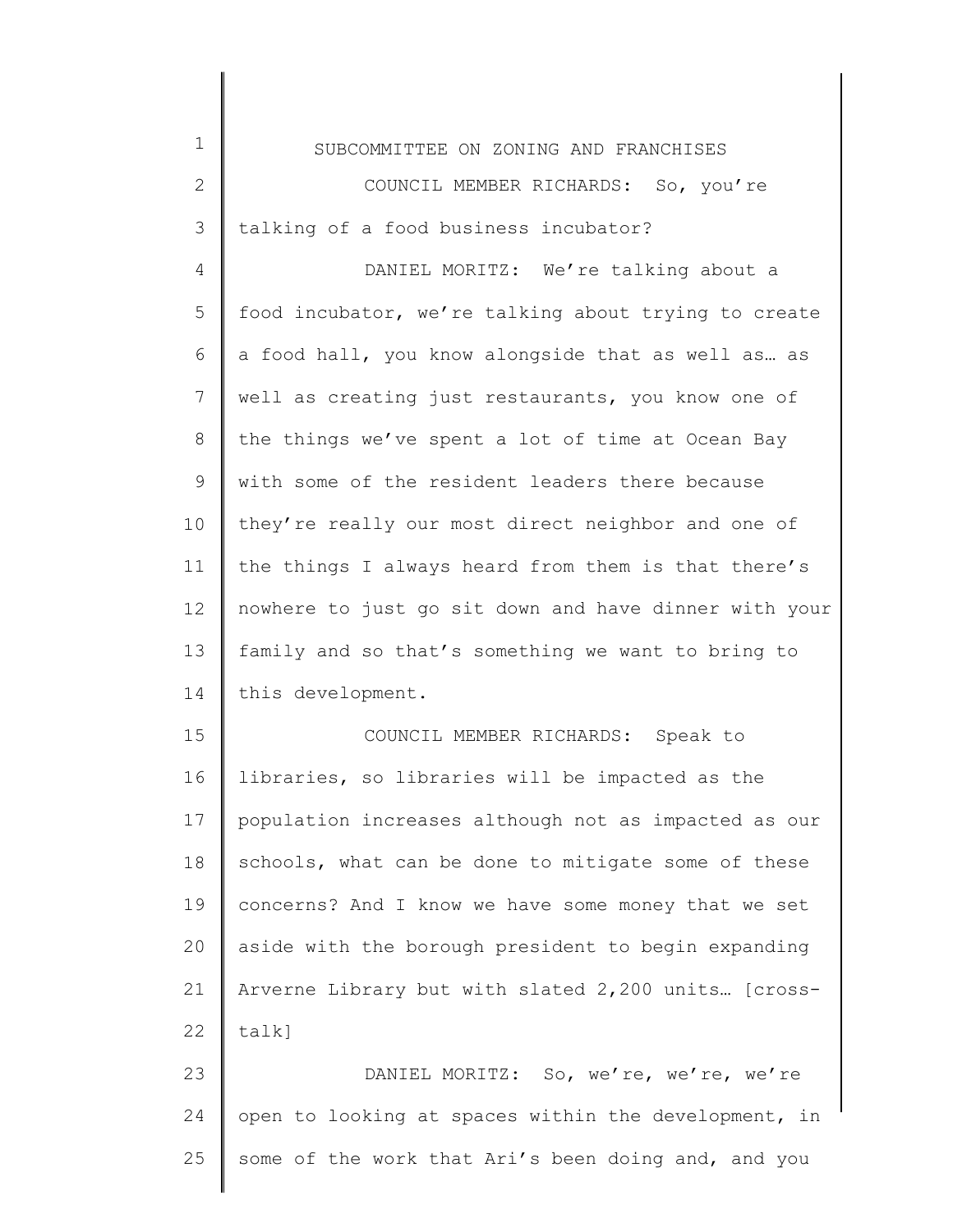COUNCIL MEMBER RICHARDS: So, you're talking of a food business incubator?

DANIEL MORITZ: We're talking about a food incubator, we're talking about trying to create a food hall, you know alongside that as well as… as well as creating just restaurants, you know one of the things we've spent a lot of time at Ocean Bay with some of the resident leaders there because they're really our most direct neighbor and one of the things I always heard from them is that there's nowhere to just go sit down and have dinner with your family and so that's something we want to bring to this development.

COUNCIL MEMBER RICHARDS: Speak to libraries, so libraries will be impacted as the population increases although not as impacted as our schools, what can be done to mitigate some of these concerns? And I know we have some money that we set aside with the borough president to begin expanding Arverne Library but with slated 2,200 units… [cross-talk]

DANIEL MORITZ: So, we're, we're, we're open to looking at spaces within the development, in some of the work that Ari's been doing and, and you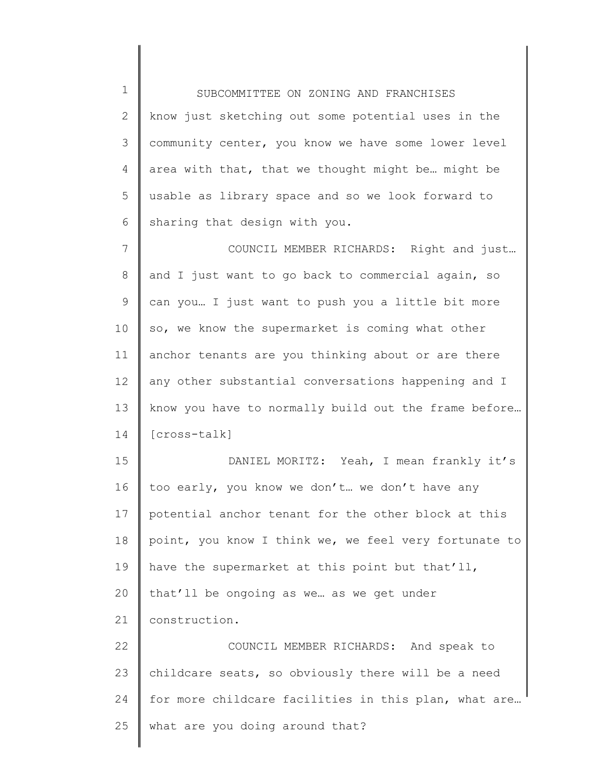know just sketching out some potential uses in the community center, you know we have some lower level area with that, that we thought might be… might be usable as library space and so we look forward to sharing that design with you.

COUNCIL MEMBER RICHARDS: Right and just… and I just want to go back to commercial again, so can you… I just want to push you a little bit more so, we know the supermarket is coming what other anchor tenants are you thinking about or are there any other substantial conversations happening and I know you have to normally build out the frame before… [cross-talk]

DANIEL MORITZ: Yeah, I mean frankly it's too early, you know we don't… we don't have any potential anchor tenant for the other block at this point, you know I think we, we feel very fortunate to have the supermarket at this point but that'll, that'll be ongoing as we… as we get under construction.

COUNCIL MEMBER RICHARDS: And speak to childcare seats, so obviously there will be a need for more childcare facilities in this plan, what are… what are you doing around that?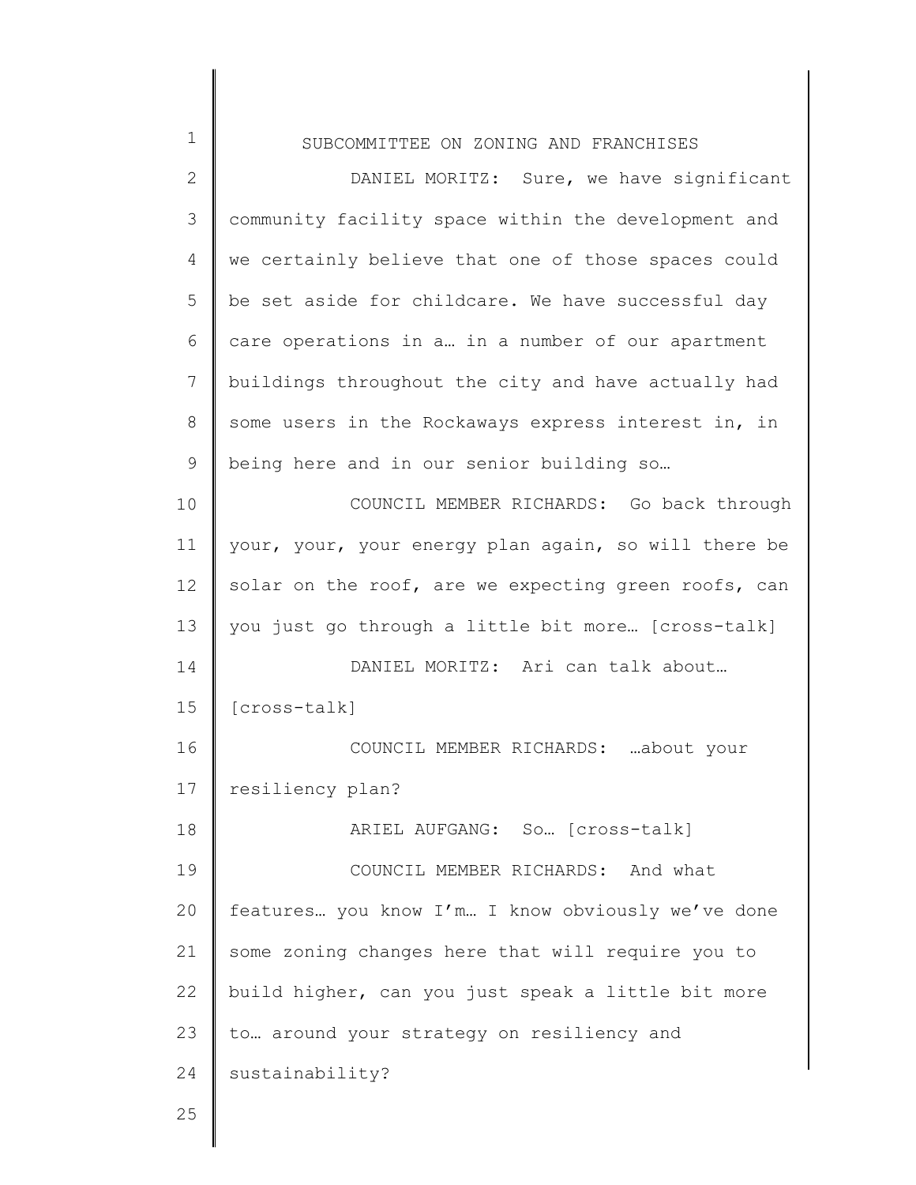DANIEL MORITZ: Sure, we have significant community facility space within the development and we certainly believe that one of those spaces could be set aside for childcare. We have successful day care operations in a… in a number of our apartment buildings throughout the city and have actually had some users in the Rockaways express interest in, in being here and in our senior building so…

COUNCIL MEMBER RICHARDS: Go back through your, your, your energy plan again, so will there be solar on the roof, are we expecting green roofs, can you just go through a little bit more… [cross-talk]

DANIEL MORITZ: Ari can talk about… [cross-talk]

COUNCIL MEMBER RICHARDS: …about your resiliency plan?

ARIEL AUFGANG: So… [cross-talk]

COUNCIL MEMBER RICHARDS: And what features… you know I'm… I know obviously we've done some zoning changes here that will require you to build higher, can you just speak a little bit more to… around your strategy on resiliency and sustainability?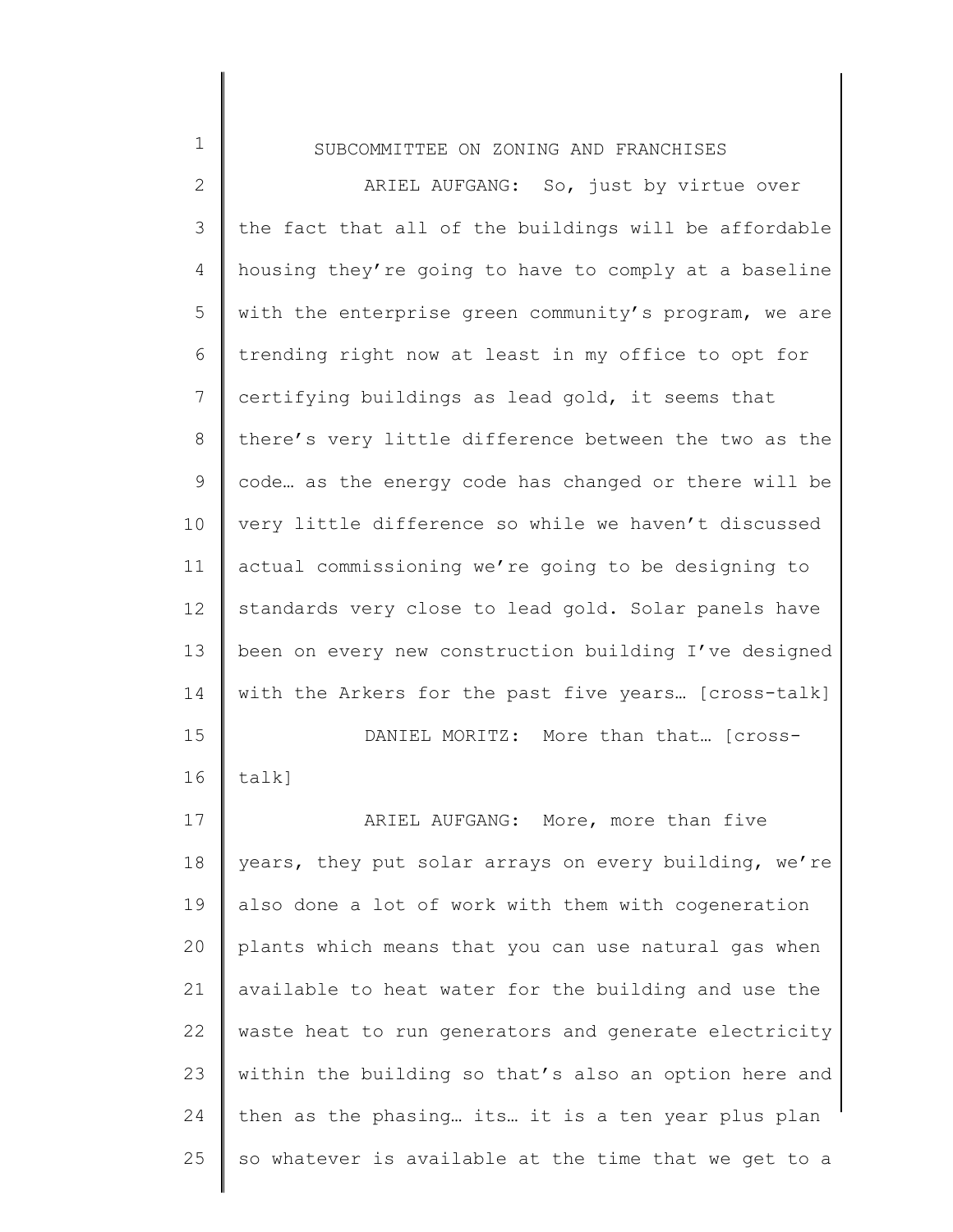ARIEL AUFGANG: So, just by virtue over the fact that all of the buildings will be affordable housing they're going to have to comply at a baseline with the enterprise green community's program, we are trending right now at least in my office to opt for certifying buildings as lead gold, it seems that there's very little difference between the two as the code… as the energy code has changed or there will be very little difference so while we haven't discussed actual commissioning we're going to be designing to standards very close to lead gold. Solar panels have been on every new construction building I've designed with the Arkers for the past five years… [cross-talk]

DANIEL MORITZ: More than that… [cross-talk]

ARIEL AUFGANG: More, more than five years, they put solar arrays on every building, we're also done a lot of work with them with cogeneration plants which means that you can use natural gas when available to heat water for the building and use the waste heat to run generators and generate electricity within the building so that's also an option here and then as the phasing… its… it is a ten year plus plan so whatever is available at the time that we get to a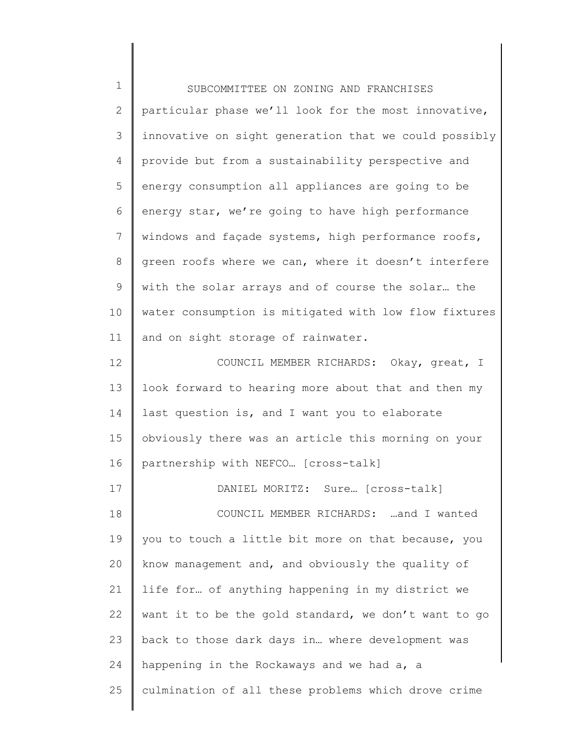particular phase we'll look for the most innovative, innovative on sight generation that we could possibly provide but from a sustainability perspective and energy consumption all appliances are going to be energy star, we're going to have high performance windows and façade systems, high performance roofs, green roofs where we can, where it doesn't interfere with the solar arrays and of course the solar… the water consumption is mitigated with low flow fixtures and on sight storage of rainwater.

COUNCIL MEMBER RICHARDS: Okay, great, I look forward to hearing more about that and then my last question is, and I want you to elaborate obviously there was an article this morning on your partnership with NEFCO… [cross-talk]

DANIEL MORITZ: Sure… [cross-talk]

COUNCIL MEMBER RICHARDS: …and I wanted you to touch a little bit more on that because, you know management and, and obviously the quality of life for… of anything happening in my district we want it to be the gold standard, we don't want to go back to those dark days in… where development was happening in the Rockaways and we had a, a culmination of all these problems which drove crime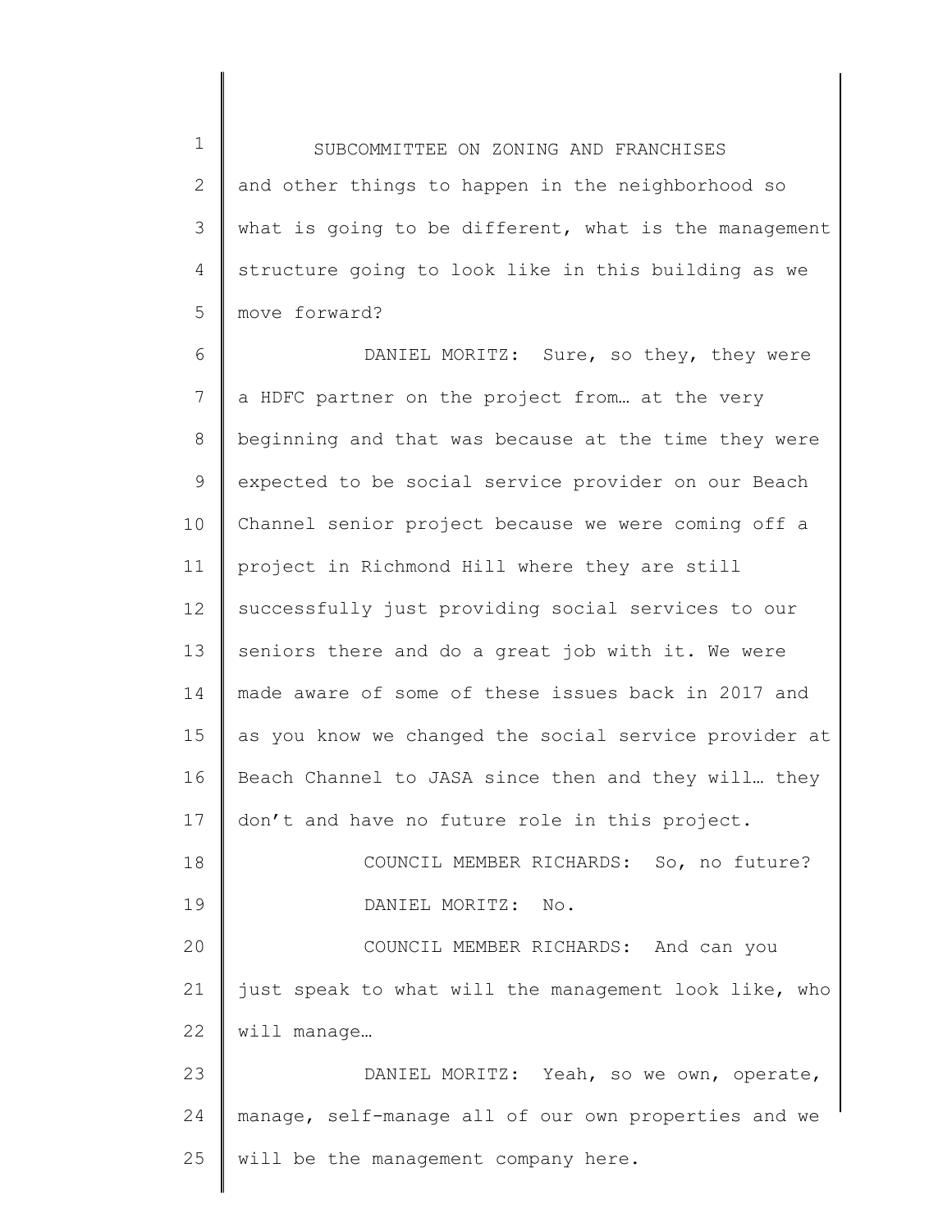and other things to happen in the neighborhood so what is going to be different, what is the management structure going to look like in this building as we move forward?

DANIEL MORITZ: Sure, so they, they were a HDFC partner on the project from… at the very beginning and that was because at the time they were expected to be social service provider on our Beach Channel senior project because we were coming off a project in Richmond Hill where they are still successfully just providing social services to our seniors there and do a great job with it. We were made aware of some of these issues back in 2017 and as you know we changed the social service provider at Beach Channel to JASA since then and they will… they don't and have no future role in this project.

COUNCIL MEMBER RICHARDS: So, no future?

DANIEL MORITZ: No.

COUNCIL MEMBER RICHARDS: And can you just speak to what will the management look like, who will manage…

DANIEL MORITZ: Yeah, so we own, operate, manage, self-manage all of our own properties and we will be the management company here.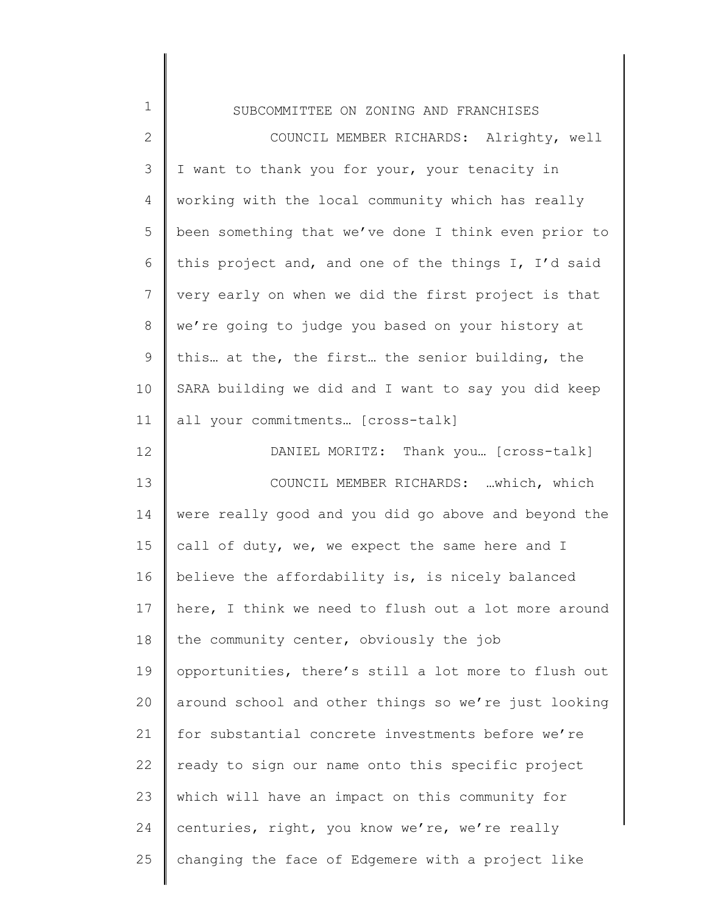COUNCIL MEMBER RICHARDS: Alrighty, well I want to thank you for your, your tenacity in working with the local community which has really been something that we've done I think even prior to this project and, and one of the things I, I'd said very early on when we did the first project is that we're going to judge you based on your history at this… at the, the first… the senior building, the SARA building we did and I want to say you did keep all your commitments… [cross-talk]

DANIEL MORITZ: Thank you… [cross-talk]

COUNCIL MEMBER RICHARDS: …which, which were really good and you did go above and beyond the call of duty, we, we expect the same here and I believe the affordability is, is nicely balanced here, I think we need to flush out a lot more around the community center, obviously the job opportunities, there's still a lot more to flush out around school and other things so we're just looking for substantial concrete investments before we're ready to sign our name onto this specific project which will have an impact on this community for centuries, right, you know we're, we're really changing the face of Edgemere with a project like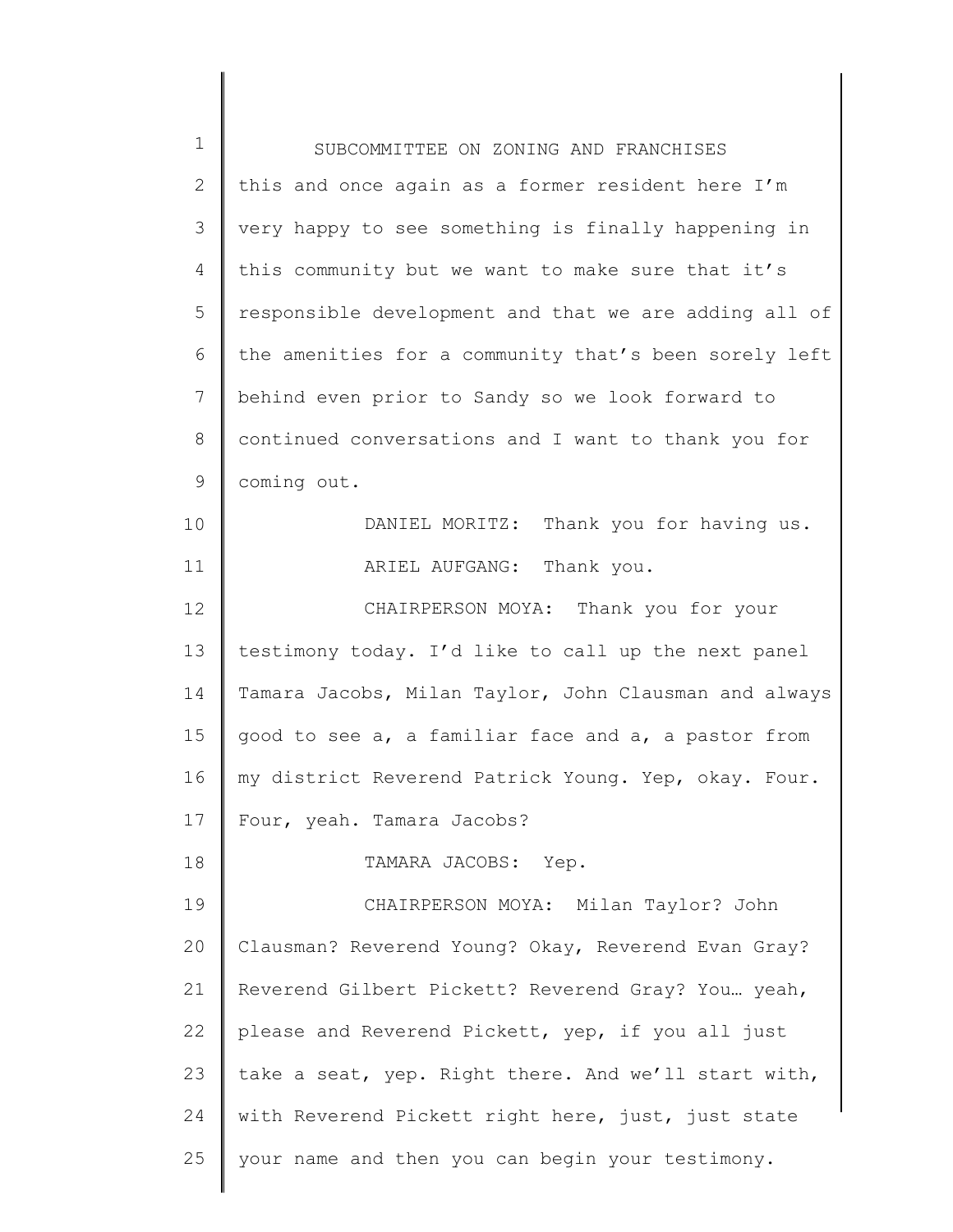this and once again as a former resident here I'm very happy to see something is finally happening in this community but we want to make sure that it's responsible development and that we are adding all of the amenities for a community that's been sorely left behind even prior to Sandy so we look forward to continued conversations and I want to thank you for coming out.

DANIEL MORITZ: Thank you for having us.

ARIEL AUFGANG: Thank you.

CHAIRPERSON MOYA: Thank you for your testimony today. I'd like to call up the next panel Tamara Jacobs, Milan Taylor, John Clausman and always good to see a, a familiar face and a, a pastor from my district Reverend Patrick Young. Yep, okay. Four. Four, yeah. Tamara Jacobs?

TAMARA JACOBS: Yep.

CHAIRPERSON MOYA: Milan Taylor? John Clausman? Reverend Young? Okay, Reverend Evan Gray? Reverend Gilbert Pickett? Reverend Gray? You… yeah, please and Reverend Pickett, yep, if you all just take a seat, yep. Right there. And we'll start with, with Reverend Pickett right here, just, just state your name and then you can begin your testimony.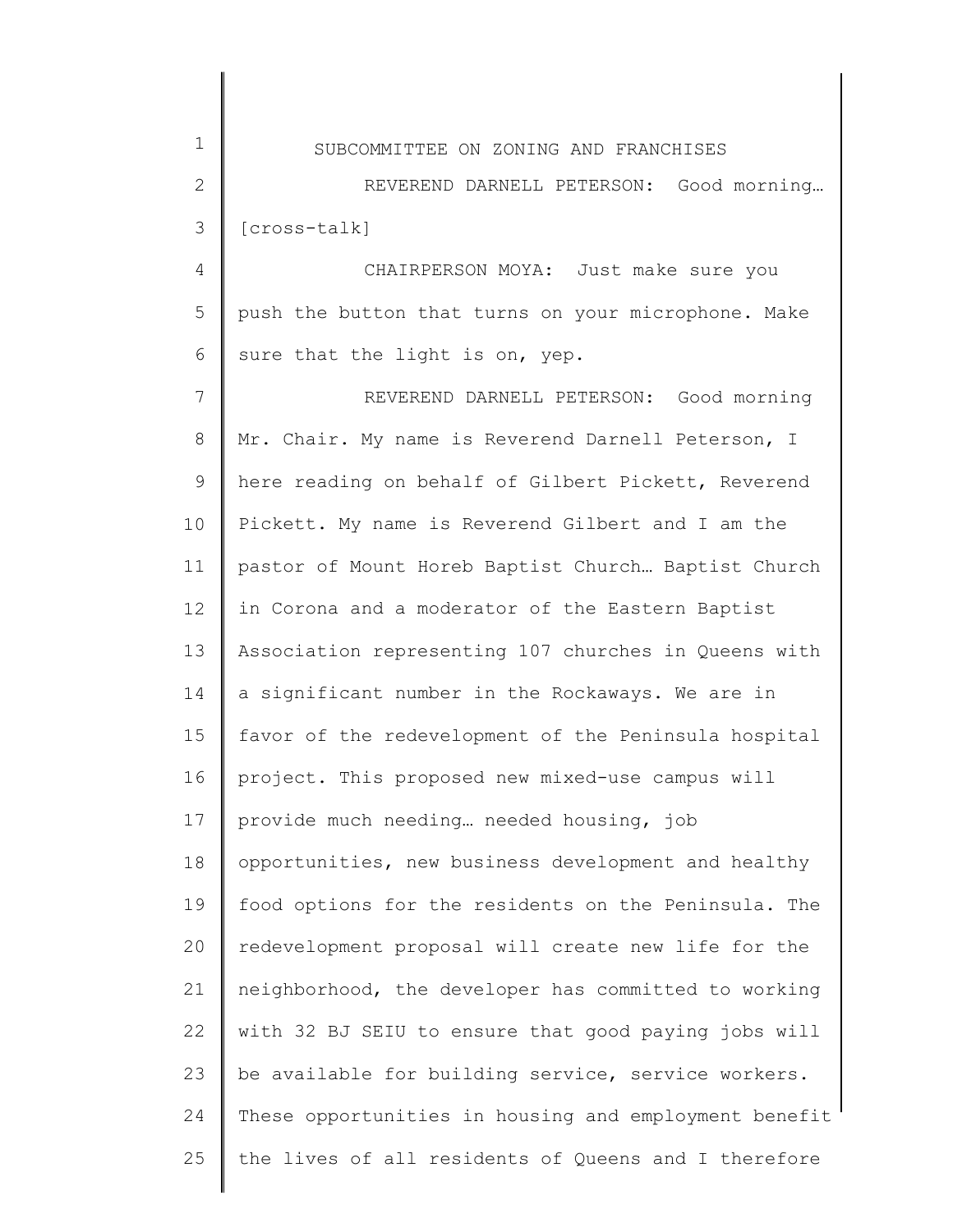REVEREND DARNELL PETERSON: Good morning… [cross-talk]

CHAIRPERSON MOYA: Just make sure you push the button that turns on your microphone. Make sure that the light is on, yep.

REVEREND DARNELL PETERSON: Good morning Mr. Chair. My name is Reverend Darnell Peterson, I here reading on behalf of Gilbert Pickett, Reverend Pickett. My name is Reverend Gilbert and I am the pastor of Mount Horeb Baptist Church… Baptist Church in Corona and a moderator of the Eastern Baptist Association representing 107 churches in Queens with a significant number in the Rockaways. We are in favor of the redevelopment of the Peninsula hospital project. This proposed new mixed-use campus will provide much needing… needed housing, job opportunities, new business development and healthy food options for the residents on the Peninsula. The redevelopment proposal will create new life for the neighborhood, the developer has committed to working with 32 BJ SEIU to ensure that good paying jobs will be available for building service, service workers. These opportunities in housing and employment benefit the lives of all residents of Queens and I therefore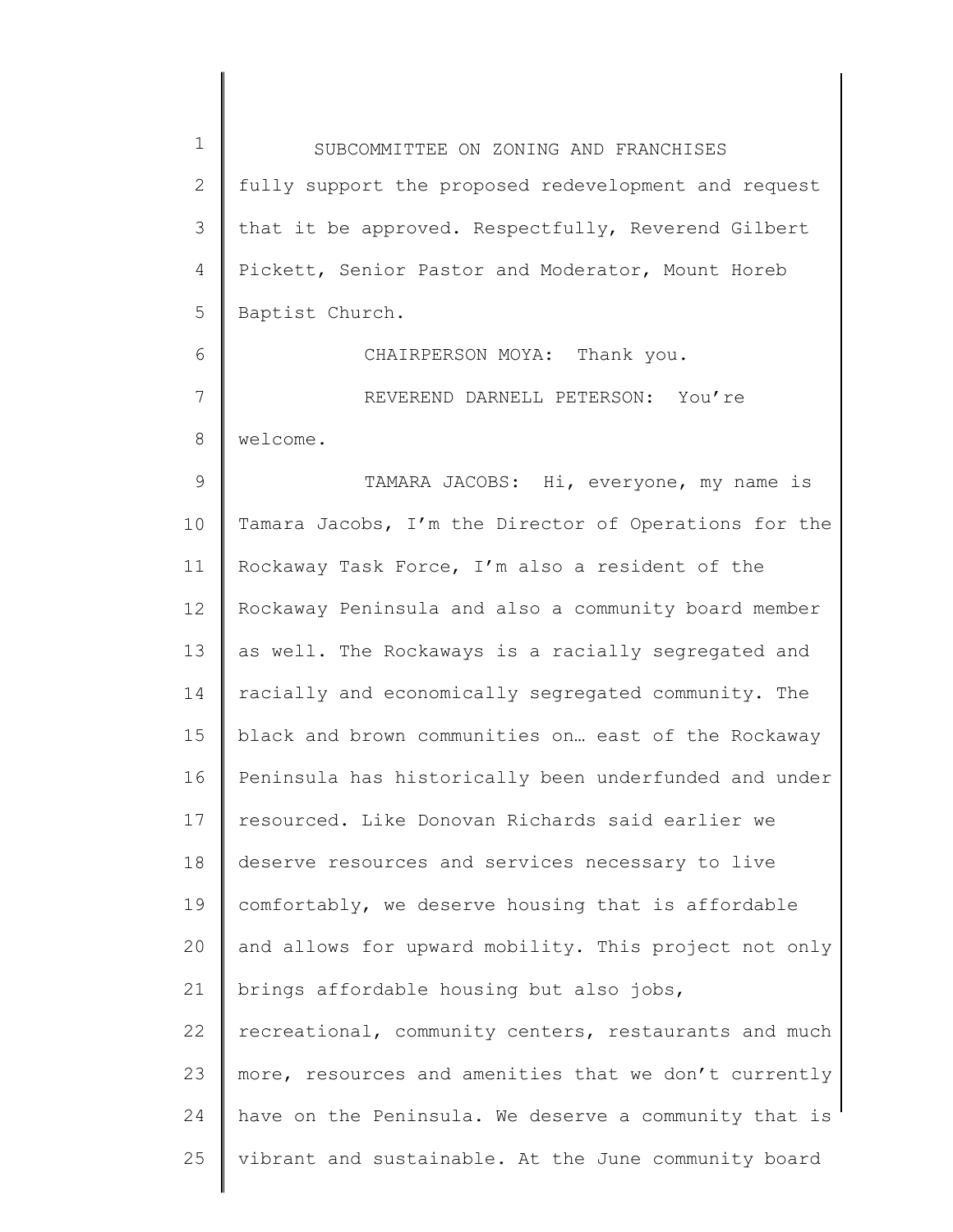fully support the proposed redevelopment and request that it be approved. Respectfully, Reverend Gilbert Pickett, Senior Pastor and Moderator, Mount Horeb Baptist Church.

CHAIRPERSON MOYA: Thank you.

REVEREND DARNELL PETERSON: You're welcome.

TAMARA JACOBS: Hi, everyone, my name is Tamara Jacobs, I'm the Director of Operations for the Rockaway Task Force, I'm also a resident of the Rockaway Peninsula and also a community board member as well. The Rockaways is a racially segregated and racially and economically segregated community. The black and brown communities on… east of the Rockaway Peninsula has historically been underfunded and under resourced. Like Donovan Richards said earlier we deserve resources and services necessary to live comfortably, we deserve housing that is affordable and allows for upward mobility. This project not only brings affordable housing but also jobs, recreational, community centers, restaurants and much more, resources and amenities that we don't currently have on the Peninsula. We deserve a community that is vibrant and sustainable. At the June community board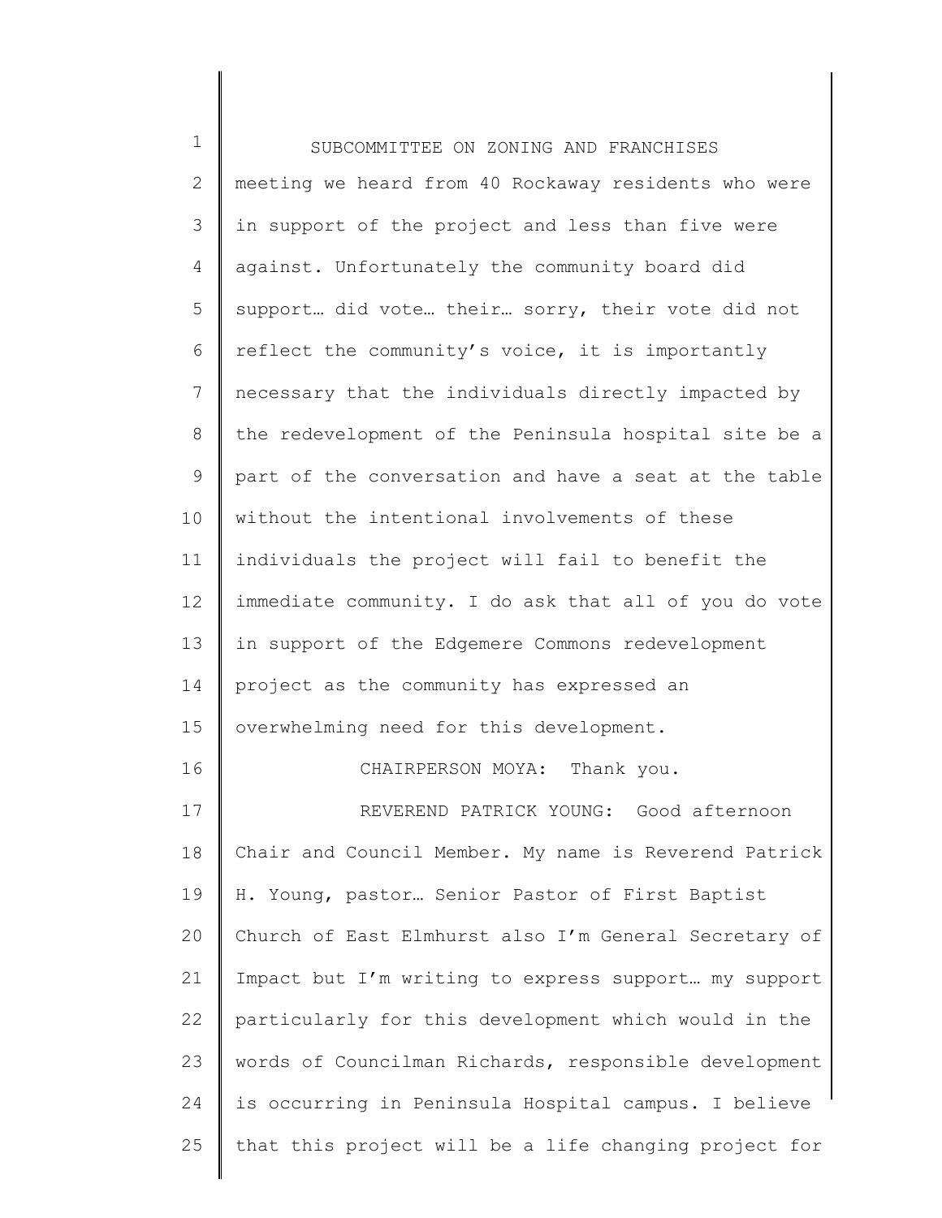meeting we heard from 40 Rockaway residents who were in support of the project and less than five were against. Unfortunately the community board did support… did vote… their… sorry, their vote did not reflect the community's voice, it is importantly necessary that the individuals directly impacted by the redevelopment of the Peninsula hospital site be a part of the conversation and have a seat at the table without the intentional involvements of these individuals the project will fail to benefit the immediate community. I do ask that all of you do vote in support of the Edgemere Commons redevelopment project as the community has expressed an overwhelming need for this development.

CHAIRPERSON MOYA: Thank you.

REVEREND PATRICK YOUNG: Good afternoon Chair and Council Member. My name is Reverend Patrick H. Young, pastor… Senior Pastor of First Baptist Church of East Elmhurst also I'm General Secretary of Impact but I'm writing to express support… my support particularly for this development which would in the words of Councilman Richards, responsible development is occurring in Peninsula Hospital campus. I believe that this project will be a life changing project for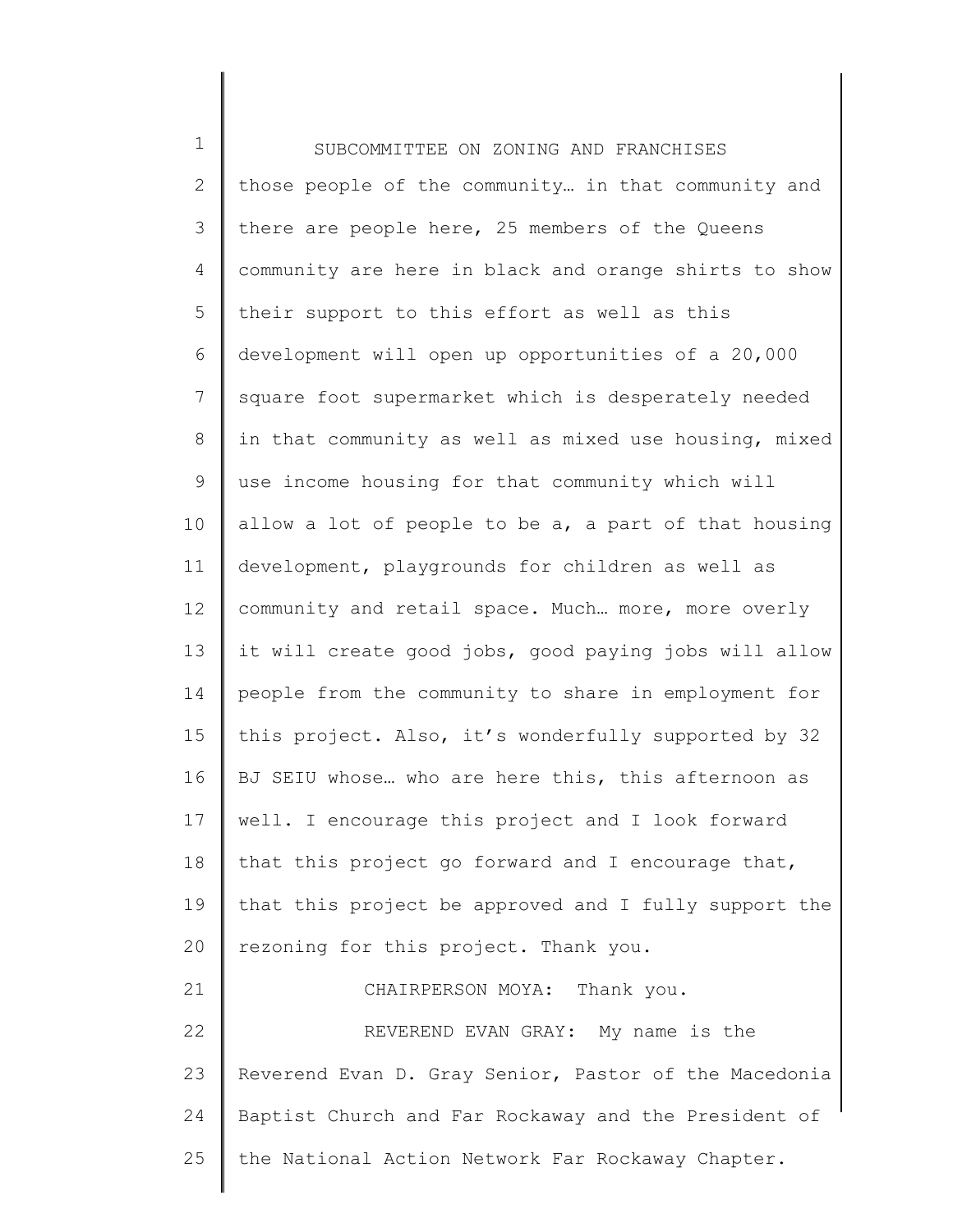those people of the community… in that community and there are people here, 25 members of the Queens community are here in black and orange shirts to show their support to this effort as well as this development will open up opportunities of a 20,000 square foot supermarket which is desperately needed in that community as well as mixed use housing, mixed use income housing for that community which will allow a lot of people to be a, a part of that housing development, playgrounds for children as well as community and retail space. Much… more, more overly it will create good jobs, good paying jobs will allow people from the community to share in employment for this project. Also, it's wonderfully supported by 32 BJ SEIU whose… who are here this, this afternoon as well. I encourage this project and I look forward that this project go forward and I encourage that, that this project be approved and I fully support the rezoning for this project. Thank you.

CHAIRPERSON MOYA: Thank you.

REVEREND EVAN GRAY: My name is the Reverend Evan D. Gray Senior, Pastor of the Macedonia Baptist Church and Far Rockaway and the President of the National Action Network Far Rockaway Chapter.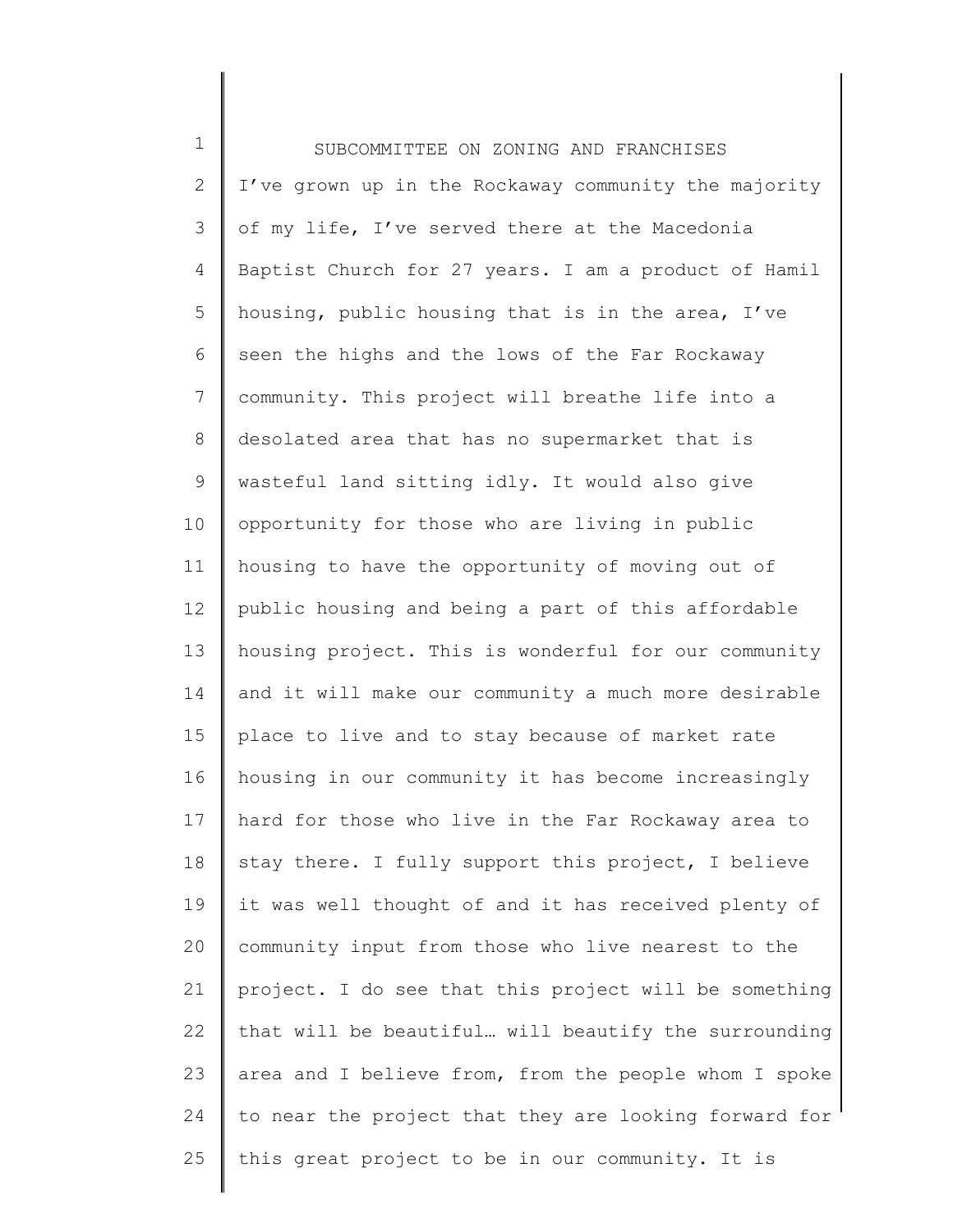I've grown up in the Rockaway community the majority of my life, I've served there at the Macedonia Baptist Church for 27 years. I am a product of Hamil housing, public housing that is in the area, I've seen the highs and the lows of the Far Rockaway community. This project will breathe life into a desolated area that has no supermarket that is wasteful land sitting idly. It would also give opportunity for those who are living in public housing to have the opportunity of moving out of public housing and being a part of this affordable housing project. This is wonderful for our community and it will make our community a much more desirable place to live and to stay because of market rate housing in our community it has become increasingly hard for those who live in the Far Rockaway area to stay there. I fully support this project, I believe it was well thought of and it has received plenty of community input from those who live nearest to the project. I do see that this project will be something that will be beautiful… will beautify the surrounding area and I believe from, from the people whom I spoke to near the project that they are looking forward for this great project to be in our community. It is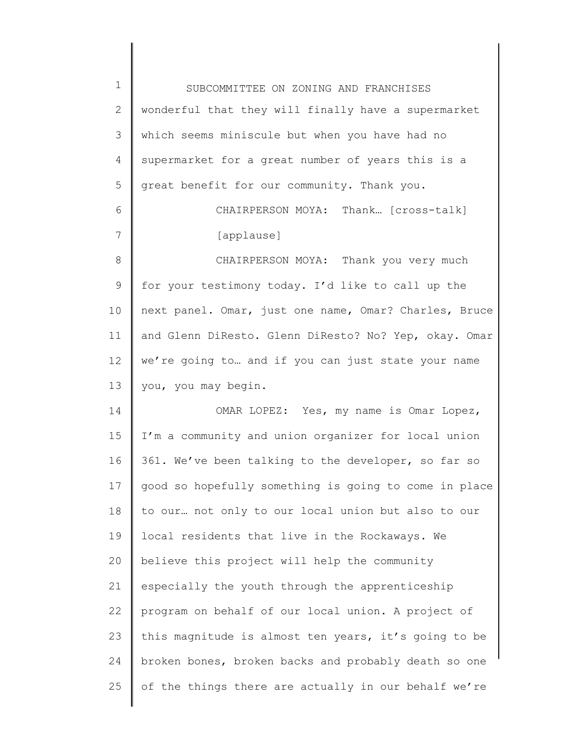wonderful that they will finally have a supermarket which seems miniscule but when you have had no supermarket for a great number of years this is a great benefit for our community. Thank you.

CHAIRPERSON MOYA: Thank… [cross-talk]

[applause]

CHAIRPERSON MOYA: Thank you very much for your testimony today. I'd like to call up the next panel. Omar, just one name, Omar? Charles, Bruce and Glenn DiResto. Glenn DiResto? No? Yep, okay. Omar we're going to… and if you can just state your name you, you may begin.

OMAR LOPEZ: Yes, my name is Omar Lopez, I'm a community and union organizer for local union 361. We've been talking to the developer, so far so good so hopefully something is going to come in place to our… not only to our local union but also to our local residents that live in the Rockaways. We believe this project will help the community especially the youth through the apprenticeship program on behalf of our local union. A project of this magnitude is almost ten years, it's going to be broken bones, broken backs and probably death so one of the things there are actually in our behalf we're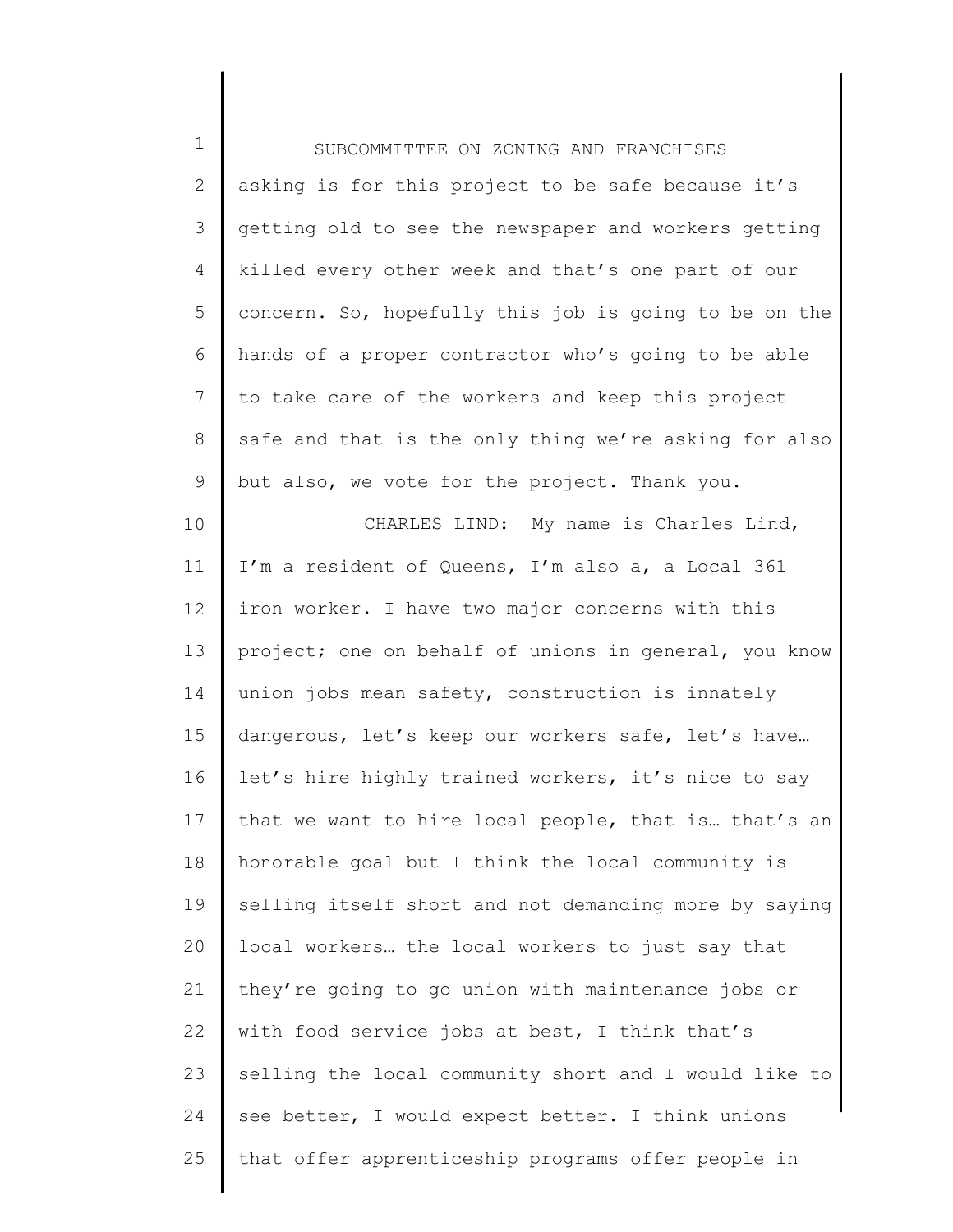asking is for this project to be safe because it's getting old to see the newspaper and workers getting killed every other week and that's one part of our concern. So, hopefully this job is going to be on the hands of a proper contractor who's going to be able to take care of the workers and keep this project safe and that is the only thing we're asking for also but also, we vote for the project. Thank you.

CHARLES LIND: My name is Charles Lind, I'm a resident of Queens, I'm also a, a Local 361 iron worker. I have two major concerns with this project; one on behalf of unions in general, you know union jobs mean safety, construction is innately dangerous, let's keep our workers safe, let's have… let's hire highly trained workers, it's nice to say that we want to hire local people, that is… that's an honorable goal but I think the local community is selling itself short and not demanding more by saying local workers… the local workers to just say that they're going to go union with maintenance jobs or with food service jobs at best, I think that's selling the local community short and I would like to see better, I would expect better. I think unions that offer apprenticeship programs offer people in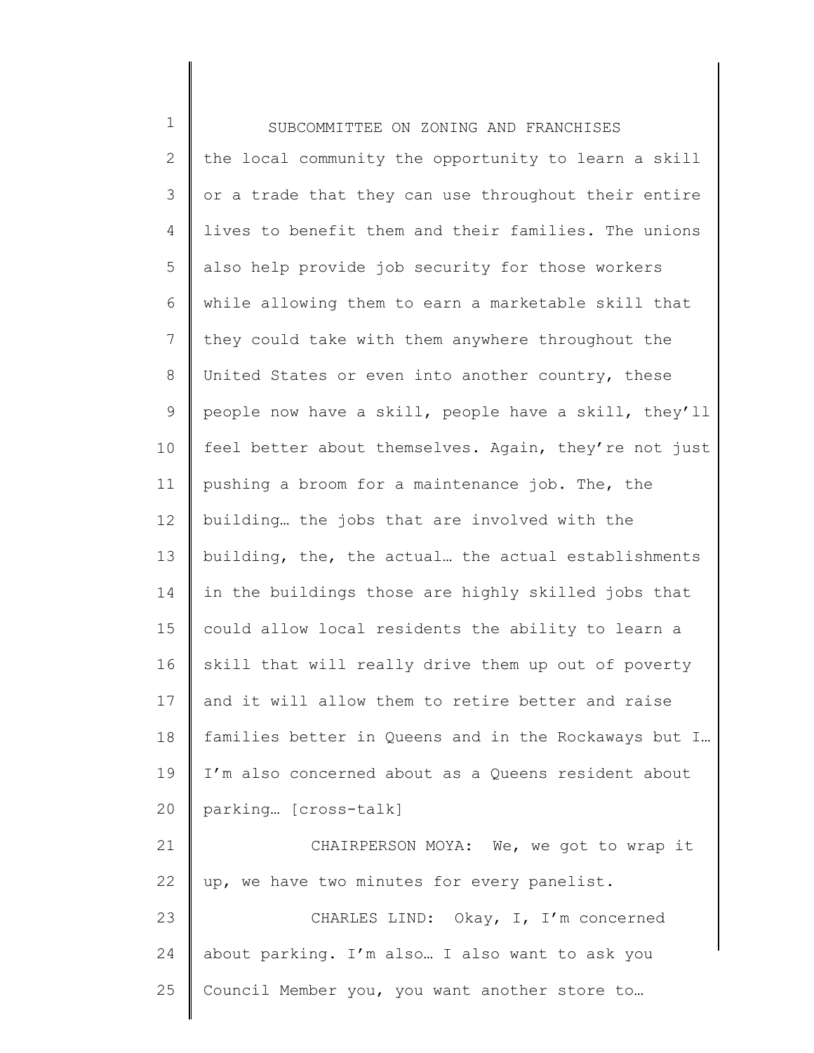the local community the opportunity to learn a skill or a trade that they can use throughout their entire lives to benefit them and their families. The unions also help provide job security for those workers while allowing them to earn a marketable skill that they could take with them anywhere throughout the United States or even into another country, these people now have a skill, people have a skill, they'll feel better about themselves. Again, they're not just pushing a broom for a maintenance job. The, the building… the jobs that are involved with the building, the, the actual… the actual establishments in the buildings those are highly skilled jobs that could allow local residents the ability to learn a skill that will really drive them up out of poverty and it will allow them to retire better and raise families better in Queens and in the Rockaways but I… I'm also concerned about as a Queens resident about parking… [cross-talk]

CHAIRPERSON MOYA: We, we got to wrap it up, we have two minutes for every panelist.

CHARLES LIND: Okay, I, I'm concerned about parking. I'm also… I also want to ask you Council Member you, you want another store to…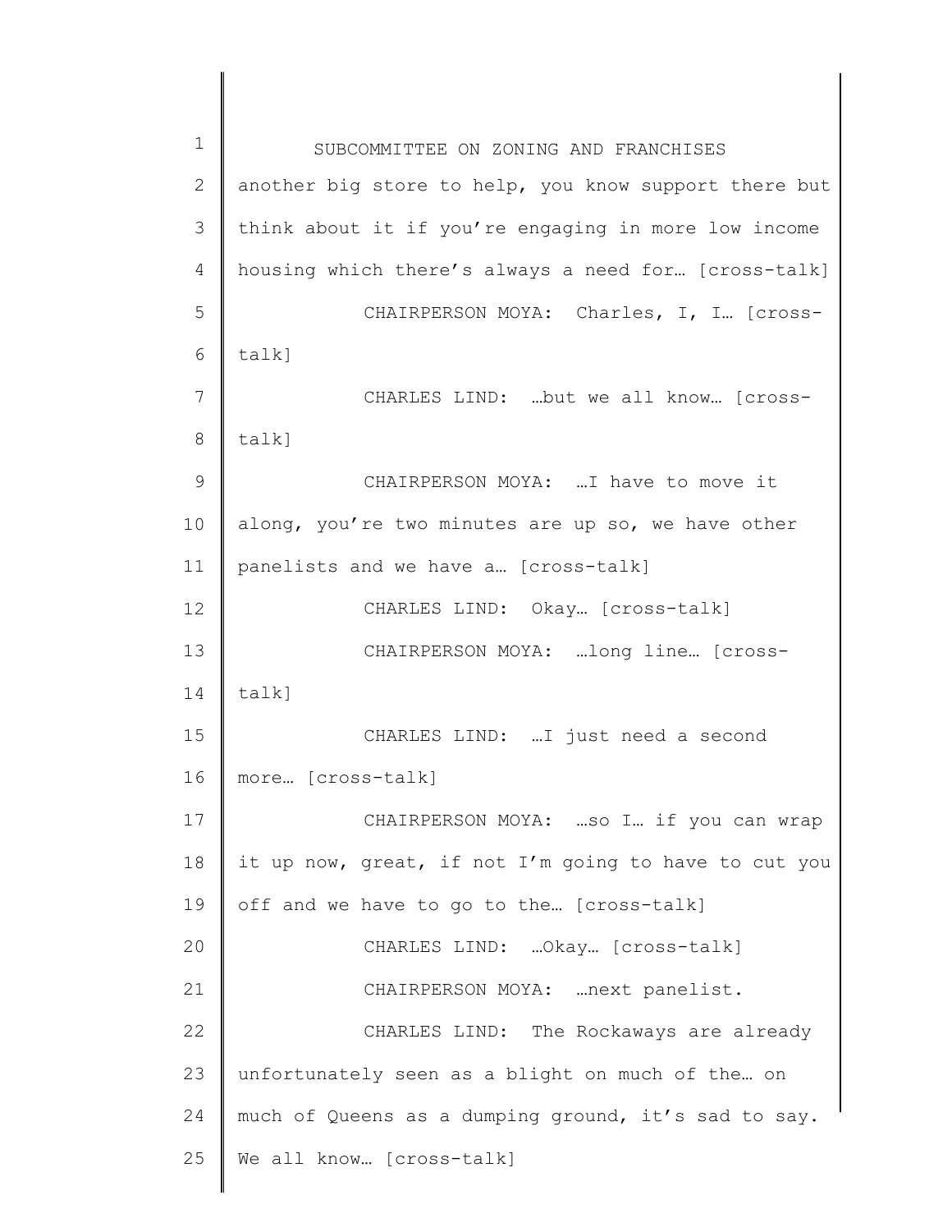another big store to help, you know support there but think about it if you're engaging in more low income housing which there's always a need for… [cross-talk]

CHAIRPERSON MOYA: Charles, I, I… [cross-talk]

CHARLES LIND: …but we all know… [cross-talk]

CHAIRPERSON MOYA: …I have to move it along, you're two minutes are up so, we have other panelists and we have a… [cross-talk]

CHARLES LIND: Okay… [cross-talk]

CHAIRPERSON MOYA: …long line… [cross-talk]

CHARLES LIND: …I just need a second more… [cross-talk]

CHAIRPERSON MOYA: …so I… if you can wrap it up now, great, if not I'm going to have to cut you off and we have to go to the… [cross-talk]

CHARLES LIND: …Okay… [cross-talk]

CHAIRPERSON MOYA: …next panelist.

CHARLES LIND: The Rockaways are already unfortunately seen as a blight on much of the… on much of Queens as a dumping ground, it's sad to say. We all know… [cross-talk]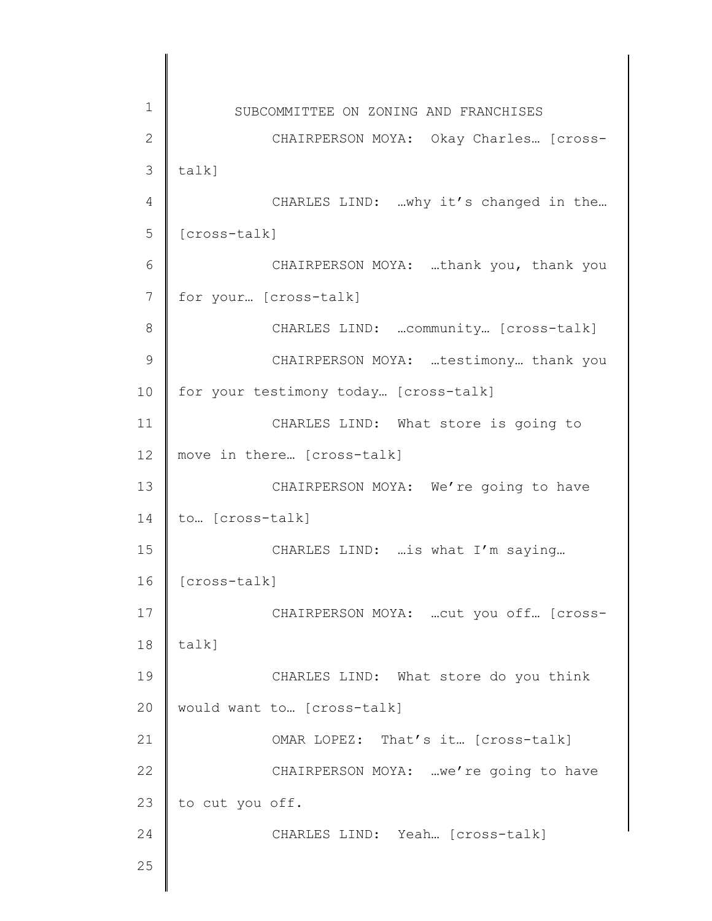CHAIRPERSON MOYA: Okay Charles… [cross-talk]

CHARLES LIND: …why it's changed in the… [cross-talk]

CHAIRPERSON MOYA: …thank you, thank you for your… [cross-talk]

CHARLES LIND: …community… [cross-talk]

CHAIRPERSON MOYA: …testimony… thank you for your testimony today… [cross-talk]

CHARLES LIND: What store is going to move in there… [cross-talk]

CHAIRPERSON MOYA: We're going to have to… [cross-talk]

CHARLES LIND: …is what I'm saying… [cross-talk]

CHAIRPERSON MOYA: …cut you off… [cross-talk]

CHARLES LIND: What store do you think would want to… [cross-talk]

OMAR LOPEZ: That's it… [cross-talk]

CHAIRPERSON MOYA: …we're going to have to cut you off.

CHARLES LIND: Yeah… [cross-talk]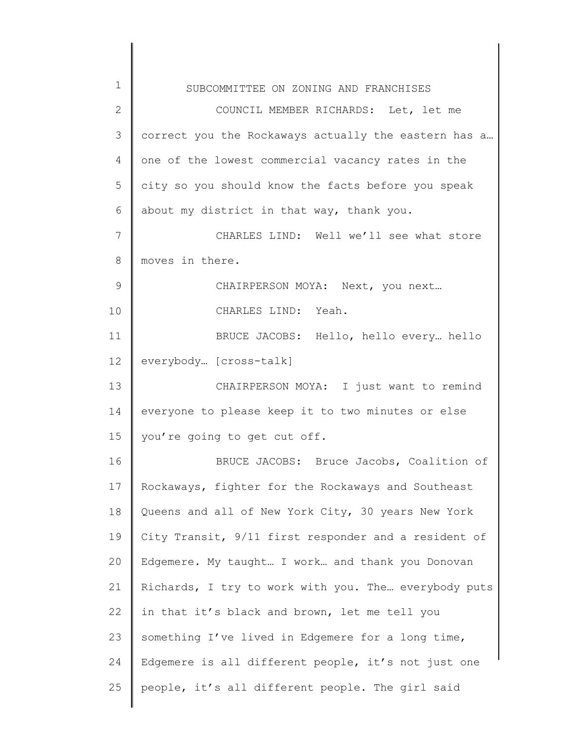COUNCIL MEMBER RICHARDS: Let, let me correct you the Rockaways actually the eastern has a… one of the lowest commercial vacancy rates in the city so you should know the facts before you speak about my district in that way, thank you.

CHARLES LIND: Well we'll see what store moves in there.

CHAIRPERSON MOYA: Next, you next…

CHARLES LIND: Yeah.

BRUCE JACOBS: Hello, hello every… hello everybody… [cross-talk]

CHAIRPERSON MOYA: I just want to remind everyone to please keep it to two minutes or else you're going to get cut off.

BRUCE JACOBS: Bruce Jacobs, Coalition of Rockaways, fighter for the Rockaways and Southeast Queens and all of New York City, 30 years New York City Transit, 9/11 first responder and a resident of Edgemere. My taught… I work… and thank you Donovan Richards, I try to work with you. The… everybody puts in that it's black and brown, let me tell you something I've lived in Edgemere for a long time, Edgemere is all different people, it's not just one people, it's all different people. The girl said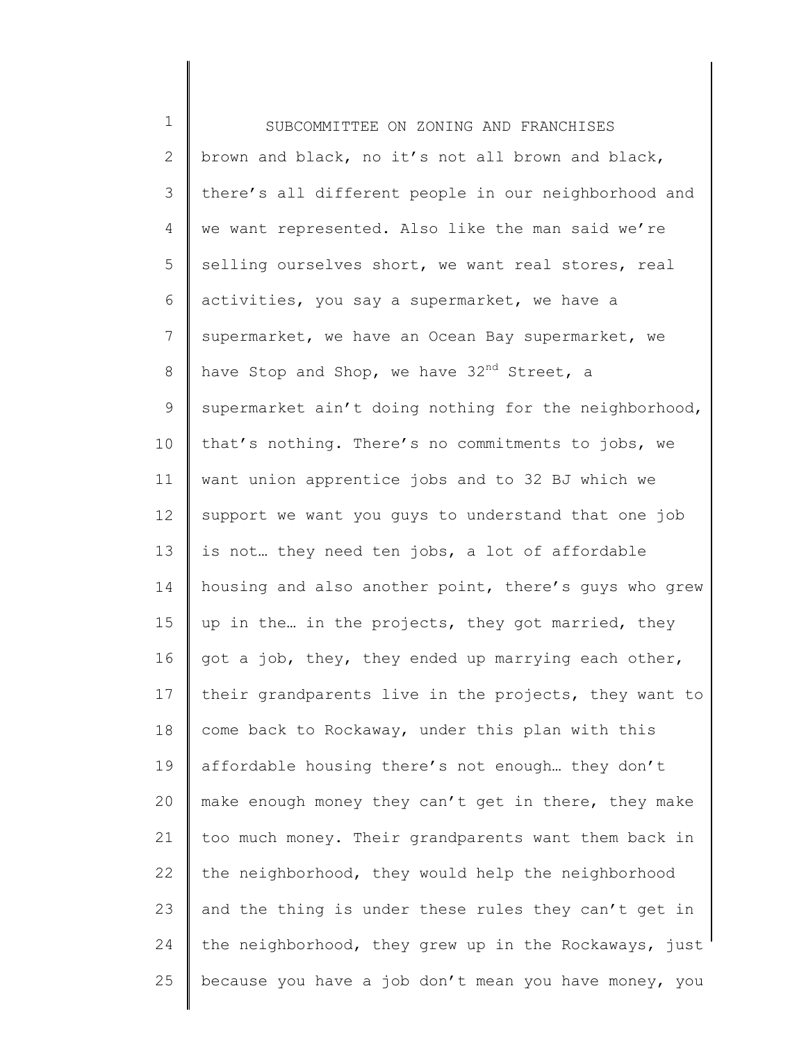brown and black, no it's not all brown and black, there's all different people in our neighborhood and we want represented. Also like the man said we're selling ourselves short, we want real stores, real activities, you say a supermarket, we have a supermarket, we have an Ocean Bay supermarket, we have Stop and Shop, we have 32nd Street, a supermarket ain't doing nothing for the neighborhood, that's nothing. There's no commitments to jobs, we want union apprentice jobs and to 32 BJ which we support we want you guys to understand that one job is not… they need ten jobs, a lot of affordable housing and also another point, there's guys who grew up in the… in the projects, they got married, they got a job, they, they ended up marrying each other, their grandparents live in the projects, they want to come back to Rockaway, under this plan with this affordable housing there's not enough… they don't make enough money they can't get in there, they make too much money. Their grandparents want them back in the neighborhood, they would help the neighborhood and the thing is under these rules they can't get in the neighborhood, they grew up in the Rockaways, just because you have a job don't mean you have money, you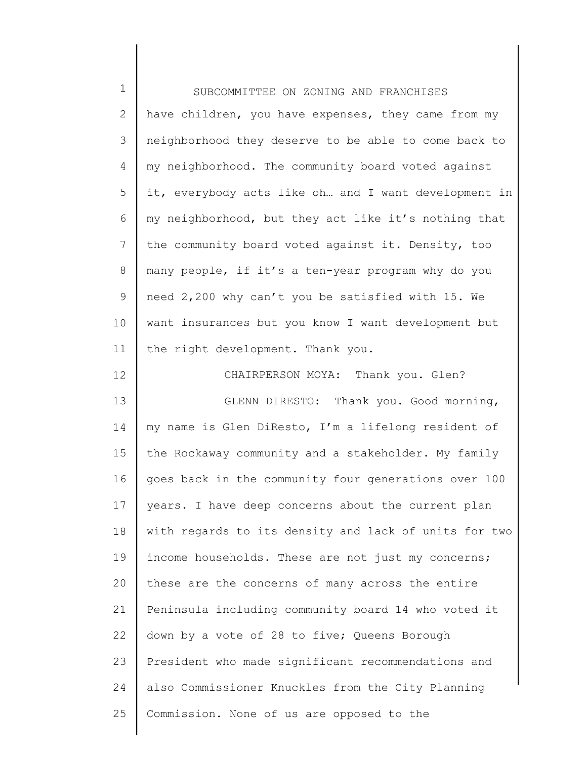have children, you have expenses, they came from my neighborhood they deserve to be able to come back to my neighborhood. The community board voted against it, everybody acts like oh… and I want development in my neighborhood, but they act like it's nothing that the community board voted against it. Density, too many people, if it's a ten-year program why do you need 2,200 why can't you be satisfied with 15. We want insurances but you know I want development but the right development. Thank you.

CHAIRPERSON MOYA: Thank you. Glen?

GLENN DIRESTO: Thank you. Good morning, my name is Glen DiResto, I'm a lifelong resident of the Rockaway community and a stakeholder. My family goes back in the community four generations over 100 years. I have deep concerns about the current plan with regards to its density and lack of units for two income households. These are not just my concerns; these are the concerns of many across the entire Peninsula including community board 14 who voted it down by a vote of 28 to five; Queens Borough President who made significant recommendations and also Commissioner Knuckles from the City Planning Commission. None of us are opposed to the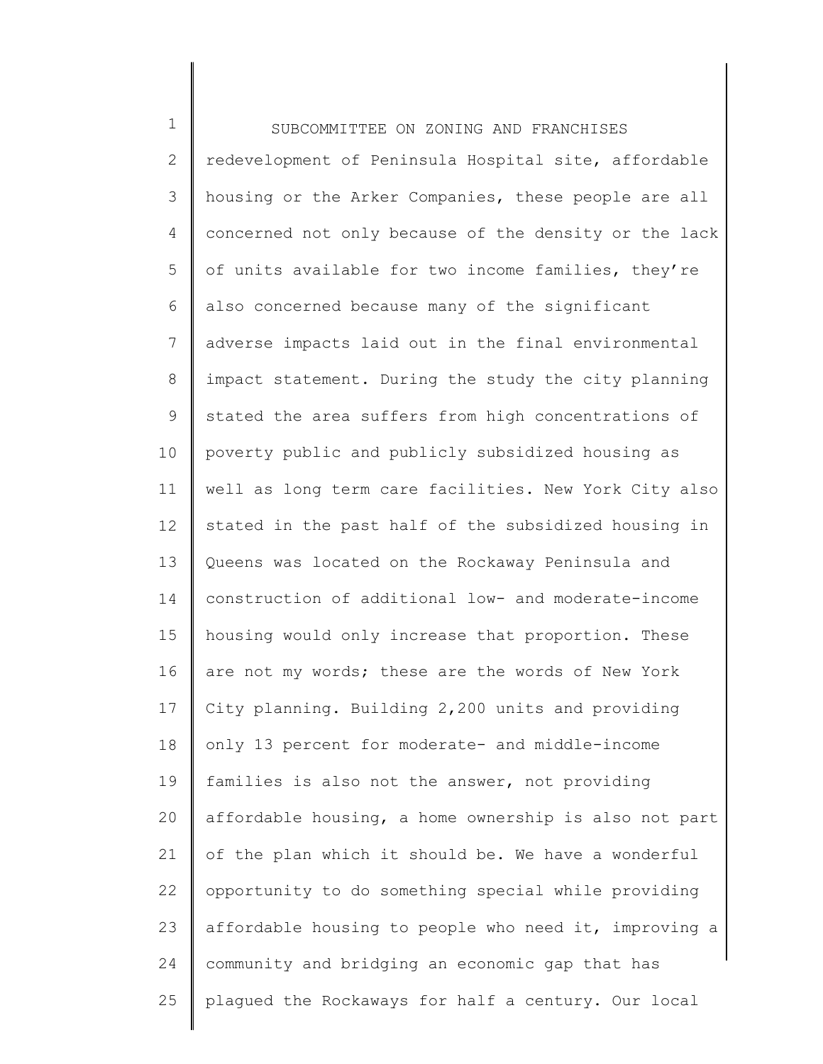redevelopment of Peninsula Hospital site, affordable housing or the Arker Companies, these people are all concerned not only because of the density or the lack of units available for two income families, they're also concerned because many of the significant adverse impacts laid out in the final environmental impact statement. During the study the city planning stated the area suffers from high concentrations of poverty public and publicly subsidized housing as well as long term care facilities. New York City also stated in the past half of the subsidized housing in Queens was located on the Rockaway Peninsula and construction of additional low- and moderate-income housing would only increase that proportion. These are not my words; these are the words of New York City planning. Building 2,200 units and providing only 13 percent for moderate- and middle-income families is also not the answer, not providing affordable housing, a home ownership is also not part of the plan which it should be. We have a wonderful opportunity to do something special while providing affordable housing to people who need it, improving a community and bridging an economic gap that has plagued the Rockaways for half a century. Our local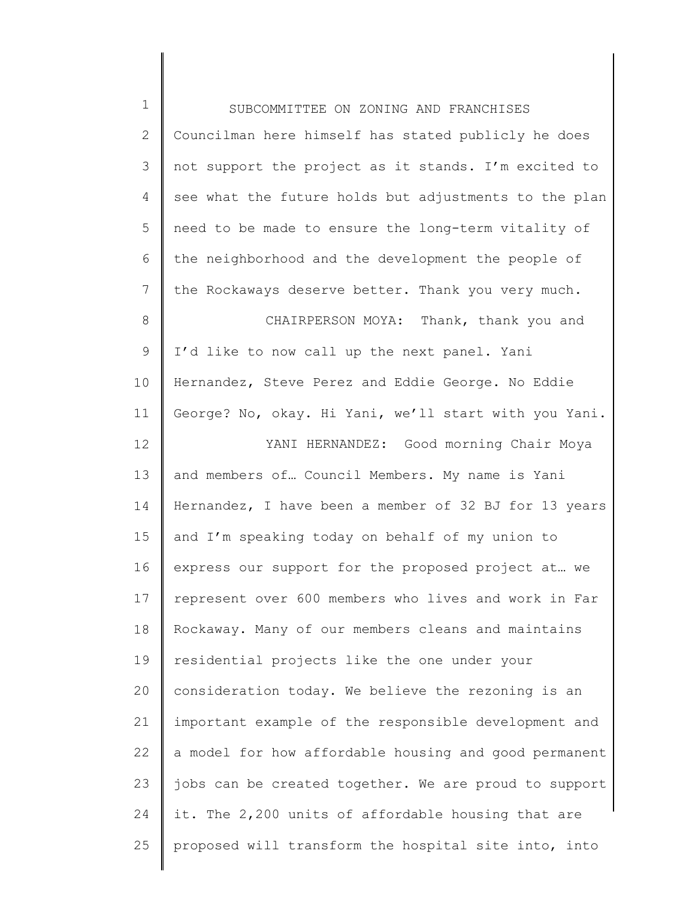Councilman here himself has stated publicly he does not support the project as it stands. I'm excited to see what the future holds but adjustments to the plan need to be made to ensure the long-term vitality of the neighborhood and the development the people of the Rockaways deserve better. Thank you very much.

CHAIRPERSON MOYA: Thank, thank you and I'd like to now call up the next panel. Yani Hernandez, Steve Perez and Eddie George. No Eddie George? No, okay. Hi Yani, we'll start with you Yani.

YANI HERNANDEZ: Good morning Chair Moya and members of… Council Members. My name is Yani Hernandez, I have been a member of 32 BJ for 13 years and I'm speaking today on behalf of my union to express our support for the proposed project at… we represent over 600 members who lives and work in Far Rockaway. Many of our members cleans and maintains residential projects like the one under your consideration today. We believe the rezoning is an important example of the responsible development and a model for how affordable housing and good permanent jobs can be created together. We are proud to support it. The 2,200 units of affordable housing that are proposed will transform the hospital site into, into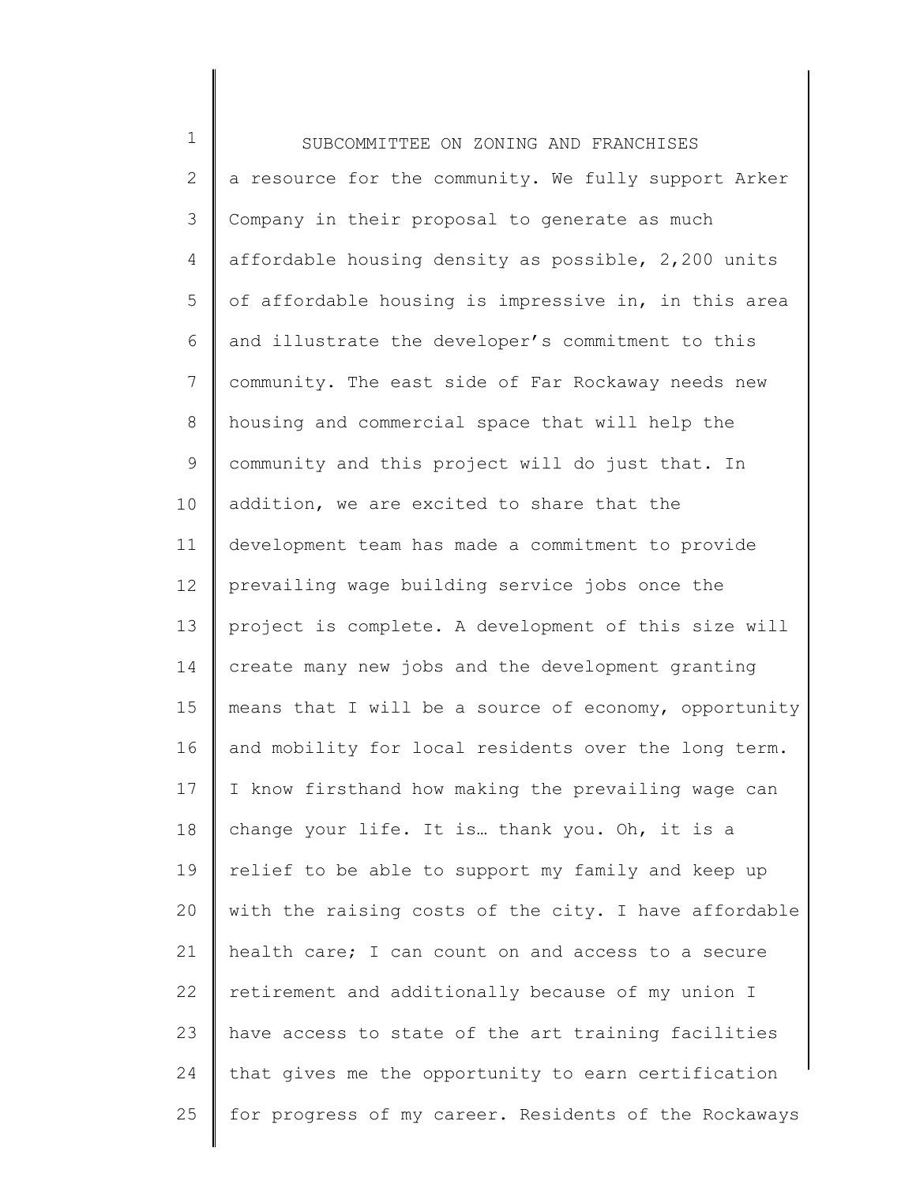a resource for the community. We fully support Arker Company in their proposal to generate as much affordable housing density as possible, 2,200 units of affordable housing is impressive in, in this area and illustrate the developer's commitment to this community. The east side of Far Rockaway needs new housing and commercial space that will help the community and this project will do just that. In addition, we are excited to share that the development team has made a commitment to provide prevailing wage building service jobs once the project is complete. A development of this size will create many new jobs and the development granting means that I will be a source of economy, opportunity and mobility for local residents over the long term. I know firsthand how making the prevailing wage can change your life. It is… thank you. Oh, it is a relief to be able to support my family and keep up with the raising costs of the city. I have affordable health care; I can count on and access to a secure retirement and additionally because of my union I have access to state of the art training facilities that gives me the opportunity to earn certification for progress of my career. Residents of the Rockaways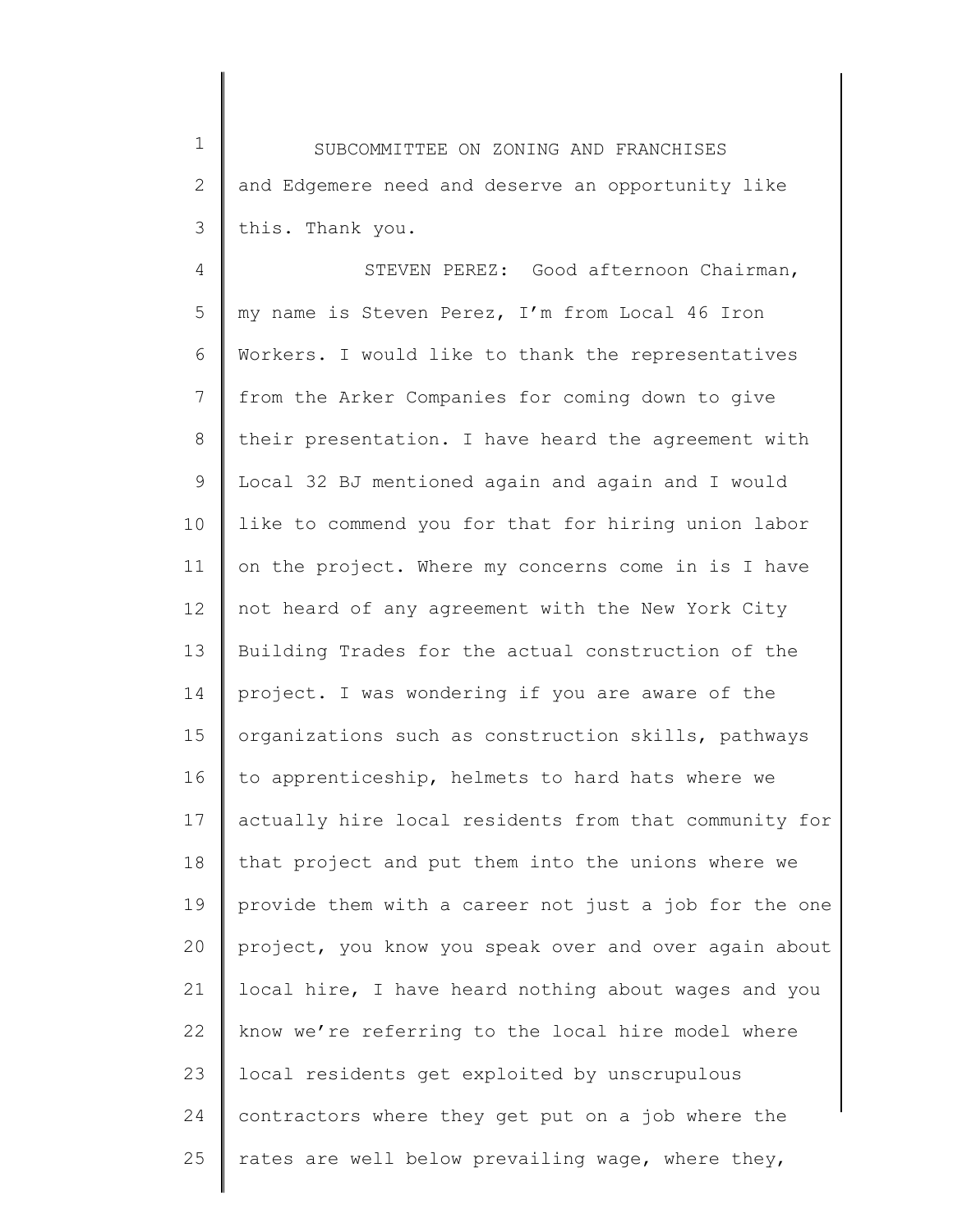and Edgemere need and deserve an opportunity like this. Thank you.

STEVEN PEREZ: Good afternoon Chairman, my name is Steven Perez, I'm from Local 46 Iron Workers. I would like to thank the representatives from the Arker Companies for coming down to give their presentation. I have heard the agreement with Local 32 BJ mentioned again and again and I would like to commend you for that for hiring union labor on the project. Where my concerns come in is I have not heard of any agreement with the New York City Building Trades for the actual construction of the project. I was wondering if you are aware of the organizations such as construction skills, pathways to apprenticeship, helmets to hard hats where we actually hire local residents from that community for that project and put them into the unions where we provide them with a career not just a job for the one project, you know you speak over and over again about local hire, I have heard nothing about wages and you know we're referring to the local hire model where local residents get exploited by unscrupulous contractors where they get put on a job where the rates are well below prevailing wage, where they,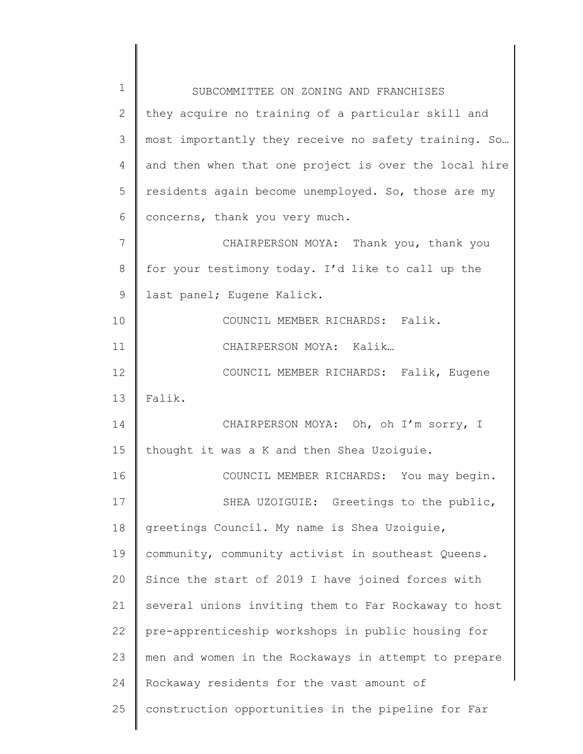they acquire no training of a particular skill and most importantly they receive no safety training. So… and then when that one project is over the local hire residents again become unemployed. So, those are my concerns, thank you very much.

CHAIRPERSON MOYA: Thank you, thank you for your testimony today. I'd like to call up the last panel; Eugene Kalick.

COUNCIL MEMBER RICHARDS: Falik.

CHAIRPERSON MOYA: Kalik…

COUNCIL MEMBER RICHARDS: Falik, Eugene Falik.

CHAIRPERSON MOYA: Oh, oh I'm sorry, I thought it was a K and then Shea Uzoiguie.

COUNCIL MEMBER RICHARDS: You may begin.

SHEA UZOIGUIE: Greetings to the public, greetings Council. My name is Shea Uzoiguie, community, community activist in southeast Queens. Since the start of 2019 I have joined forces with several unions inviting them to Far Rockaway to host pre-apprenticeship workshops in public housing for men and women in the Rockaways in attempt to prepare Rockaway residents for the vast amount of construction opportunities in the pipeline for Far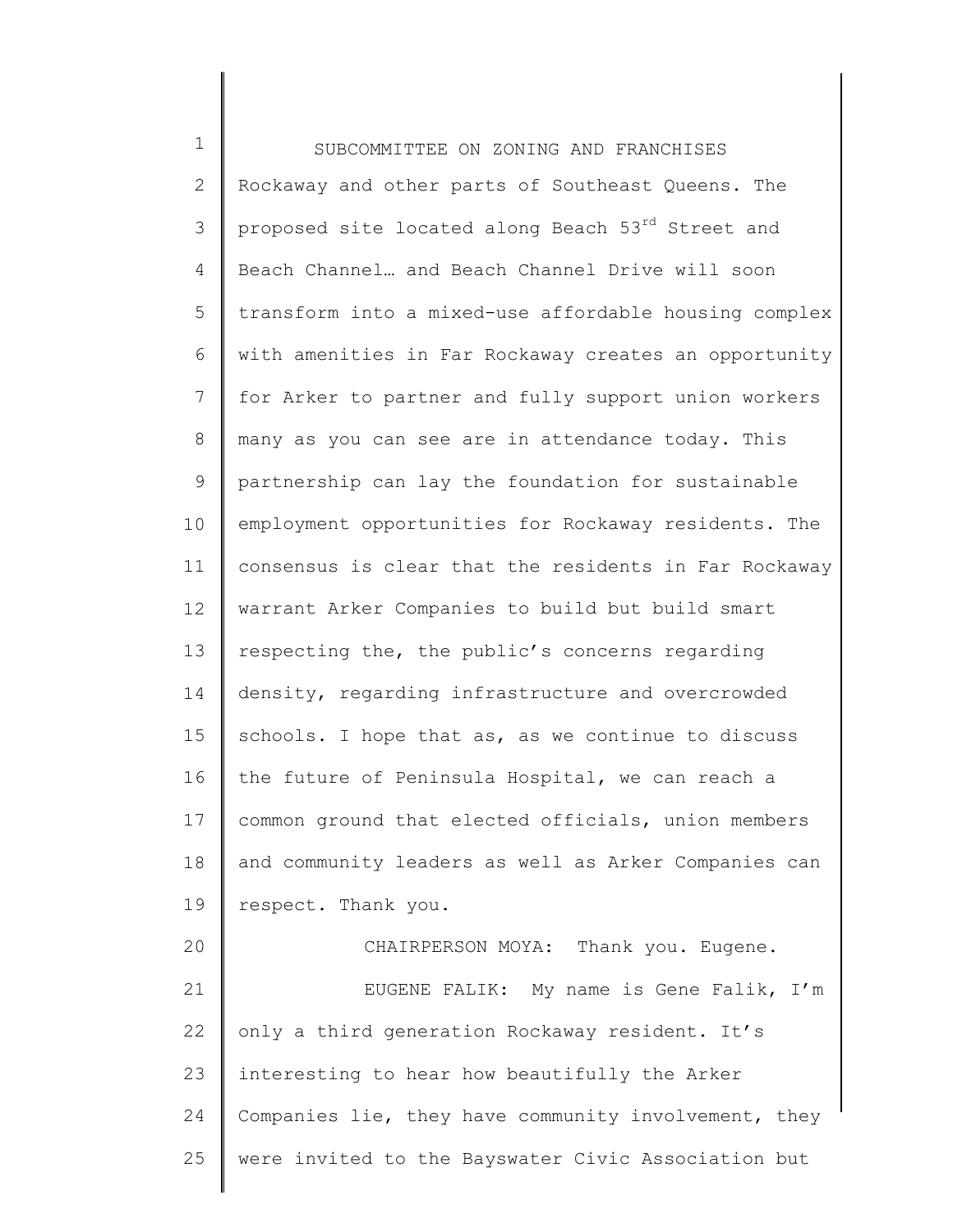Rockaway and other parts of Southeast Queens. The proposed site located along Beach 53rd Street and Beach Channel… and Beach Channel Drive will soon transform into a mixed-use affordable housing complex with amenities in Far Rockaway creates an opportunity for Arker to partner and fully support union workers many as you can see are in attendance today. This partnership can lay the foundation for sustainable employment opportunities for Rockaway residents. The consensus is clear that the residents in Far Rockaway warrant Arker Companies to build but build smart respecting the, the public's concerns regarding density, regarding infrastructure and overcrowded schools. I hope that as, as we continue to discuss the future of Peninsula Hospital, we can reach a common ground that elected officials, union members and community leaders as well as Arker Companies can respect. Thank you.

CHAIRPERSON MOYA: Thank you. Eugene.

EUGENE FALIK: My name is Gene Falik, I'm only a third generation Rockaway resident. It's interesting to hear how beautifully the Arker Companies lie, they have community involvement, they were invited to the Bayswater Civic Association but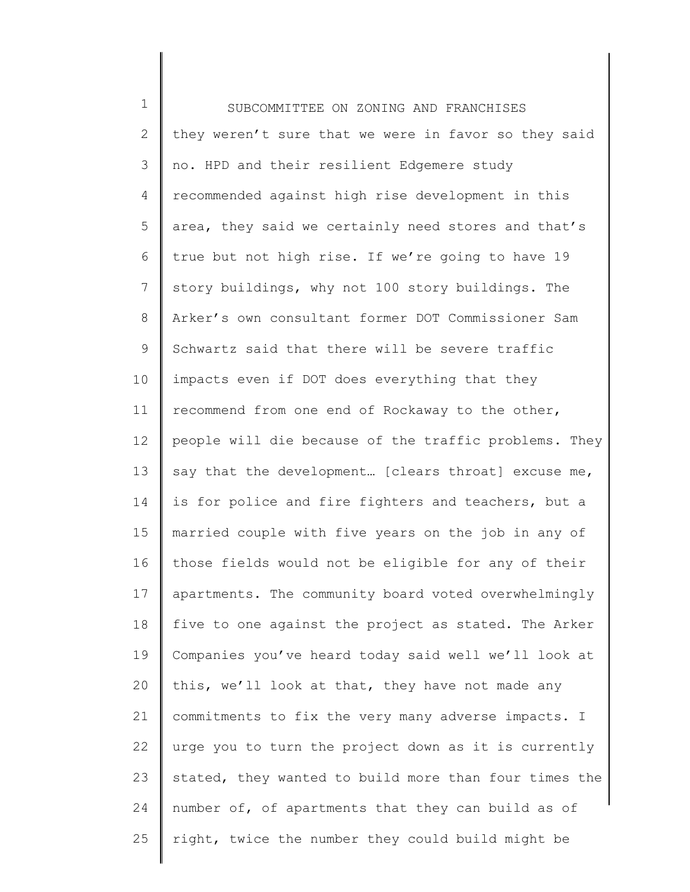they weren't sure that we were in favor so they said no. HPD and their resilient Edgemere study recommended against high rise development in this area, they said we certainly need stores and that's true but not high rise. If we're going to have 19 story buildings, why not 100 story buildings. The Arker's own consultant former DOT Commissioner Sam Schwartz said that there will be severe traffic impacts even if DOT does everything that they recommend from one end of Rockaway to the other, people will die because of the traffic problems. They say that the development… [clears throat] excuse me, is for police and fire fighters and teachers, but a married couple with five years on the job in any of those fields would not be eligible for any of their apartments. The community board voted overwhelmingly five to one against the project as stated. The Arker Companies you've heard today said well we'll look at this, we'll look at that, they have not made any commitments to fix the very many adverse impacts. I urge you to turn the project down as it is currently stated, they wanted to build more than four times the number of, of apartments that they can build as of right, twice the number they could build might be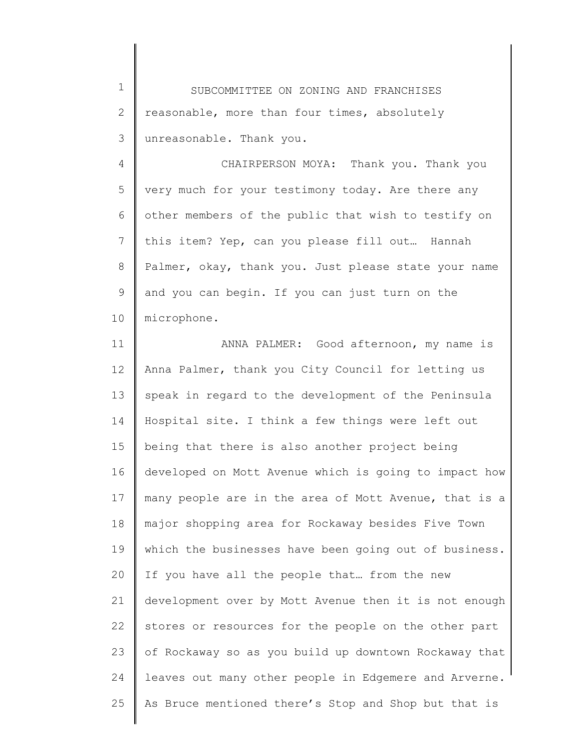reasonable, more than four times, absolutely unreasonable. Thank you.

CHAIRPERSON MOYA: Thank you. Thank you very much for your testimony today. Are there any other members of the public that wish to testify on this item? Yep, can you please fill out… Hannah Palmer, okay, thank you. Just please state your name and you can begin. If you can just turn on the microphone.

ANNA PALMER: Good afternoon, my name is Anna Palmer, thank you City Council for letting us speak in regard to the development of the Peninsula Hospital site. I think a few things were left out being that there is also another project being developed on Mott Avenue which is going to impact how many people are in the area of Mott Avenue, that is a major shopping area for Rockaway besides Five Town which the businesses have been going out of business. If you have all the people that… from the new development over by Mott Avenue then it is not enough stores or resources for the people on the other part of Rockaway so as you build up downtown Rockaway that leaves out many other people in Edgemere and Arverne. As Bruce mentioned there's Stop and Shop but that is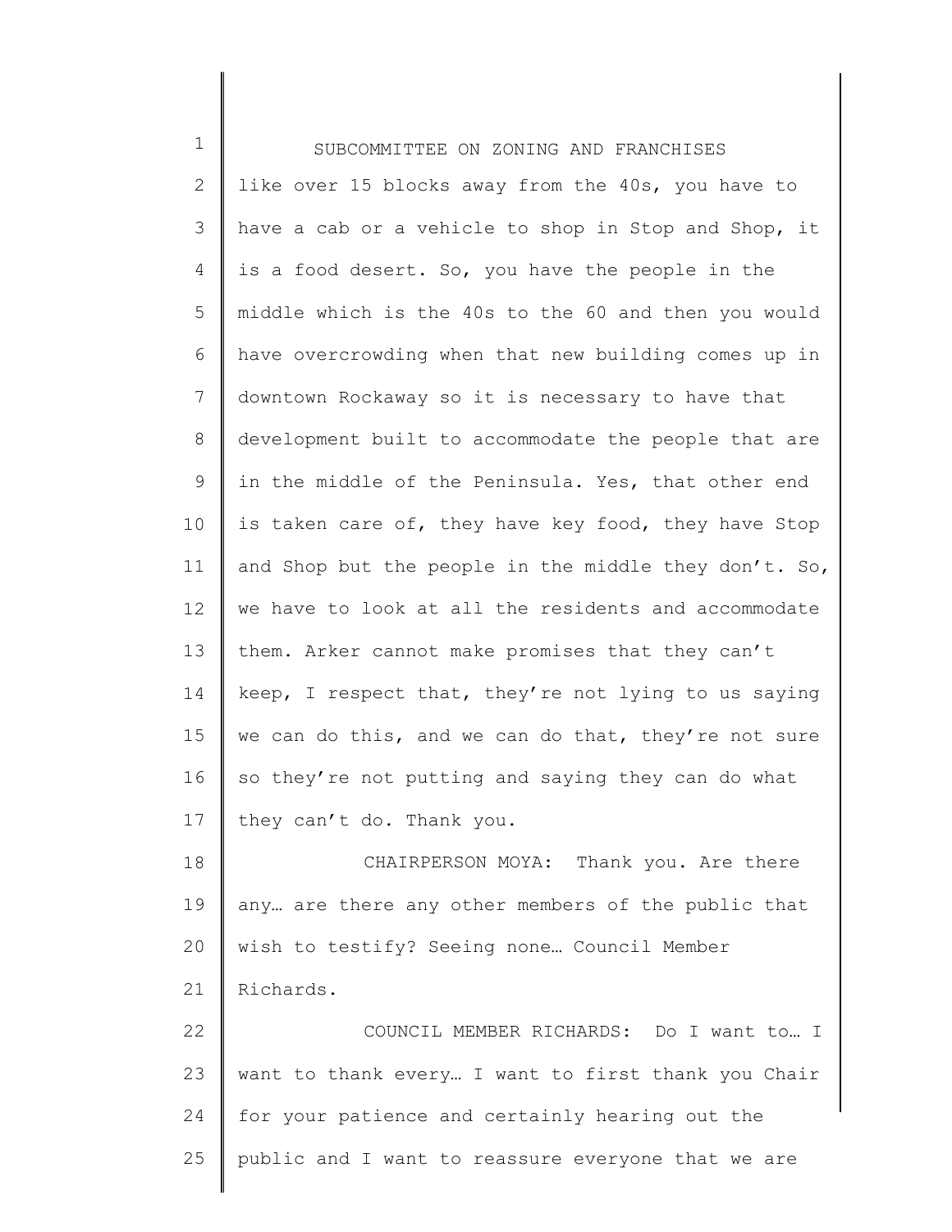like over 15 blocks away from the 40s, you have to have a cab or a vehicle to shop in Stop and Shop, it is a food desert. So, you have the people in the middle which is the 40s to the 60 and then you would have overcrowding when that new building comes up in downtown Rockaway so it is necessary to have that development built to accommodate the people that are in the middle of the Peninsula. Yes, that other end is taken care of, they have key food, they have Stop and Shop but the people in the middle they don't. So, we have to look at all the residents and accommodate them. Arker cannot make promises that they can't keep, I respect that, they're not lying to us saying we can do this, and we can do that, they're not sure so they're not putting and saying they can do what they can't do. Thank you.

CHAIRPERSON MOYA: Thank you. Are there any… are there any other members of the public that wish to testify? Seeing none… Council Member Richards.

COUNCIL MEMBER RICHARDS: Do I want to… I want to thank every… I want to first thank you Chair for your patience and certainly hearing out the public and I want to reassure everyone that we are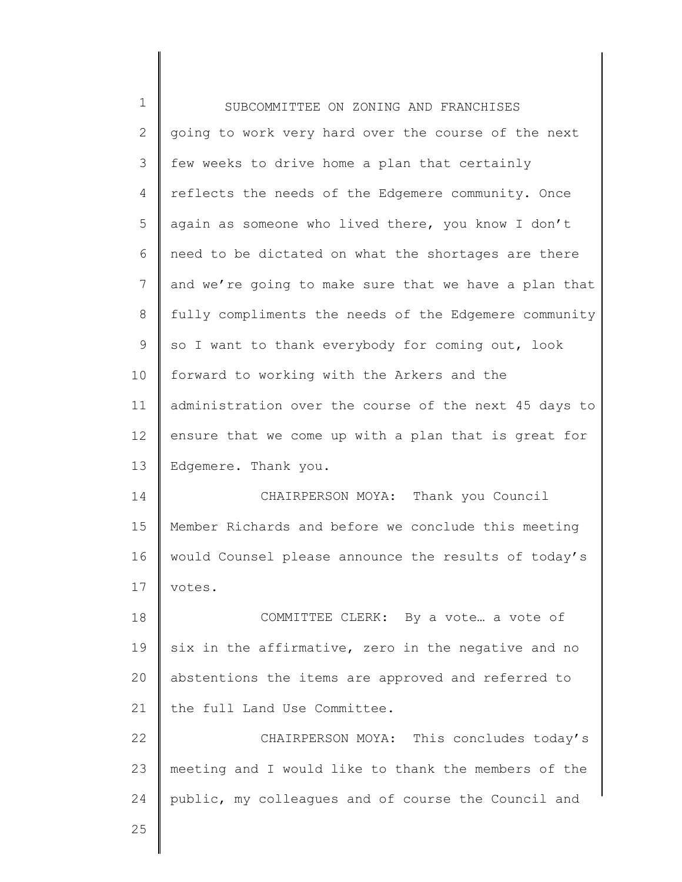going to work very hard over the course of the next few weeks to drive home a plan that certainly reflects the needs of the Edgemere community. Once again as someone who lived there, you know I don't need to be dictated on what the shortages are there and we're going to make sure that we have a plan that fully compliments the needs of the Edgemere community so I want to thank everybody for coming out, look forward to working with the Arkers and the administration over the course of the next 45 days to ensure that we come up with a plan that is great for Edgemere. Thank you.

CHAIRPERSON MOYA: Thank you Council Member Richards and before we conclude this meeting would Counsel please announce the results of today's votes.

COMMITTEE CLERK: By a vote… a vote of six in the affirmative, zero in the negative and no abstentions the items are approved and referred to the full Land Use Committee.

CHAIRPERSON MOYA: This concludes today's meeting and I would like to thank the members of the public, my colleagues and of course the Council and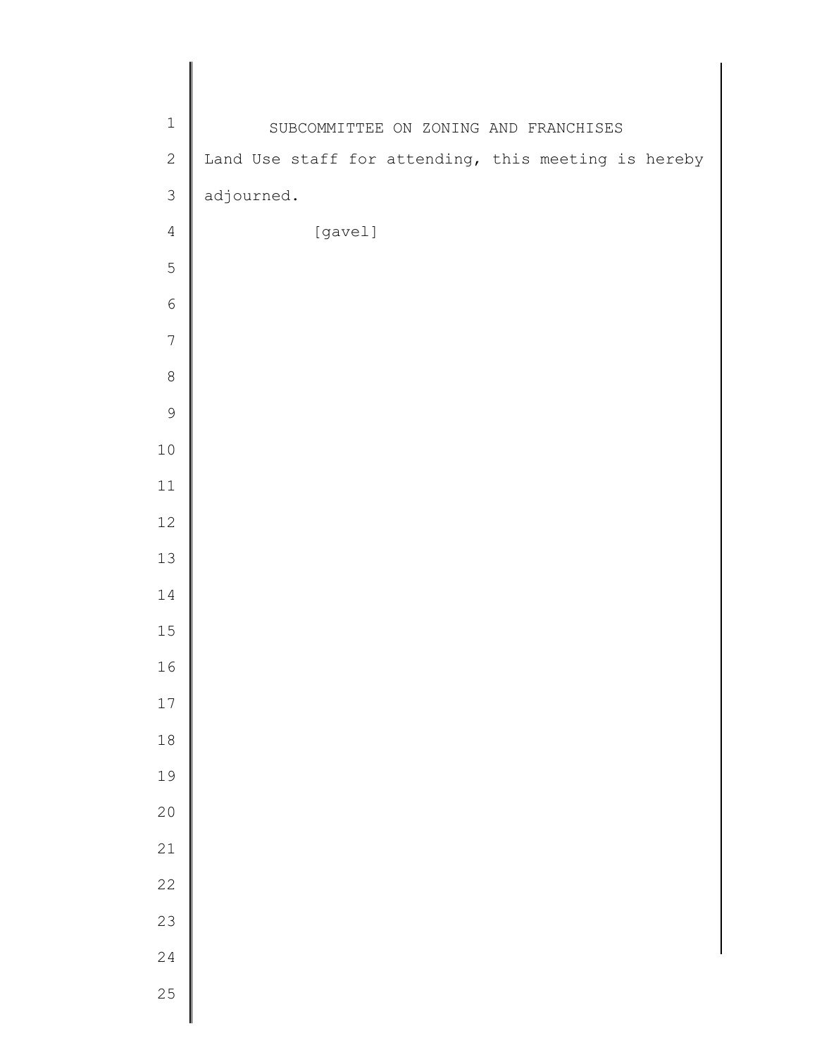Land Use staff for attending, this meeting is hereby adjourned.

[gavel]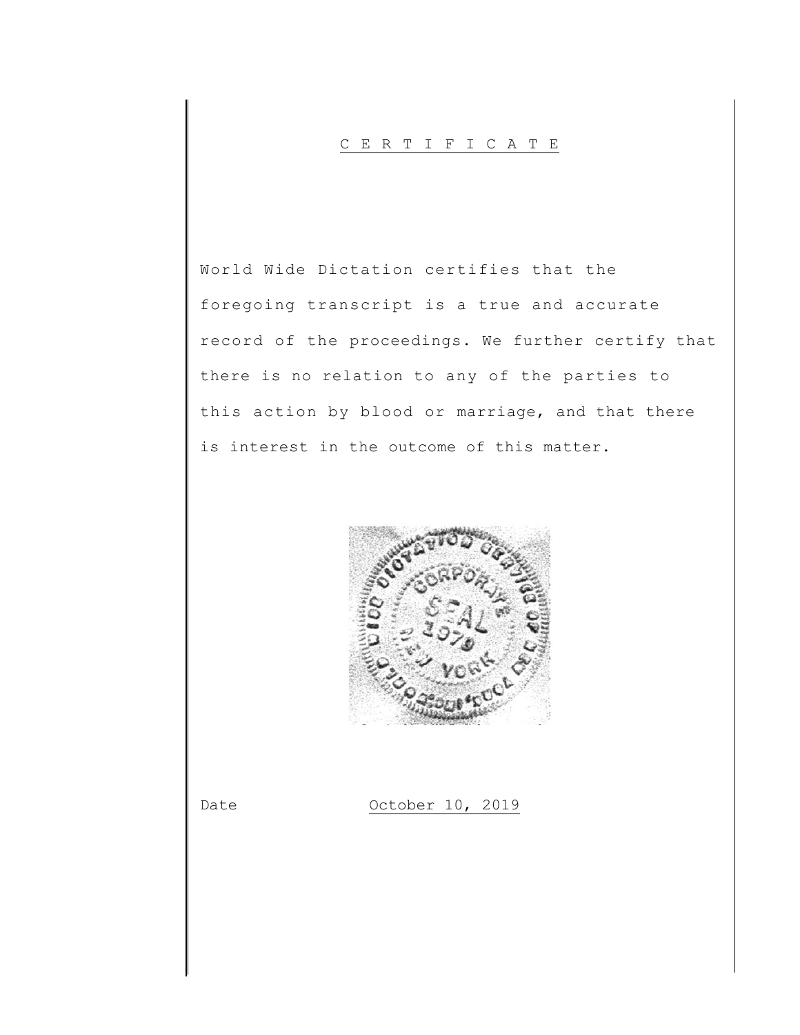# C E R T I F I C A T E

World Wide Dictation certifies that the foregoing transcript is a true and accurate record of the proceedings. We further certify that there is no relation to any of the parties to this action by blood or marriage, and that there is interest in the outcome of this matter.

Date October 10, 2019